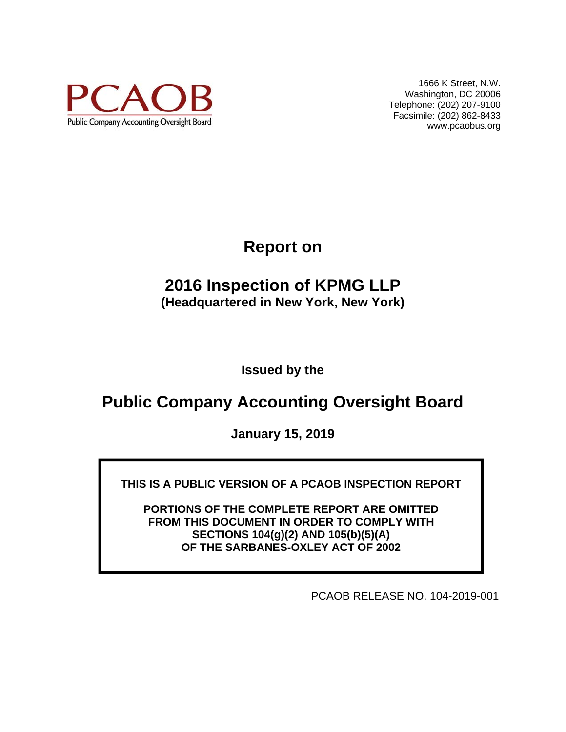**PCAOB**
Public Company Accounting Oversight Board

1666 K Street, N.W.
Washington, DC 20006
Telephone: (202) 207-9100
Facsimile: (202) 862-8433
www.pcaobus.org

# Report on

# 2016 Inspection of KPMG LLP
**(Headquartered in New York, New York)**

**Issued by the**

## Public Company Accounting Oversight Board

**January 15, 2019**

**THIS IS A PUBLIC VERSION OF A PCAOB INSPECTION REPORT**

**PORTIONS OF THE COMPLETE REPORT ARE OMITTED FROM THIS DOCUMENT IN ORDER TO COMPLY WITH SECTIONS 104(g)(2) AND 105(b)(5)(A) OF THE SARBANES-OXLEY ACT OF 2002**

PCAOB RELEASE NO. 104-2019-001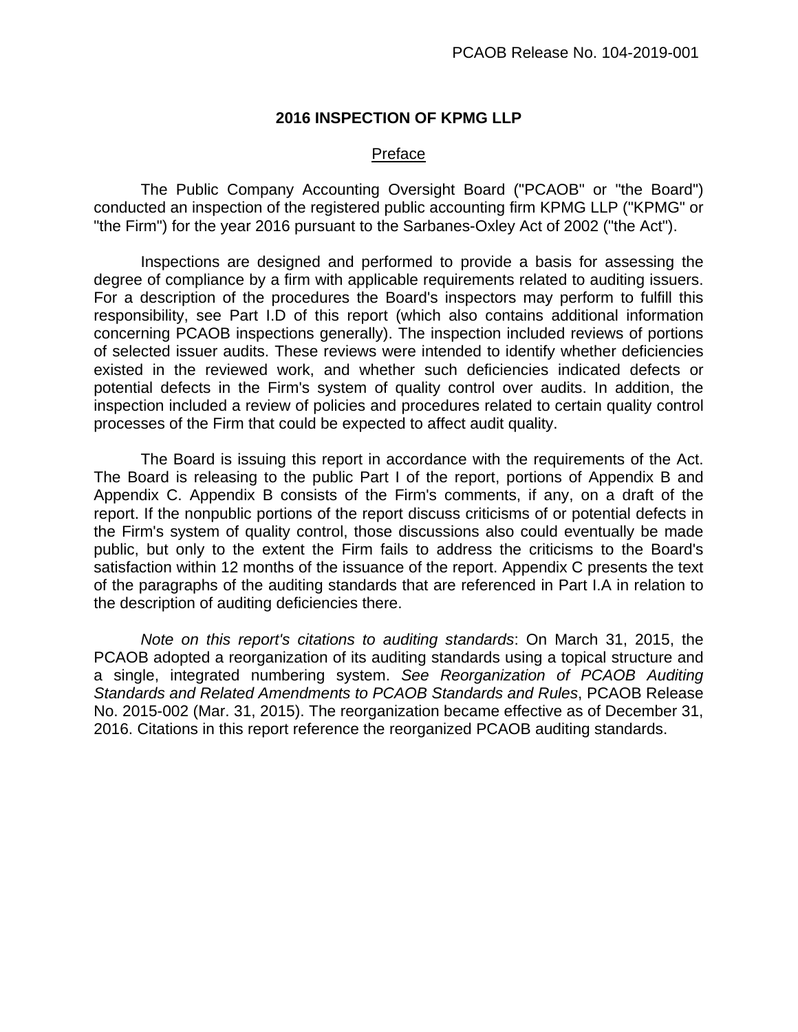# 2016 INSPECTION OF KPMG LLP

## Preface

The Public Company Accounting Oversight Board ("PCAOB" or "the Board") conducted an inspection of the registered public accounting firm KPMG LLP ("KPMG" or "the Firm") for the year 2016 pursuant to the Sarbanes-Oxley Act of 2002 ("the Act").

Inspections are designed and performed to provide a basis for assessing the degree of compliance by a firm with applicable requirements related to auditing issuers. For a description of the procedures the Board's inspectors may perform to fulfill this responsibility, see Part I.D of this report (which also contains additional information concerning PCAOB inspections generally). The inspection included reviews of portions of selected issuer audits. These reviews were intended to identify whether deficiencies existed in the reviewed work, and whether such deficiencies indicated defects or potential defects in the Firm's system of quality control over audits. In addition, the inspection included a review of policies and procedures related to certain quality control processes of the Firm that could be expected to affect audit quality.

The Board is issuing this report in accordance with the requirements of the Act. The Board is releasing to the public Part I of the report, portions of Appendix B and Appendix C. Appendix B consists of the Firm's comments, if any, on a draft of the report. If the nonpublic portions of the report discuss criticisms of or potential defects in the Firm's system of quality control, those discussions also could eventually be made public, but only to the extent the Firm fails to address the criticisms to the Board's satisfaction within 12 months of the issuance of the report. Appendix C presents the text of the paragraphs of the auditing standards that are referenced in Part I.A in relation to the description of auditing deficiencies there.

*Note on this report's citations to auditing standards*: On March 31, 2015, the PCAOB adopted a reorganization of its auditing standards using a topical structure and a single, integrated numbering system. *See Reorganization of PCAOB Auditing Standards and Related Amendments to PCAOB Standards and Rules*, PCAOB Release No. 2015-002 (Mar. 31, 2015). The reorganization became effective as of December 31, 2016. Citations in this report reference the reorganized PCAOB auditing standards.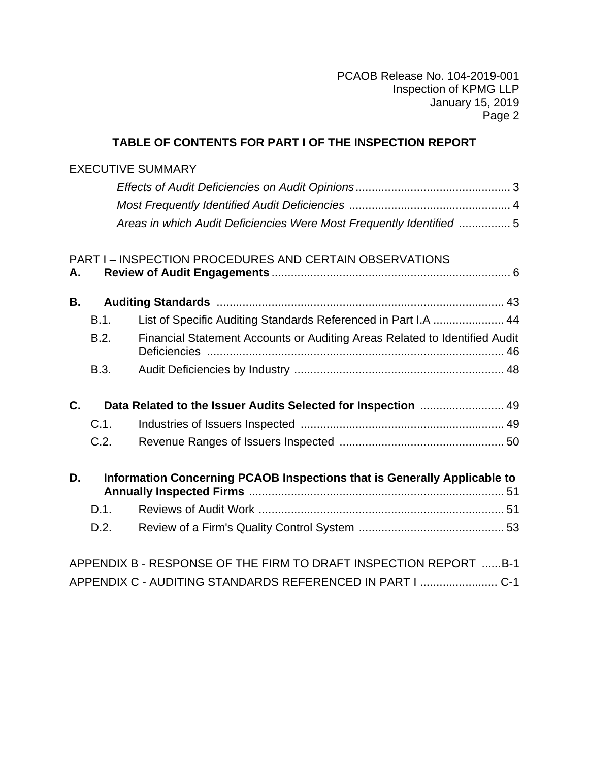## TABLE OF CONTENTS FOR PART I OF THE INSPECTION REPORT

EXECUTIVE SUMMARY

- *Effects of Audit Deficiencies on Audit Opinions* ... 3
- *Most Frequently Identified Audit Deficiencies* ... 4
- *Areas in which Audit Deficiencies Were Most Frequently Identified* ... 5

PART I – INSPECTION PROCEDURES AND CERTAIN OBSERVATIONS

**A. Review of Audit Engagements** ... 6

**B. Auditing Standards** ... 43

- B.1. List of Specific Auditing Standards Referenced in Part I.A ... 44
- B.2. Financial Statement Accounts or Auditing Areas Related to Identified Audit Deficiencies ... 46
- B.3. Audit Deficiencies by Industry ... 48

**C. Data Related to the Issuer Audits Selected for Inspection** ... 49

- C.1. Industries of Issuers Inspected ... 49
- C.2. Revenue Ranges of Issuers Inspected ... 50

**D. Information Concerning PCAOB Inspections that is Generally Applicable to Annually Inspected Firms** ... 51

- D.1. Reviews of Audit Work ... 51
- D.2. Review of a Firm's Quality Control System ... 53

APPENDIX B - RESPONSE OF THE FIRM TO DRAFT INSPECTION REPORT ... B-1

APPENDIX C - AUDITING STANDARDS REFERENCED IN PART I ... C-1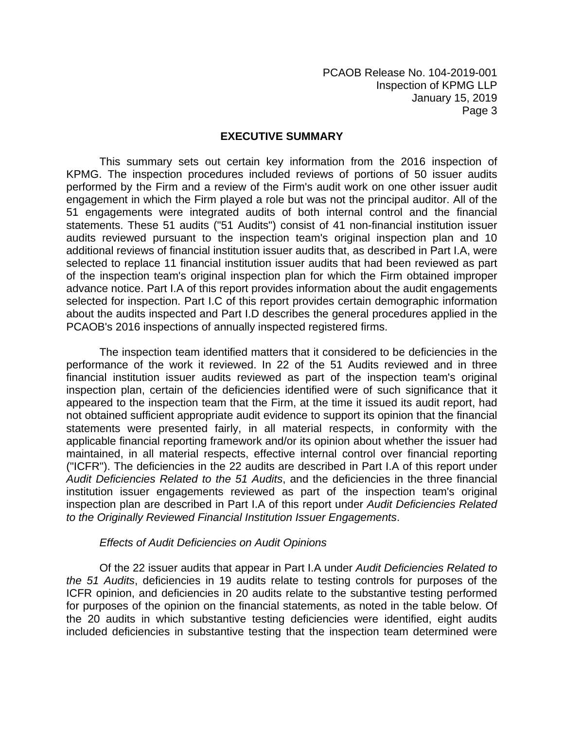## EXECUTIVE SUMMARY

This summary sets out certain key information from the 2016 inspection of KPMG. The inspection procedures included reviews of portions of 50 issuer audits performed by the Firm and a review of the Firm's audit work on one other issuer audit engagement in which the Firm played a role but was not the principal auditor. All of the 51 engagements were integrated audits of both internal control and the financial statements. These 51 audits ("51 Audits") consist of 41 non-financial institution issuer audits reviewed pursuant to the inspection team's original inspection plan and 10 additional reviews of financial institution issuer audits that, as described in Part I.A, were selected to replace 11 financial institution issuer audits that had been reviewed as part of the inspection team's original inspection plan for which the Firm obtained improper advance notice. Part I.A of this report provides information about the audit engagements selected for inspection. Part I.C of this report provides certain demographic information about the audits inspected and Part I.D describes the general procedures applied in the PCAOB's 2016 inspections of annually inspected registered firms.

The inspection team identified matters that it considered to be deficiencies in the performance of the work it reviewed. In 22 of the 51 Audits reviewed and in three financial institution issuer audits reviewed as part of the inspection team's original inspection plan, certain of the deficiencies identified were of such significance that it appeared to the inspection team that the Firm, at the time it issued its audit report, had not obtained sufficient appropriate audit evidence to support its opinion that the financial statements were presented fairly, in all material respects, in conformity with the applicable financial reporting framework and/or its opinion about whether the issuer had maintained, in all material respects, effective internal control over financial reporting ("ICFR"). The deficiencies in the 22 audits are described in Part I.A of this report under *Audit Deficiencies Related to the 51 Audits*, and the deficiencies in the three financial institution issuer engagements reviewed as part of the inspection team's original inspection plan are described in Part I.A of this report under *Audit Deficiencies Related to the Originally Reviewed Financial Institution Issuer Engagements*.

*Effects of Audit Deficiencies on Audit Opinions*

Of the 22 issuer audits that appear in Part I.A under *Audit Deficiencies Related to the 51 Audits*, deficiencies in 19 audits relate to testing controls for purposes of the ICFR opinion, and deficiencies in 20 audits relate to the substantive testing performed for purposes of the opinion on the financial statements, as noted in the table below. Of the 20 audits in which substantive testing deficiencies were identified, eight audits included deficiencies in substantive testing that the inspection team determined were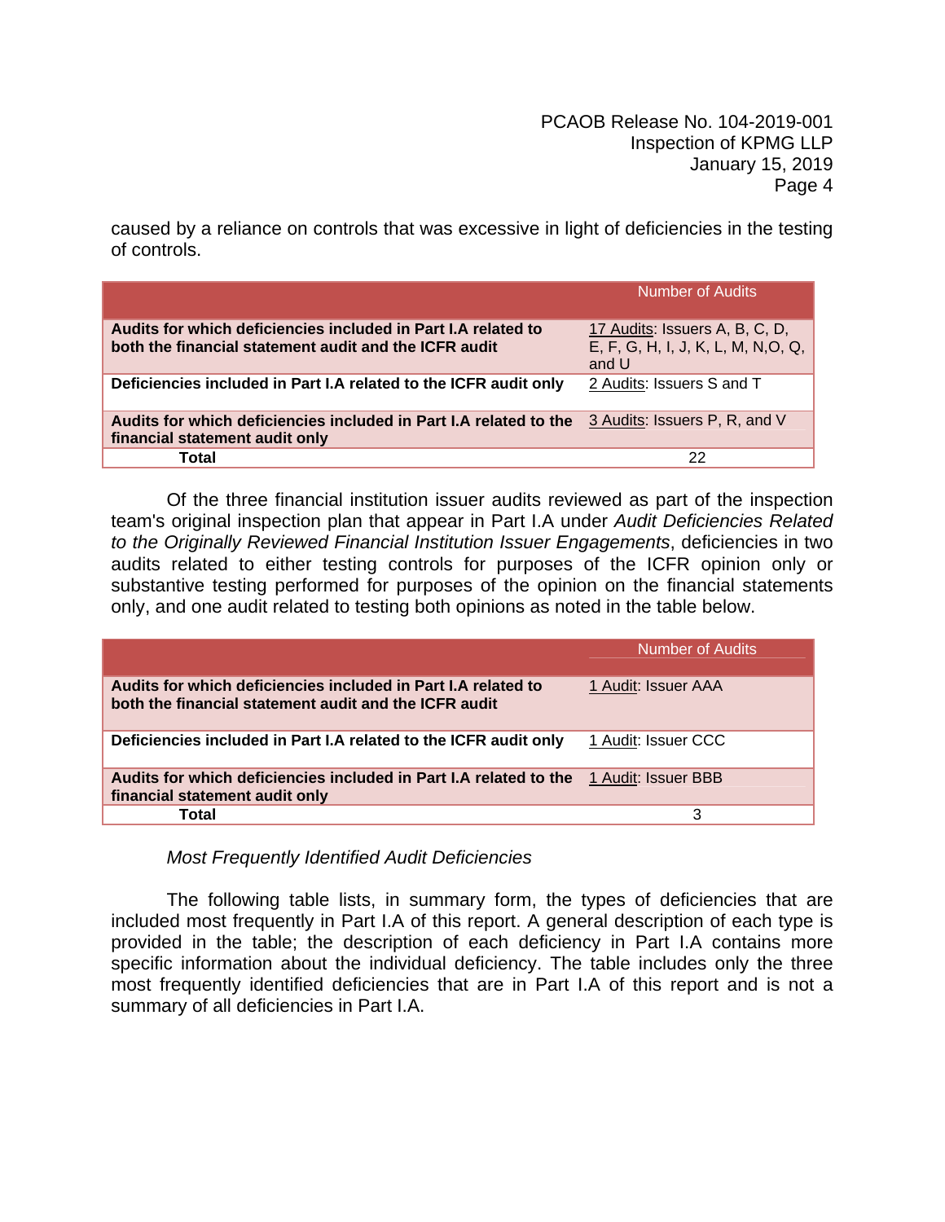caused by a reliance on controls that was excessive in light of deficiencies in the testing of controls.

| | Number of Audits |
|---|---|
| **Audits for which deficiencies included in Part I.A related to both the financial statement audit and the ICFR audit** | 17 Audits: Issuers A, B, C, D, E, F, G, H, I, J, K, L, M, N,O, Q, and U |
| **Deficiencies included in Part I.A related to the ICFR audit only** | 2 Audits: Issuers S and T |
| **Audits for which deficiencies included in Part I.A related to the financial statement audit only** | 3 Audits: Issuers P, R, and V |
| **Total** | 22 |

Of the three financial institution issuer audits reviewed as part of the inspection team's original inspection plan that appear in Part I.A under *Audit Deficiencies Related to the Originally Reviewed Financial Institution Issuer Engagements*, deficiencies in two audits related to either testing controls for purposes of the ICFR opinion only or substantive testing performed for purposes of the opinion on the financial statements only, and one audit related to testing both opinions as noted in the table below.

| | Number of Audits |
|---|---|
| **Audits for which deficiencies included in Part I.A related to both the financial statement audit and the ICFR audit** | 1 Audit: Issuer AAA |
| **Deficiencies included in Part I.A related to the ICFR audit only** | 1 Audit: Issuer CCC |
| **Audits for which deficiencies included in Part I.A related to the financial statement audit only** | 1 Audit: Issuer BBB |
| **Total** | 3 |

*Most Frequently Identified Audit Deficiencies*

The following table lists, in summary form, the types of deficiencies that are included most frequently in Part I.A of this report. A general description of each type is provided in the table; the description of each deficiency in Part I.A contains more specific information about the individual deficiency. The table includes only the three most frequently identified deficiencies that are in Part I.A of this report and is not a summary of all deficiencies in Part I.A.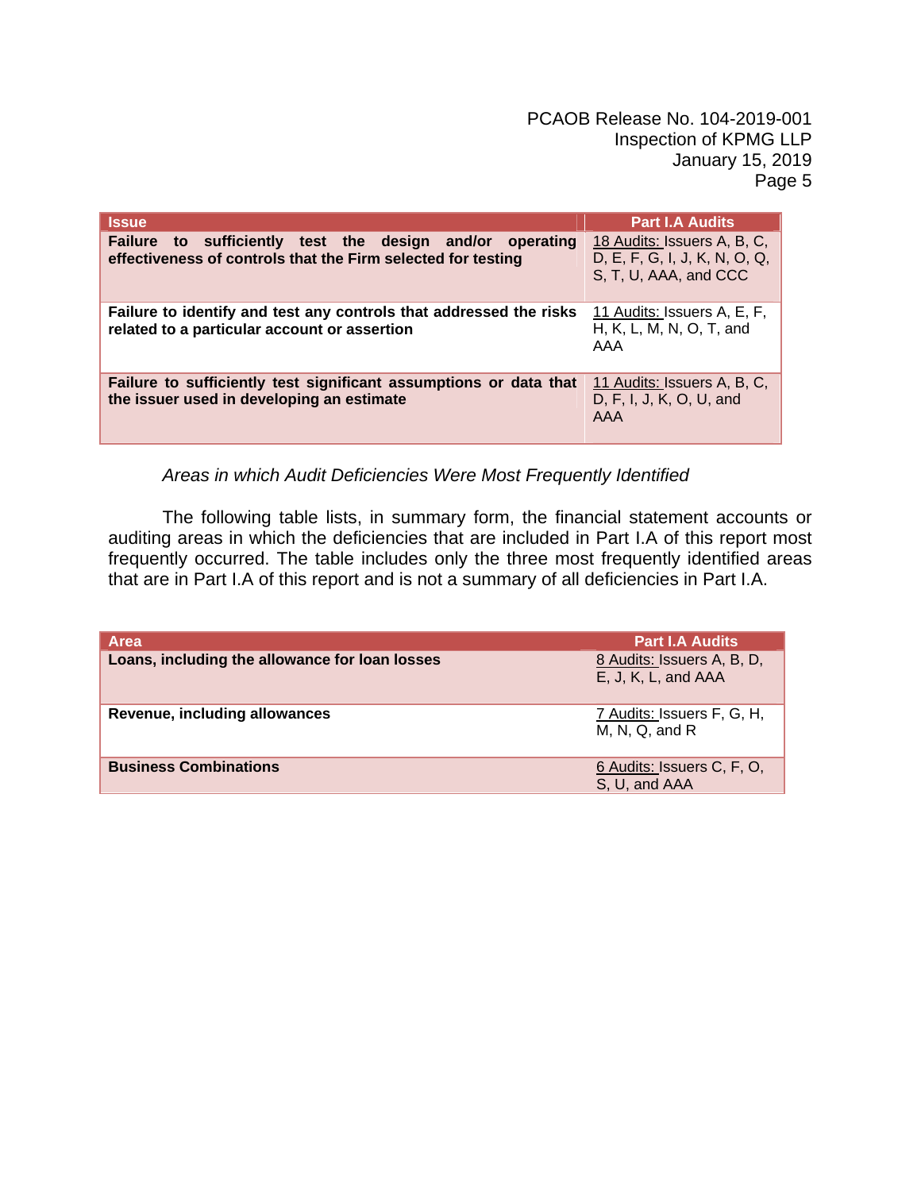| Issue | Part I.A Audits |
|---|---|
| **Failure to sufficiently test the design and/or operating effectiveness of controls that the Firm selected for testing** | 18 Audits: Issuers A, B, C, D, E, F, G, I, J, K, N, O, Q, S, T, U, AAA, and CCC |
| **Failure to identify and test any controls that addressed the risks related to a particular account or assertion** | 11 Audits: Issuers A, E, F, H, K, L, M, N, O, T, and AAA |
| **Failure to sufficiently test significant assumptions or data that the issuer used in developing an estimate** | 11 Audits: Issuers A, B, C, D, F, I, J, K, O, U, and AAA |

*Areas in which Audit Deficiencies Were Most Frequently Identified*

The following table lists, in summary form, the financial statement accounts or auditing areas in which the deficiencies that are included in Part I.A of this report most frequently occurred. The table includes only the three most frequently identified areas that are in Part I.A of this report and is not a summary of all deficiencies in Part I.A.

| Area | Part I.A Audits |
|---|---|
| **Loans, including the allowance for loan losses** | 8 Audits: Issuers A, B, D, E, J, K, L, and AAA |
| **Revenue, including allowances** | 7 Audits: Issuers F, G, H, M, N, Q, and R |
| **Business Combinations** | 6 Audits: Issuers C, F, O, S, U, and AAA |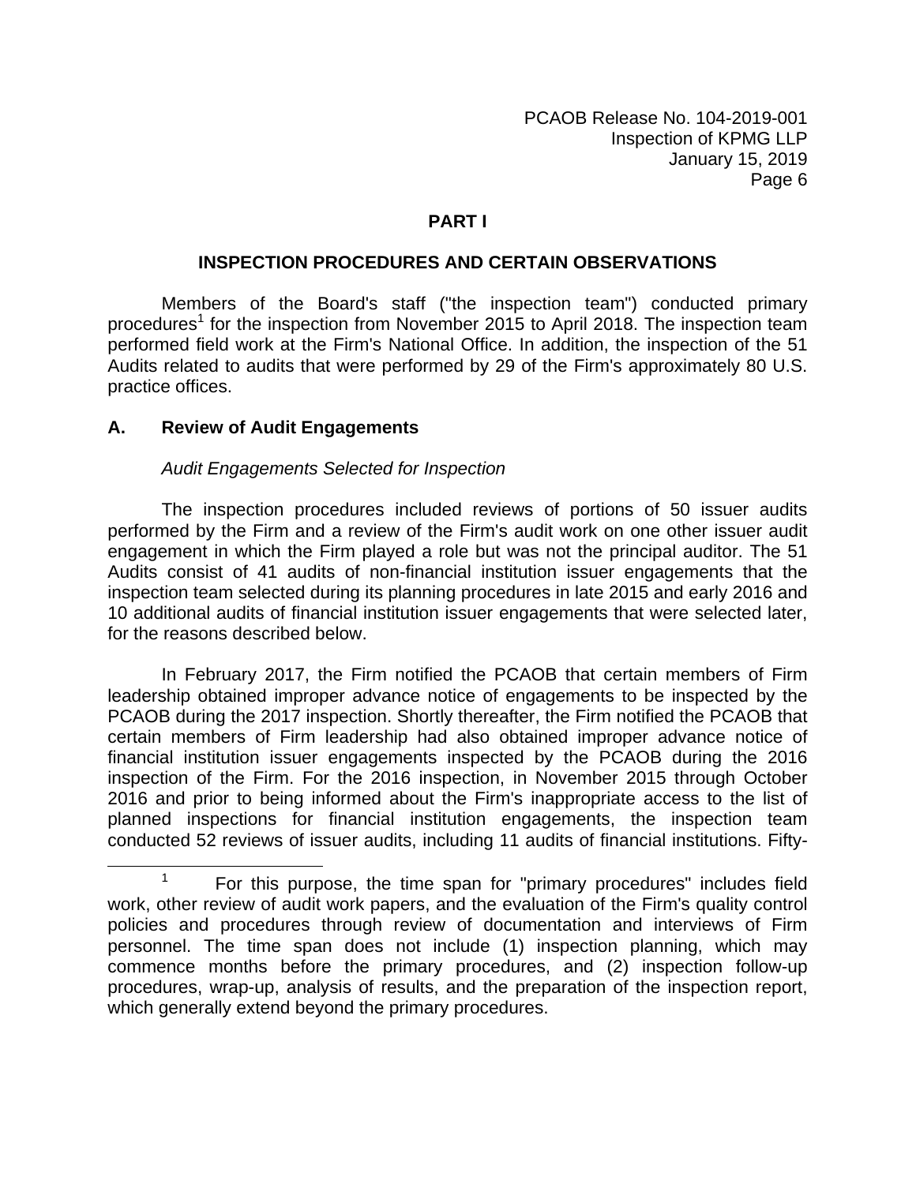## PART I

## INSPECTION PROCEDURES AND CERTAIN OBSERVATIONS

Members of the Board's staff ("the inspection team") conducted primary procedures[1] for the inspection from November 2015 to April 2018. The inspection team performed field work at the Firm's National Office. In addition, the inspection of the 51 Audits related to audits that were performed by 29 of the Firm's approximately 80 U.S. practice offices.

### A. Review of Audit Engagements

*Audit Engagements Selected for Inspection*

The inspection procedures included reviews of portions of 50 issuer audits performed by the Firm and a review of the Firm's audit work on one other issuer audit engagement in which the Firm played a role but was not the principal auditor. The 51 Audits consist of 41 audits of non-financial institution issuer engagements that the inspection team selected during its planning procedures in late 2015 and early 2016 and 10 additional audits of financial institution issuer engagements that were selected later, for the reasons described below.

In February 2017, the Firm notified the PCAOB that certain members of Firm leadership obtained improper advance notice of engagements to be inspected by the PCAOB during the 2017 inspection. Shortly thereafter, the Firm notified the PCAOB that certain members of Firm leadership had also obtained improper advance notice of financial institution issuer engagements inspected by the PCAOB during the 2016 inspection of the Firm. For the 2016 inspection, in November 2015 through October 2016 and prior to being informed about the Firm's inappropriate access to the list of planned inspections for financial institution engagements, the inspection team conducted 52 reviews of issuer audits, including 11 audits of financial institutions. Fifty-

[1] For this purpose, the time span for "primary procedures" includes field work, other review of audit work papers, and the evaluation of the Firm's quality control policies and procedures through review of documentation and interviews of Firm personnel. The time span does not include (1) inspection planning, which may commence months before the primary procedures, and (2) inspection follow-up procedures, wrap-up, analysis of results, and the preparation of the inspection report, which generally extend beyond the primary procedures.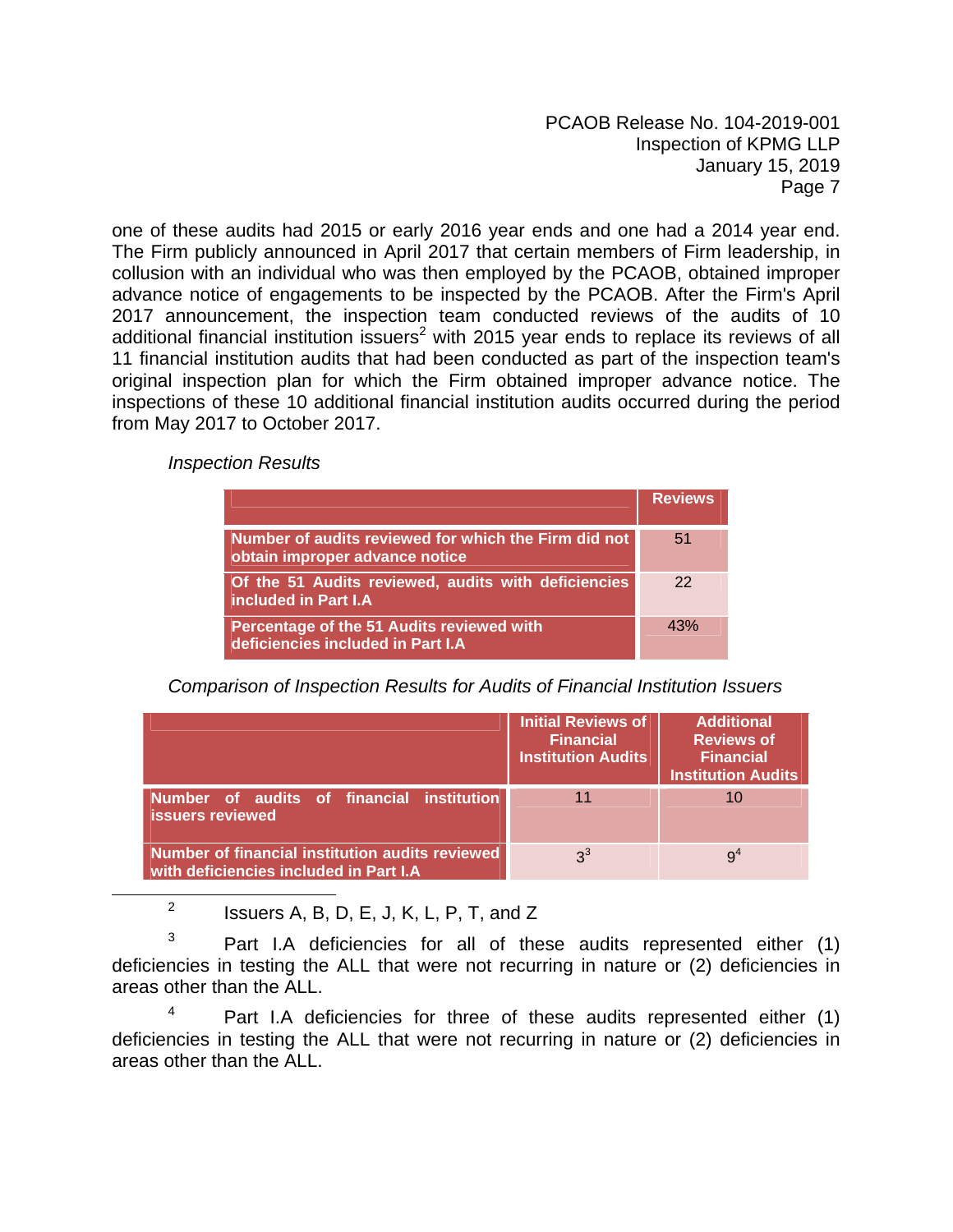one of these audits had 2015 or early 2016 year ends and one had a 2014 year end. The Firm publicly announced in April 2017 that certain members of Firm leadership, in collusion with an individual who was then employed by the PCAOB, obtained improper advance notice of engagements to be inspected by the PCAOB. After the Firm's April 2017 announcement, the inspection team conducted reviews of the audits of 10 additional financial institution issuers[2] with 2015 year ends to replace its reviews of all 11 financial institution audits that had been conducted as part of the inspection team's original inspection plan for which the Firm obtained improper advance notice. The inspections of these 10 additional financial institution audits occurred during the period from May 2017 to October 2017.

*Inspection Results*

| | Reviews |
|---|---|
| **Number of audits reviewed for which the Firm did not obtain improper advance notice** | 51 |
| **Of the 51 Audits reviewed, audits with deficiencies included in Part I.A** | 22 |
| **Percentage of the 51 Audits reviewed with deficiencies included in Part I.A** | 43% |

*Comparison of Inspection Results for Audits of Financial Institution Issuers*

| | Initial Reviews of Financial Institution Audits | Additional Reviews of Financial Institution Audits |
|---|---|---|
| **Number of audits of financial institution issuers reviewed** | 11 | 10 |
| **Number of financial institution audits reviewed with deficiencies included in Part I.A** | 3[3] | 9[4] |

[2] Issuers A, B, D, E, J, K, L, P, T, and Z

[3] Part I.A deficiencies for all of these audits represented either (1) deficiencies in testing the ALL that were not recurring in nature or (2) deficiencies in areas other than the ALL.

[4] Part I.A deficiencies for three of these audits represented either (1) deficiencies in testing the ALL that were not recurring in nature or (2) deficiencies in areas other than the ALL.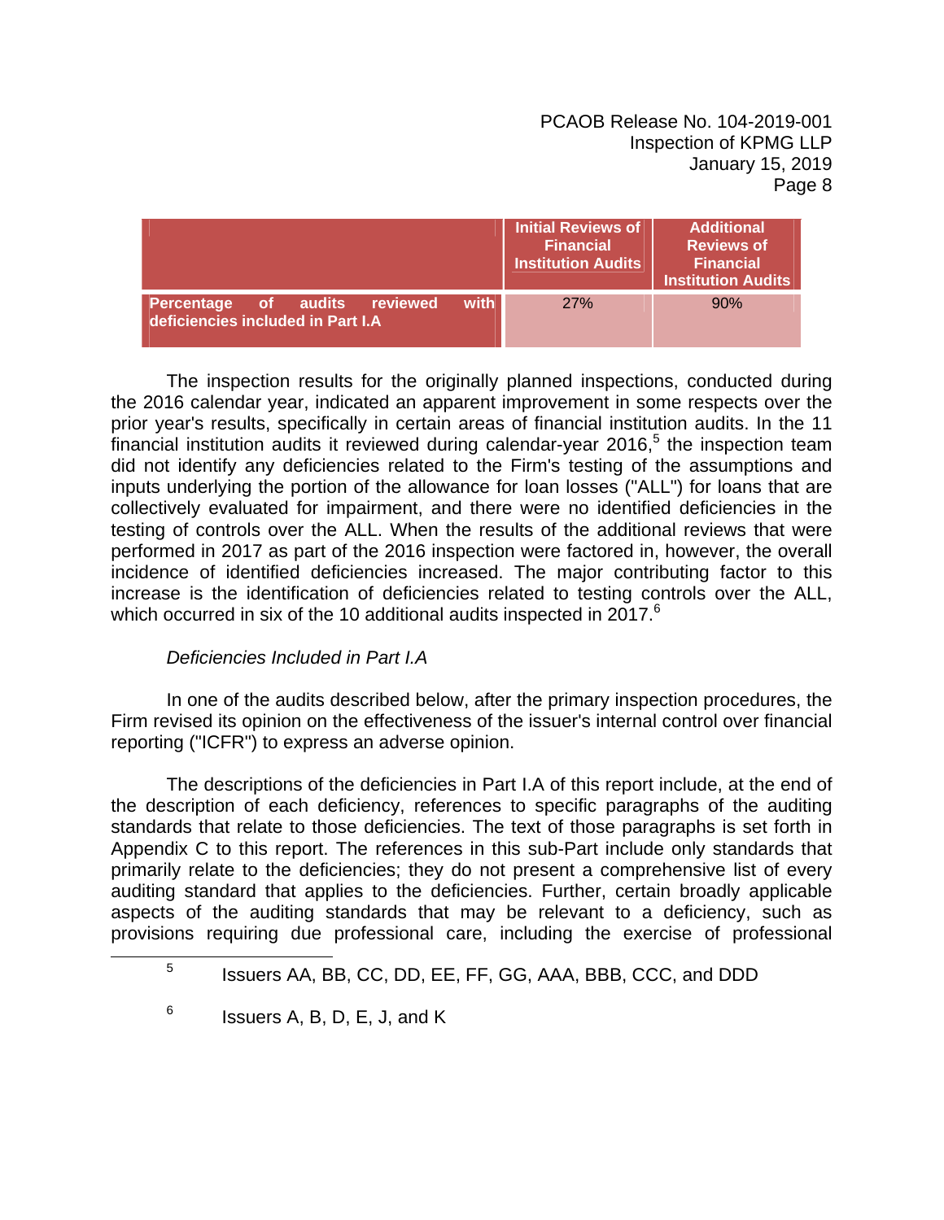| | Initial Reviews of Financial Institution Audits | Additional Reviews of Financial Institution Audits |
|---|---|---|
| **Percentage of audits reviewed with deficiencies included in Part I.A** | 27% | 90% |

The inspection results for the originally planned inspections, conducted during the 2016 calendar year, indicated an apparent improvement in some respects over the prior year's results, specifically in certain areas of financial institution audits. In the 11 financial institution audits it reviewed during calendar-year 2016,[5] the inspection team did not identify any deficiencies related to the Firm's testing of the assumptions and inputs underlying the portion of the allowance for loan losses ("ALL") for loans that are collectively evaluated for impairment, and there were no identified deficiencies in the testing of controls over the ALL. When the results of the additional reviews that were performed in 2017 as part of the 2016 inspection were factored in, however, the overall incidence of identified deficiencies increased. The major contributing factor to this increase is the identification of deficiencies related to testing controls over the ALL, which occurred in six of the 10 additional audits inspected in 2017.[6]

*Deficiencies Included in Part I.A*

In one of the audits described below, after the primary inspection procedures, the Firm revised its opinion on the effectiveness of the issuer's internal control over financial reporting ("ICFR") to express an adverse opinion.

The descriptions of the deficiencies in Part I.A of this report include, at the end of the description of each deficiency, references to specific paragraphs of the auditing standards that relate to those deficiencies. The text of those paragraphs is set forth in Appendix C to this report. The references in this sub-Part include only standards that primarily relate to the deficiencies; they do not present a comprehensive list of every auditing standard that applies to the deficiencies. Further, certain broadly applicable aspects of the auditing standards that may be relevant to a deficiency, such as provisions requiring due professional care, including the exercise of professional

---

[5] Issuers AA, BB, CC, DD, EE, FF, GG, AAA, BBB, CCC, and DDD

[6] Issuers A, B, D, E, J, and K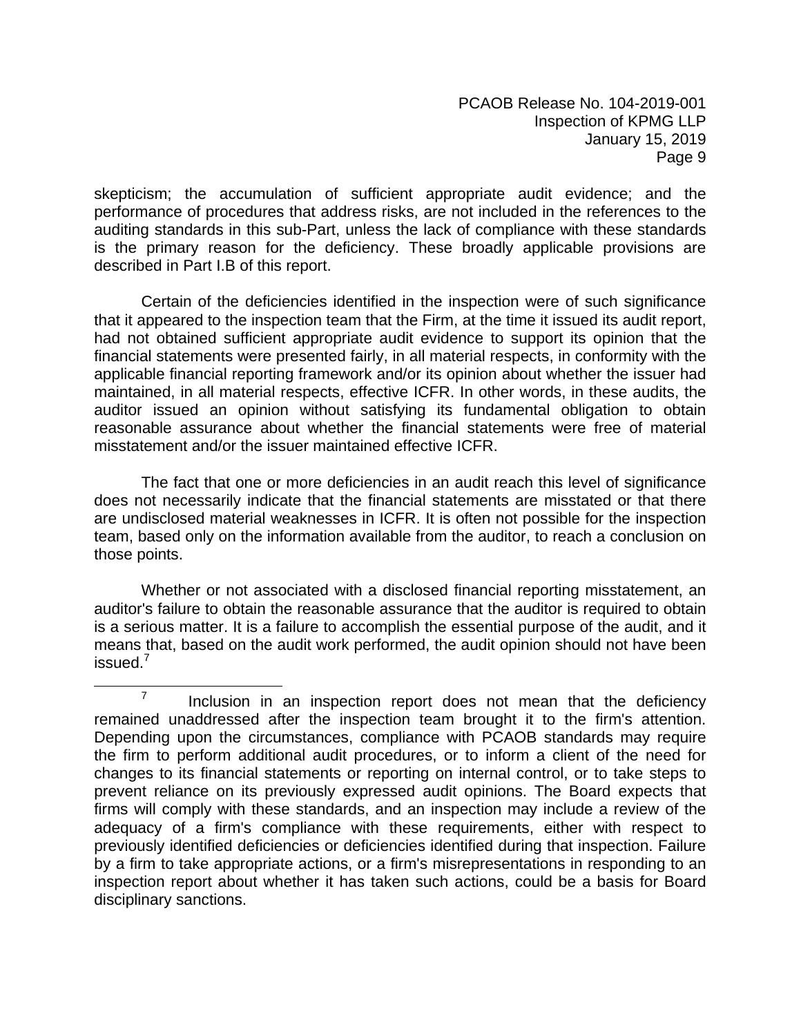skepticism; the accumulation of sufficient appropriate audit evidence; and the performance of procedures that address risks, are not included in the references to the auditing standards in this sub-Part, unless the lack of compliance with these standards is the primary reason for the deficiency. These broadly applicable provisions are described in Part I.B of this report.

Certain of the deficiencies identified in the inspection were of such significance that it appeared to the inspection team that the Firm, at the time it issued its audit report, had not obtained sufficient appropriate audit evidence to support its opinion that the financial statements were presented fairly, in all material respects, in conformity with the applicable financial reporting framework and/or its opinion about whether the issuer had maintained, in all material respects, effective ICFR. In other words, in these audits, the auditor issued an opinion without satisfying its fundamental obligation to obtain reasonable assurance about whether the financial statements were free of material misstatement and/or the issuer maintained effective ICFR.

The fact that one or more deficiencies in an audit reach this level of significance does not necessarily indicate that the financial statements are misstated or that there are undisclosed material weaknesses in ICFR. It is often not possible for the inspection team, based only on the information available from the auditor, to reach a conclusion on those points.

Whether or not associated with a disclosed financial reporting misstatement, an auditor's failure to obtain the reasonable assurance that the auditor is required to obtain is a serious matter. It is a failure to accomplish the essential purpose of the audit, and it means that, based on the audit work performed, the audit opinion should not have been issued.[7]

---

[7] Inclusion in an inspection report does not mean that the deficiency remained unaddressed after the inspection team brought it to the firm's attention. Depending upon the circumstances, compliance with PCAOB standards may require the firm to perform additional audit procedures, or to inform a client of the need for changes to its financial statements or reporting on internal control, or to take steps to prevent reliance on its previously expressed audit opinions. The Board expects that firms will comply with these standards, and an inspection may include a review of the adequacy of a firm's compliance with these requirements, either with respect to previously identified deficiencies or deficiencies identified during that inspection. Failure by a firm to take appropriate actions, or a firm's misrepresentations in responding to an inspection report about whether it has taken such actions, could be a basis for Board disciplinary sanctions.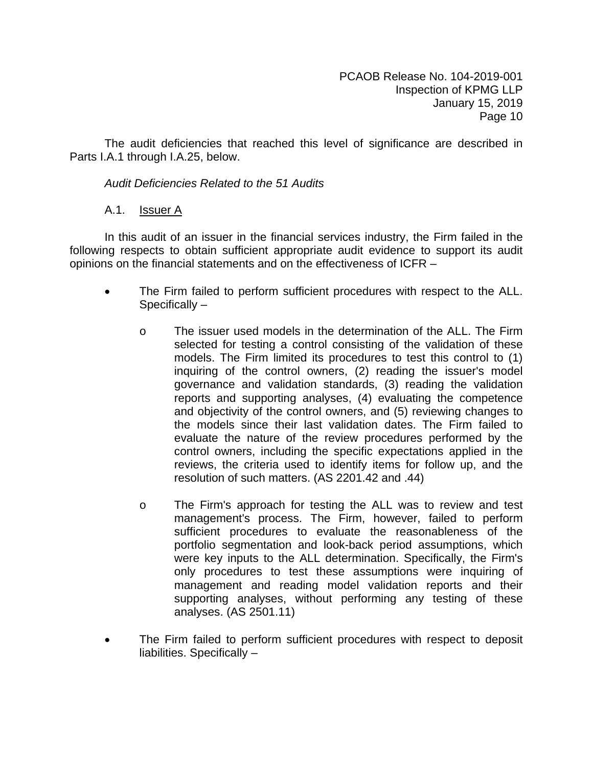The audit deficiencies that reached this level of significance are described in Parts I.A.1 through I.A.25, below.

*Audit Deficiencies Related to the 51 Audits*

A.1. Issuer A

In this audit of an issuer in the financial services industry, the Firm failed in the following respects to obtain sufficient appropriate audit evidence to support its audit opinions on the financial statements and on the effectiveness of ICFR –

- The Firm failed to perform sufficient procedures with respect to the ALL. Specifically –
  - The issuer used models in the determination of the ALL. The Firm selected for testing a control consisting of the validation of these models. The Firm limited its procedures to test this control to (1) inquiring of the control owners, (2) reading the issuer's model governance and validation standards, (3) reading the validation reports and supporting analyses, (4) evaluating the competence and objectivity of the control owners, and (5) reviewing changes to the models since their last validation dates. The Firm failed to evaluate the nature of the review procedures performed by the control owners, including the specific expectations applied in the reviews, the criteria used to identify items for follow up, and the resolution of such matters. (AS 2201.42 and .44)
  - The Firm's approach for testing the ALL was to review and test management's process. The Firm, however, failed to perform sufficient procedures to evaluate the reasonableness of the portfolio segmentation and look-back period assumptions, which were key inputs to the ALL determination. Specifically, the Firm's only procedures to test these assumptions were inquiring of management and reading model validation reports and their supporting analyses, without performing any testing of these analyses. (AS 2501.11)
- The Firm failed to perform sufficient procedures with respect to deposit liabilities. Specifically –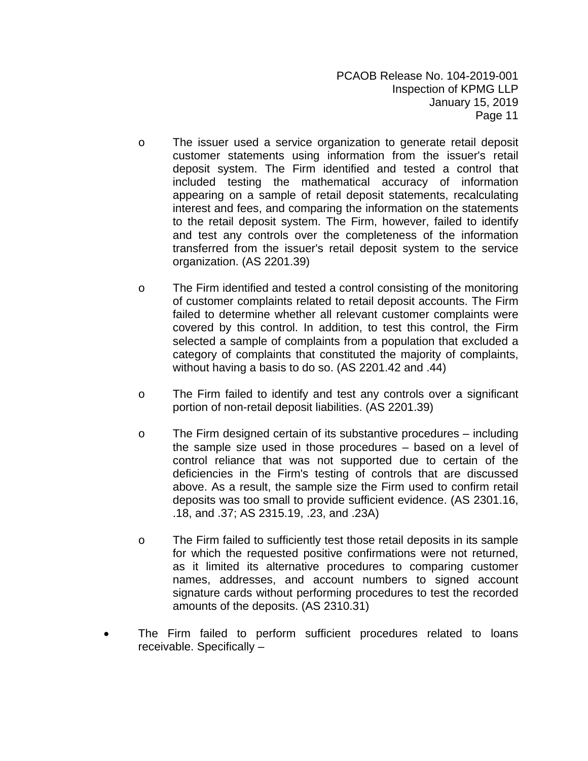- The issuer used a service organization to generate retail deposit customer statements using information from the issuer's retail deposit system. The Firm identified and tested a control that included testing the mathematical accuracy of information appearing on a sample of retail deposit statements, recalculating interest and fees, and comparing the information on the statements to the retail deposit system. The Firm, however, failed to identify and test any controls over the completeness of the information transferred from the issuer's retail deposit system to the service organization. (AS 2201.39)

- The Firm identified and tested a control consisting of the monitoring of customer complaints related to retail deposit accounts. The Firm failed to determine whether all relevant customer complaints were covered by this control. In addition, to test this control, the Firm selected a sample of complaints from a population that excluded a category of complaints that constituted the majority of complaints, without having a basis to do so. (AS 2201.42 and .44)

- The Firm failed to identify and test any controls over a significant portion of non-retail deposit liabilities. (AS 2201.39)

- The Firm designed certain of its substantive procedures – including the sample size used in those procedures – based on a level of control reliance that was not supported due to certain of the deficiencies in the Firm's testing of controls that are discussed above. As a result, the sample size the Firm used to confirm retail deposits was too small to provide sufficient evidence. (AS 2301.16, .18, and .37; AS 2315.19, .23, and .23A)

- The Firm failed to sufficiently test those retail deposits in its sample for which the requested positive confirmations were not returned, as it limited its alternative procedures to comparing customer names, addresses, and account numbers to signed account signature cards without performing procedures to test the recorded amounts of the deposits. (AS 2310.31)

- The Firm failed to perform sufficient procedures related to loans receivable. Specifically –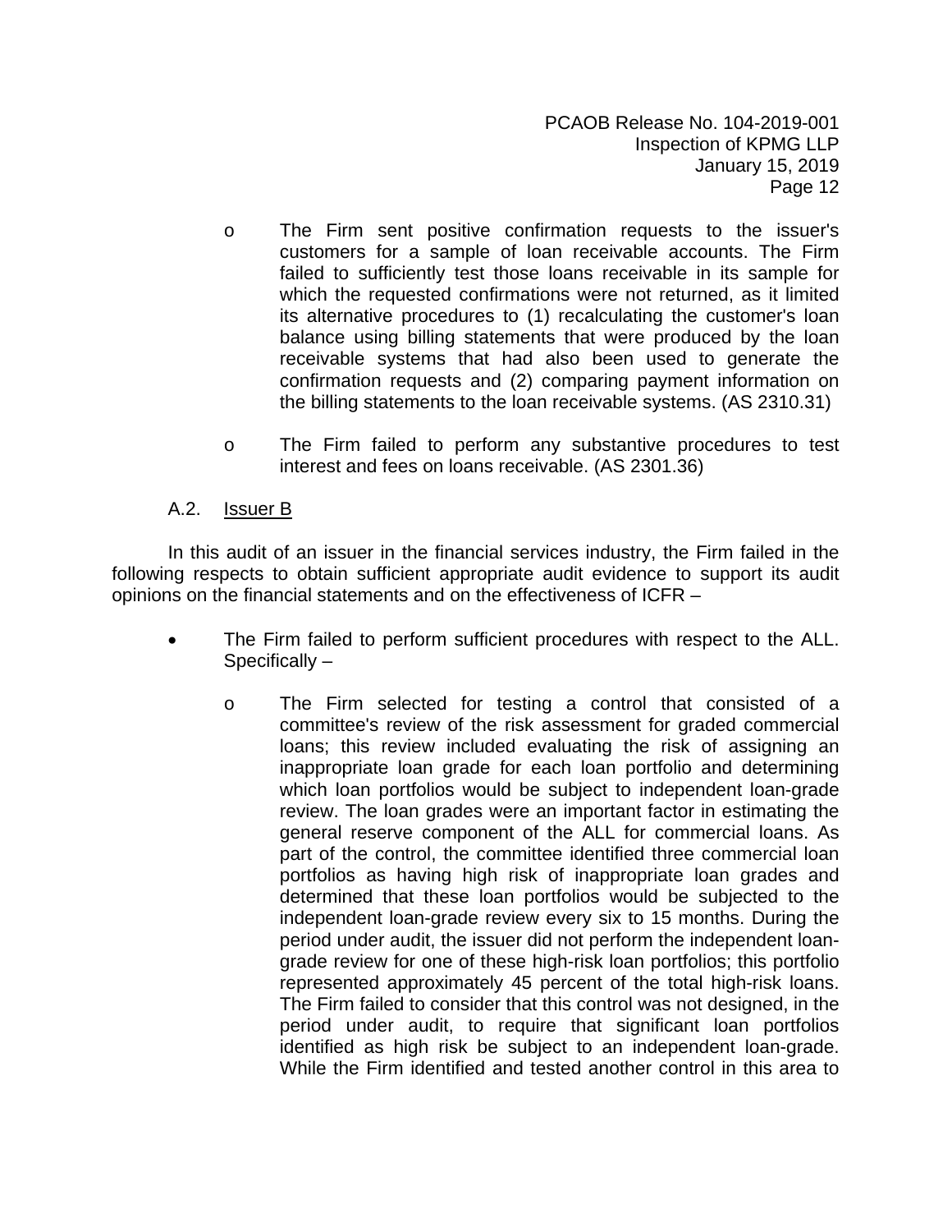- The Firm sent positive confirmation requests to the issuer's customers for a sample of loan receivable accounts. The Firm failed to sufficiently test those loans receivable in its sample for which the requested confirmations were not returned, as it limited its alternative procedures to (1) recalculating the customer's loan balance using billing statements that were produced by the loan receivable systems that had also been used to generate the confirmation requests and (2) comparing payment information on the billing statements to the loan receivable systems. (AS 2310.31)

- The Firm failed to perform any substantive procedures to test interest and fees on loans receivable. (AS 2301.36)

### A.2. Issuer B

In this audit of an issuer in the financial services industry, the Firm failed in the following respects to obtain sufficient appropriate audit evidence to support its audit opinions on the financial statements and on the effectiveness of ICFR –

- The Firm failed to perform sufficient procedures with respect to the ALL. Specifically –

  - The Firm selected for testing a control that consisted of a committee's review of the risk assessment for graded commercial loans; this review included evaluating the risk of assigning an inappropriate loan grade for each loan portfolio and determining which loan portfolios would be subject to independent loan-grade review. The loan grades were an important factor in estimating the general reserve component of the ALL for commercial loans. As part of the control, the committee identified three commercial loan portfolios as having high risk of inappropriate loan grades and determined that these loan portfolios would be subjected to the independent loan-grade review every six to 15 months. During the period under audit, the issuer did not perform the independent loan-grade review for one of these high-risk loan portfolios; this portfolio represented approximately 45 percent of the total high-risk loans. The Firm failed to consider that this control was not designed, in the period under audit, to require that significant loan portfolios identified as high risk be subject to an independent loan-grade. While the Firm identified and tested another control in this area to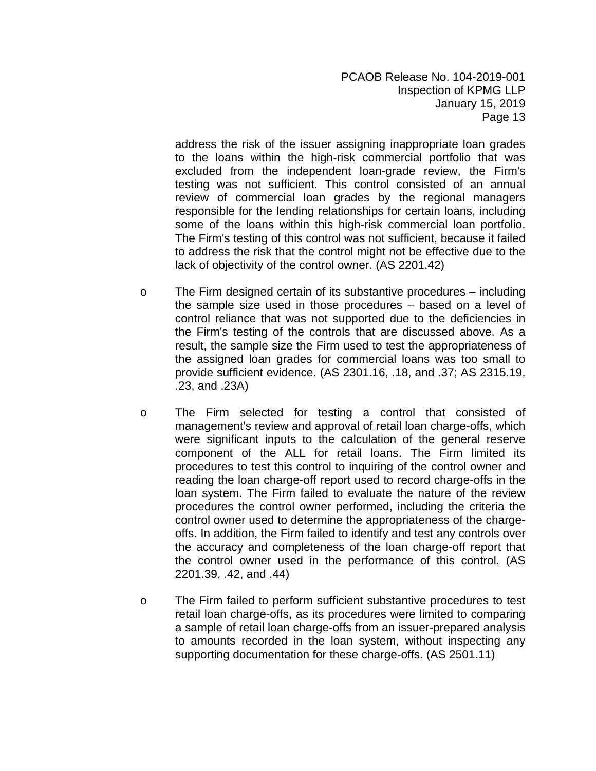address the risk of the issuer assigning inappropriate loan grades to the loans within the high-risk commercial portfolio that was excluded from the independent loan-grade review, the Firm's testing was not sufficient. This control consisted of an annual review of commercial loan grades by the regional managers responsible for the lending relationships for certain loans, including some of the loans within this high-risk commercial loan portfolio. The Firm's testing of this control was not sufficient, because it failed to address the risk that the control might not be effective due to the lack of objectivity of the control owner. (AS 2201.42)

- The Firm designed certain of its substantive procedures – including the sample size used in those procedures – based on a level of control reliance that was not supported due to the deficiencies in the Firm's testing of the controls that are discussed above. As a result, the sample size the Firm used to test the appropriateness of the assigned loan grades for commercial loans was too small to provide sufficient evidence. (AS 2301.16, .18, and .37; AS 2315.19, .23, and .23A)

- The Firm selected for testing a control that consisted of management's review and approval of retail loan charge-offs, which were significant inputs to the calculation of the general reserve component of the ALL for retail loans. The Firm limited its procedures to test this control to inquiring of the control owner and reading the loan charge-off report used to record charge-offs in the loan system. The Firm failed to evaluate the nature of the review procedures the control owner performed, including the criteria the control owner used to determine the appropriateness of the charge-offs. In addition, the Firm failed to identify and test any controls over the accuracy and completeness of the loan charge-off report that the control owner used in the performance of this control. (AS 2201.39, .42, and .44)

- The Firm failed to perform sufficient substantive procedures to test retail loan charge-offs, as its procedures were limited to comparing a sample of retail loan charge-offs from an issuer-prepared analysis to amounts recorded in the loan system, without inspecting any supporting documentation for these charge-offs. (AS 2501.11)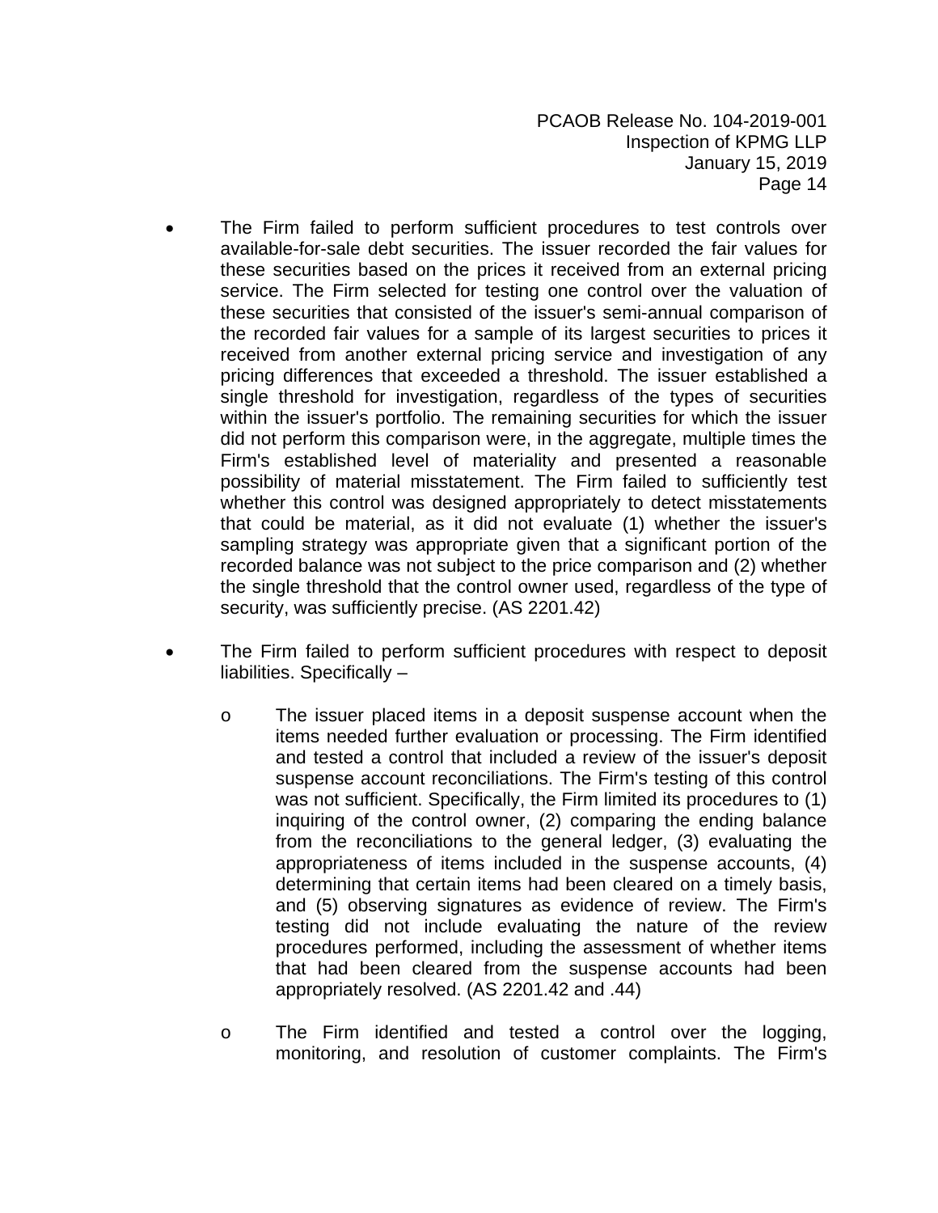- The Firm failed to perform sufficient procedures to test controls over available-for-sale debt securities. The issuer recorded the fair values for these securities based on the prices it received from an external pricing service. The Firm selected for testing one control over the valuation of these securities that consisted of the issuer's semi-annual comparison of the recorded fair values for a sample of its largest securities to prices it received from another external pricing service and investigation of any pricing differences that exceeded a threshold. The issuer established a single threshold for investigation, regardless of the types of securities within the issuer's portfolio. The remaining securities for which the issuer did not perform this comparison were, in the aggregate, multiple times the Firm's established level of materiality and presented a reasonable possibility of material misstatement. The Firm failed to sufficiently test whether this control was designed appropriately to detect misstatements that could be material, as it did not evaluate (1) whether the issuer's sampling strategy was appropriate given that a significant portion of the recorded balance was not subject to the price comparison and (2) whether the single threshold that the control owner used, regardless of the type of security, was sufficiently precise. (AS 2201.42)

- The Firm failed to perform sufficient procedures with respect to deposit liabilities. Specifically –

  - The issuer placed items in a deposit suspense account when the items needed further evaluation or processing. The Firm identified and tested a control that included a review of the issuer's deposit suspense account reconciliations. The Firm's testing of this control was not sufficient. Specifically, the Firm limited its procedures to (1) inquiring of the control owner, (2) comparing the ending balance from the reconciliations to the general ledger, (3) evaluating the appropriateness of items included in the suspense accounts, (4) determining that certain items had been cleared on a timely basis, and (5) observing signatures as evidence of review. The Firm's testing did not include evaluating the nature of the review procedures performed, including the assessment of whether items that had been cleared from the suspense accounts had been appropriately resolved. (AS 2201.42 and .44)

  - The Firm identified and tested a control over the logging, monitoring, and resolution of customer complaints. The Firm's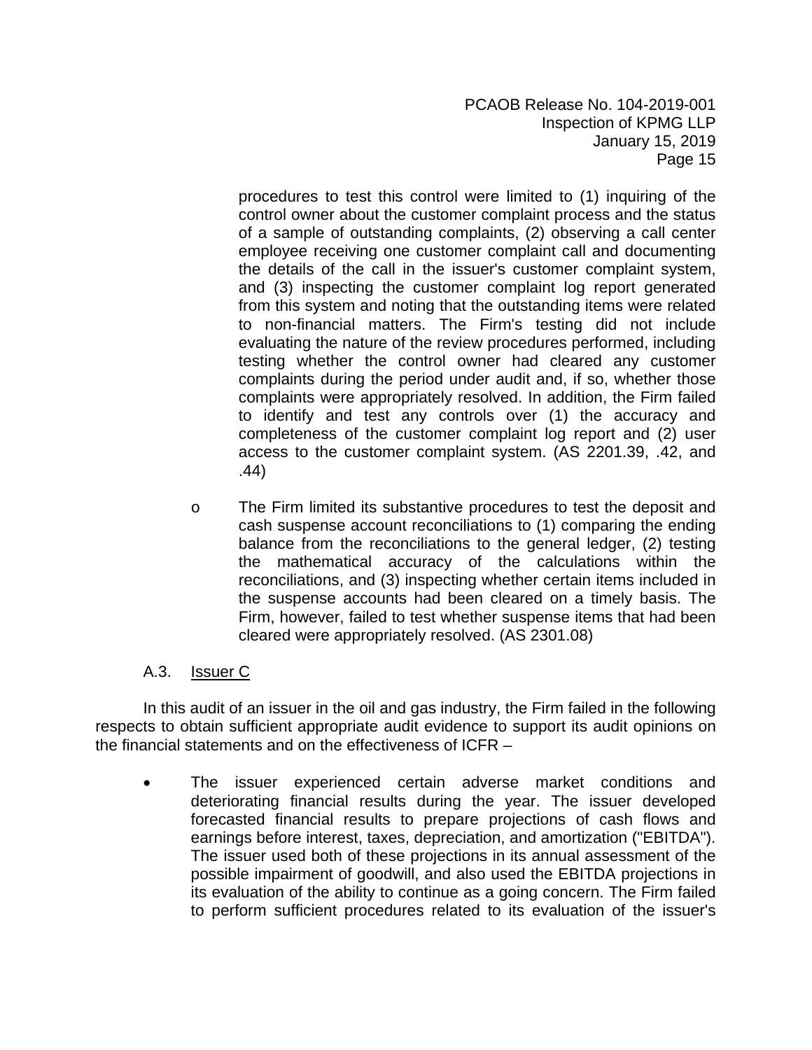procedures to test this control were limited to (1) inquiring of the control owner about the customer complaint process and the status of a sample of outstanding complaints, (2) observing a call center employee receiving one customer complaint call and documenting the details of the call in the issuer's customer complaint system, and (3) inspecting the customer complaint log report generated from this system and noting that the outstanding items were related to non-financial matters. The Firm's testing did not include evaluating the nature of the review procedures performed, including testing whether the control owner had cleared any customer complaints during the period under audit and, if so, whether those complaints were appropriately resolved. In addition, the Firm failed to identify and test any controls over (1) the accuracy and completeness of the customer complaint log report and (2) user access to the customer complaint system. (AS 2201.39, .42, and .44)

- The Firm limited its substantive procedures to test the deposit and cash suspense account reconciliations to (1) comparing the ending balance from the reconciliations to the general ledger, (2) testing the mathematical accuracy of the calculations within the reconciliations, and (3) inspecting whether certain items included in the suspense accounts had been cleared on a timely basis. The Firm, however, failed to test whether suspense items that had been cleared were appropriately resolved. (AS 2301.08)

### A.3. Issuer C

In this audit of an issuer in the oil and gas industry, the Firm failed in the following respects to obtain sufficient appropriate audit evidence to support its audit opinions on the financial statements and on the effectiveness of ICFR –

- The issuer experienced certain adverse market conditions and deteriorating financial results during the year. The issuer developed forecasted financial results to prepare projections of cash flows and earnings before interest, taxes, depreciation, and amortization ("EBITDA"). The issuer used both of these projections in its annual assessment of the possible impairment of goodwill, and also used the EBITDA projections in its evaluation of the ability to continue as a going concern. The Firm failed to perform sufficient procedures related to its evaluation of the issuer's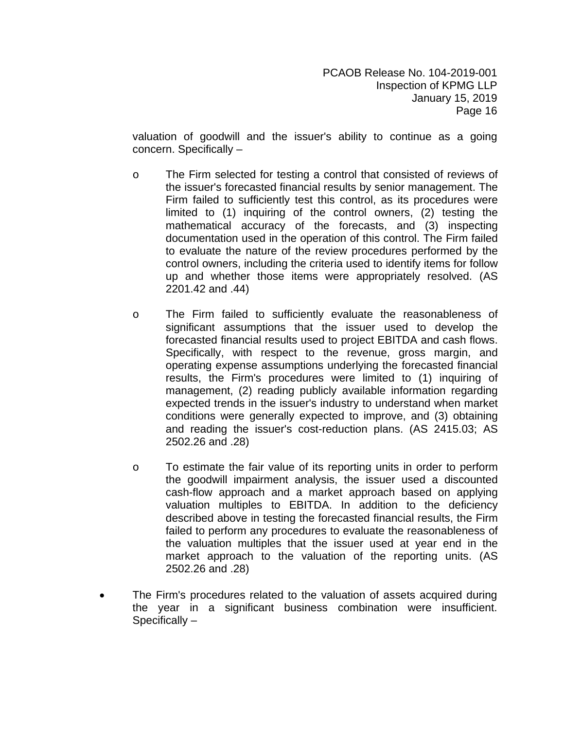valuation of goodwill and the issuer's ability to continue as a going concern. Specifically –

- The Firm selected for testing a control that consisted of reviews of the issuer's forecasted financial results by senior management. The Firm failed to sufficiently test this control, as its procedures were limited to (1) inquiring of the control owners, (2) testing the mathematical accuracy of the forecasts, and (3) inspecting documentation used in the operation of this control. The Firm failed to evaluate the nature of the review procedures performed by the control owners, including the criteria used to identify items for follow up and whether those items were appropriately resolved. (AS 2201.42 and .44)

- The Firm failed to sufficiently evaluate the reasonableness of significant assumptions that the issuer used to develop the forecasted financial results used to project EBITDA and cash flows. Specifically, with respect to the revenue, gross margin, and operating expense assumptions underlying the forecasted financial results, the Firm's procedures were limited to (1) inquiring of management, (2) reading publicly available information regarding expected trends in the issuer's industry to understand when market conditions were generally expected to improve, and (3) obtaining and reading the issuer's cost-reduction plans. (AS 2415.03; AS 2502.26 and .28)

- To estimate the fair value of its reporting units in order to perform the goodwill impairment analysis, the issuer used a discounted cash-flow approach and a market approach based on applying valuation multiples to EBITDA. In addition to the deficiency described above in testing the forecasted financial results, the Firm failed to perform any procedures to evaluate the reasonableness of the valuation multiples that the issuer used at year end in the market approach to the valuation of the reporting units. (AS 2502.26 and .28)

- The Firm's procedures related to the valuation of assets acquired during the year in a significant business combination were insufficient. Specifically –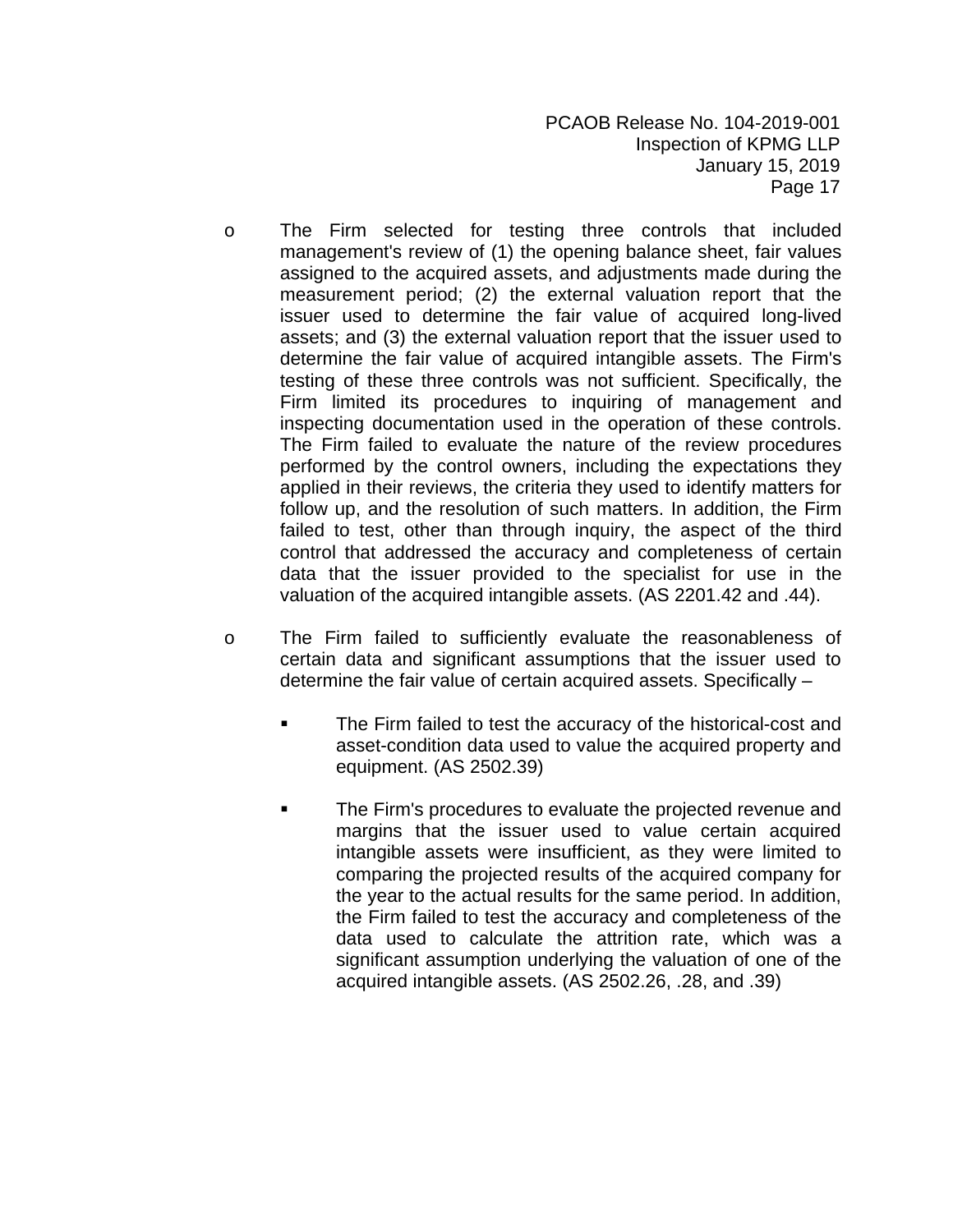- The Firm selected for testing three controls that included management's review of (1) the opening balance sheet, fair values assigned to the acquired assets, and adjustments made during the measurement period; (2) the external valuation report that the issuer used to determine the fair value of acquired long-lived assets; and (3) the external valuation report that the issuer used to determine the fair value of acquired intangible assets. The Firm's testing of these three controls was not sufficient. Specifically, the Firm limited its procedures to inquiring of management and inspecting documentation used in the operation of these controls. The Firm failed to evaluate the nature of the review procedures performed by the control owners, including the expectations they applied in their reviews, the criteria they used to identify matters for follow up, and the resolution of such matters. In addition, the Firm failed to test, other than through inquiry, the aspect of the third control that addressed the accuracy and completeness of certain data that the issuer provided to the specialist for use in the valuation of the acquired intangible assets. (AS 2201.42 and .44).

- The Firm failed to sufficiently evaluate the reasonableness of certain data and significant assumptions that the issuer used to determine the fair value of certain acquired assets. Specifically –

  - The Firm failed to test the accuracy of the historical-cost and asset-condition data used to value the acquired property and equipment. (AS 2502.39)

  - The Firm's procedures to evaluate the projected revenue and margins that the issuer used to value certain acquired intangible assets were insufficient, as they were limited to comparing the projected results of the acquired company for the year to the actual results for the same period. In addition, the Firm failed to test the accuracy and completeness of the data used to calculate the attrition rate, which was a significant assumption underlying the valuation of one of the acquired intangible assets. (AS 2502.26, .28, and .39)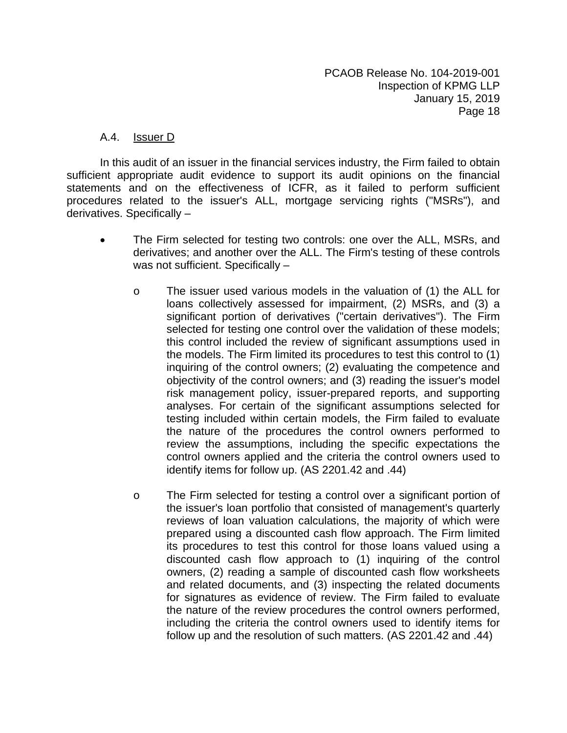### A.4. Issuer D

In this audit of an issuer in the financial services industry, the Firm failed to obtain sufficient appropriate audit evidence to support its audit opinions on the financial statements and on the effectiveness of ICFR, as it failed to perform sufficient procedures related to the issuer's ALL, mortgage servicing rights ("MSRs"), and derivatives. Specifically –

- The Firm selected for testing two controls: one over the ALL, MSRs, and derivatives; and another over the ALL. The Firm's testing of these controls was not sufficient. Specifically –

  - The issuer used various models in the valuation of (1) the ALL for loans collectively assessed for impairment, (2) MSRs, and (3) a significant portion of derivatives ("certain derivatives"). The Firm selected for testing one control over the validation of these models; this control included the review of significant assumptions used in the models. The Firm limited its procedures to test this control to (1) inquiring of the control owners; (2) evaluating the competence and objectivity of the control owners; and (3) reading the issuer's model risk management policy, issuer-prepared reports, and supporting analyses. For certain of the significant assumptions selected for testing included within certain models, the Firm failed to evaluate the nature of the procedures the control owners performed to review the assumptions, including the specific expectations the control owners applied and the criteria the control owners used to identify items for follow up. (AS 2201.42 and .44)

  - The Firm selected for testing a control over a significant portion of the issuer's loan portfolio that consisted of management's quarterly reviews of loan valuation calculations, the majority of which were prepared using a discounted cash flow approach. The Firm limited its procedures to test this control for those loans valued using a discounted cash flow approach to (1) inquiring of the control owners, (2) reading a sample of discounted cash flow worksheets and related documents, and (3) inspecting the related documents for signatures as evidence of review. The Firm failed to evaluate the nature of the review procedures the control owners performed, including the criteria the control owners used to identify items for follow up and the resolution of such matters. (AS 2201.42 and .44)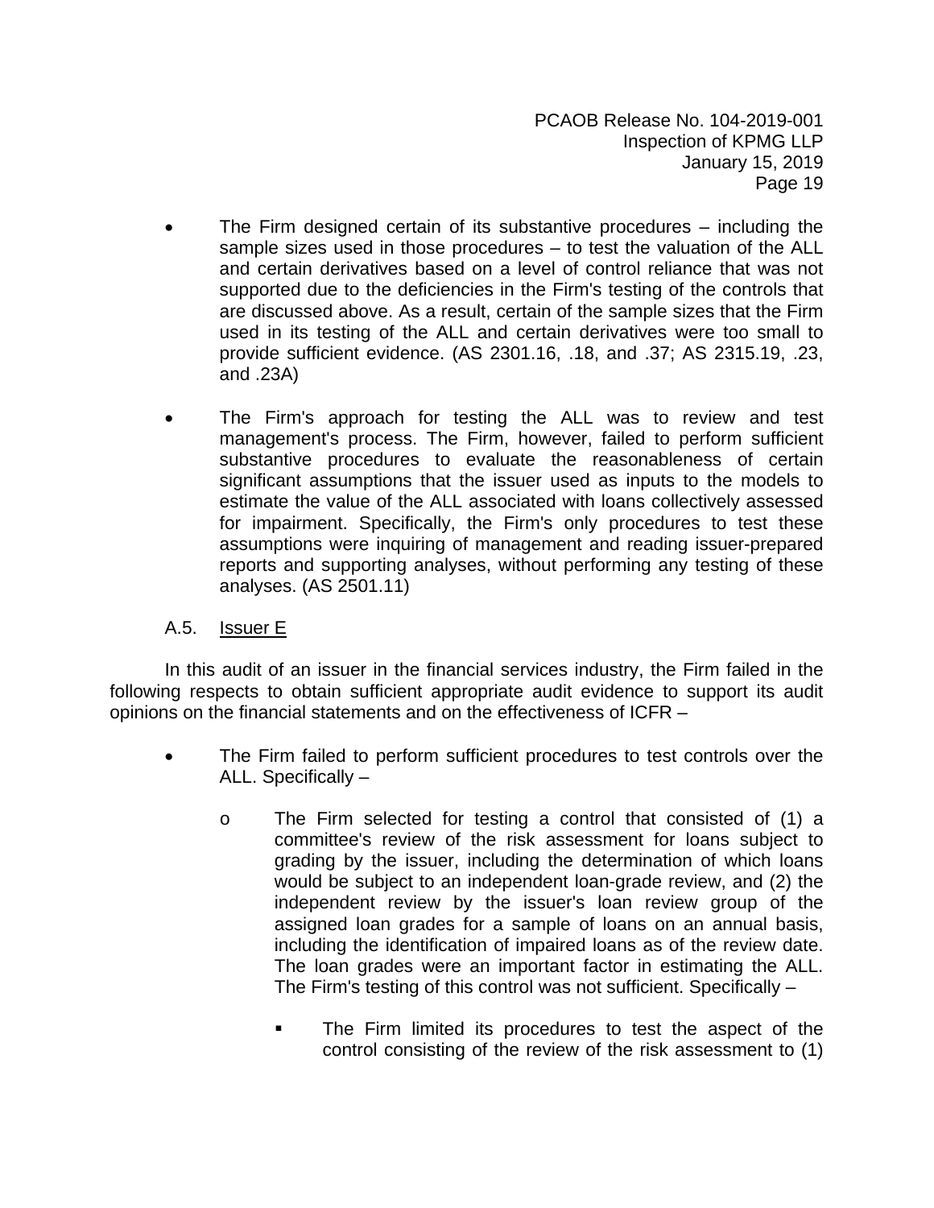- The Firm designed certain of its substantive procedures – including the sample sizes used in those procedures – to test the valuation of the ALL and certain derivatives based on a level of control reliance that was not supported due to the deficiencies in the Firm's testing of the controls that are discussed above. As a result, certain of the sample sizes that the Firm used in its testing of the ALL and certain derivatives were too small to provide sufficient evidence. (AS 2301.16, .18, and .37; AS 2315.19, .23, and .23A)

- The Firm's approach for testing the ALL was to review and test management's process. The Firm, however, failed to perform sufficient substantive procedures to evaluate the reasonableness of certain significant assumptions that the issuer used as inputs to the models to estimate the value of the ALL associated with loans collectively assessed for impairment. Specifically, the Firm's only procedures to test these assumptions were inquiring of management and reading issuer-prepared reports and supporting analyses, without performing any testing of these analyses. (AS 2501.11)

### A.5. Issuer E

In this audit of an issuer in the financial services industry, the Firm failed in the following respects to obtain sufficient appropriate audit evidence to support its audit opinions on the financial statements and on the effectiveness of ICFR –

- The Firm failed to perform sufficient procedures to test controls over the ALL. Specifically –

  - The Firm selected for testing a control that consisted of (1) a committee's review of the risk assessment for loans subject to grading by the issuer, including the determination of which loans would be subject to an independent loan-grade review, and (2) the independent review by the issuer's loan review group of the assigned loan grades for a sample of loans on an annual basis, including the identification of impaired loans as of the review date. The loan grades were an important factor in estimating the ALL. The Firm's testing of this control was not sufficient. Specifically –

    - The Firm limited its procedures to test the aspect of the control consisting of the review of the risk assessment to (1)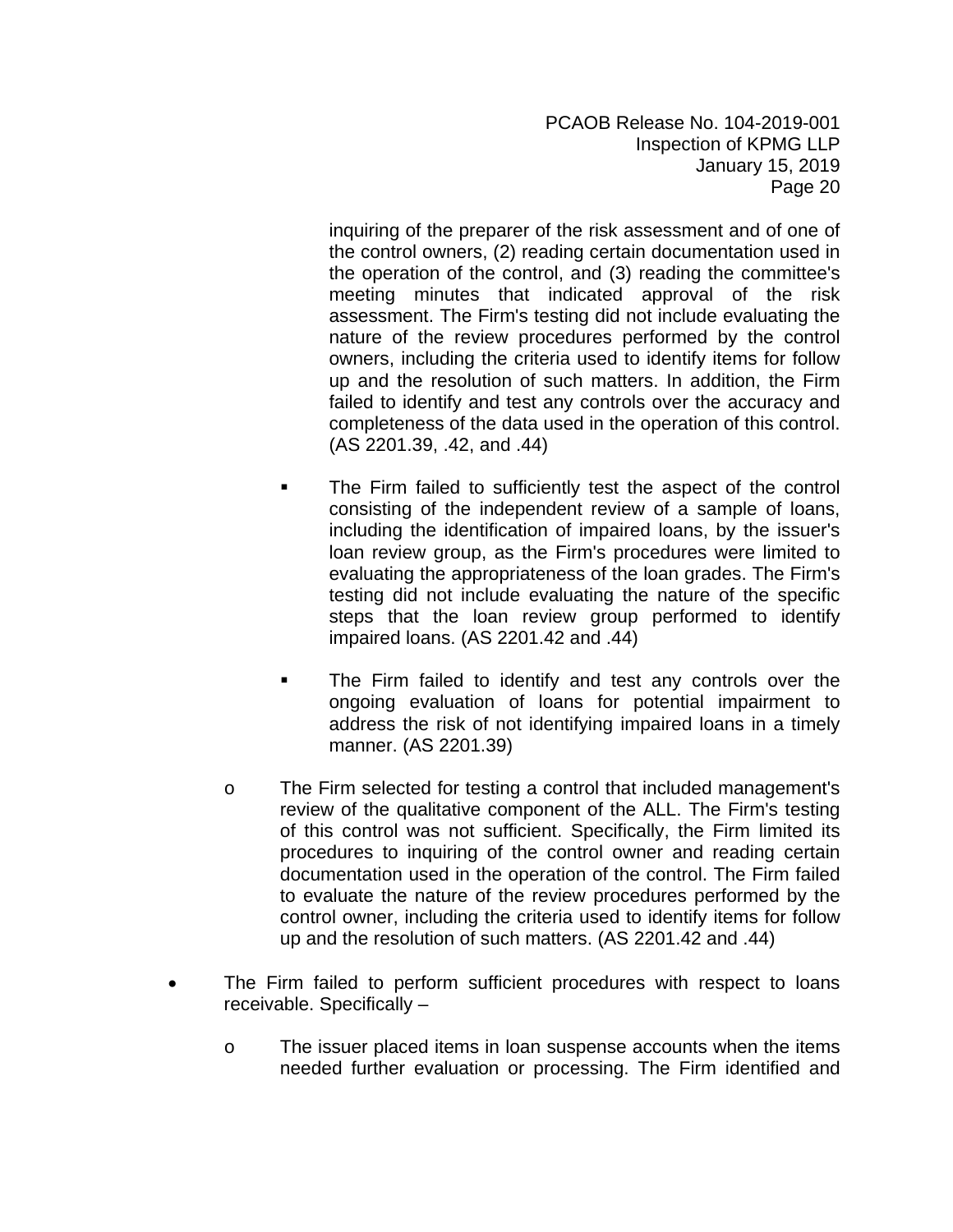inquiring of the preparer of the risk assessment and of one of the control owners, (2) reading certain documentation used in the operation of the control, and (3) reading the committee's meeting minutes that indicated approval of the risk assessment. The Firm's testing did not include evaluating the nature of the review procedures performed by the control owners, including the criteria used to identify items for follow up and the resolution of such matters. In addition, the Firm failed to identify and test any controls over the accuracy and completeness of the data used in the operation of this control. (AS 2201.39, .42, and .44)

        - The Firm failed to sufficiently test the aspect of the control consisting of the independent review of a sample of loans, including the identification of impaired loans, by the issuer's loan review group, as the Firm's procedures were limited to evaluating the appropriateness of the loan grades. The Firm's testing did not include evaluating the nature of the specific steps that the loan review group performed to identify impaired loans. (AS 2201.42 and .44)

        - The Firm failed to identify and test any controls over the ongoing evaluation of loans for potential impairment to address the risk of not identifying impaired loans in a timely manner. (AS 2201.39)

    - The Firm selected for testing a control that included management's review of the qualitative component of the ALL. The Firm's testing of this control was not sufficient. Specifically, the Firm limited its procedures to inquiring of the control owner and reading certain documentation used in the operation of the control. The Firm failed to evaluate the nature of the review procedures performed by the control owner, including the criteria used to identify items for follow up and the resolution of such matters. (AS 2201.42 and .44)

- The Firm failed to perform sufficient procedures with respect to loans receivable. Specifically –

    - The issuer placed items in loan suspense accounts when the items needed further evaluation or processing. The Firm identified and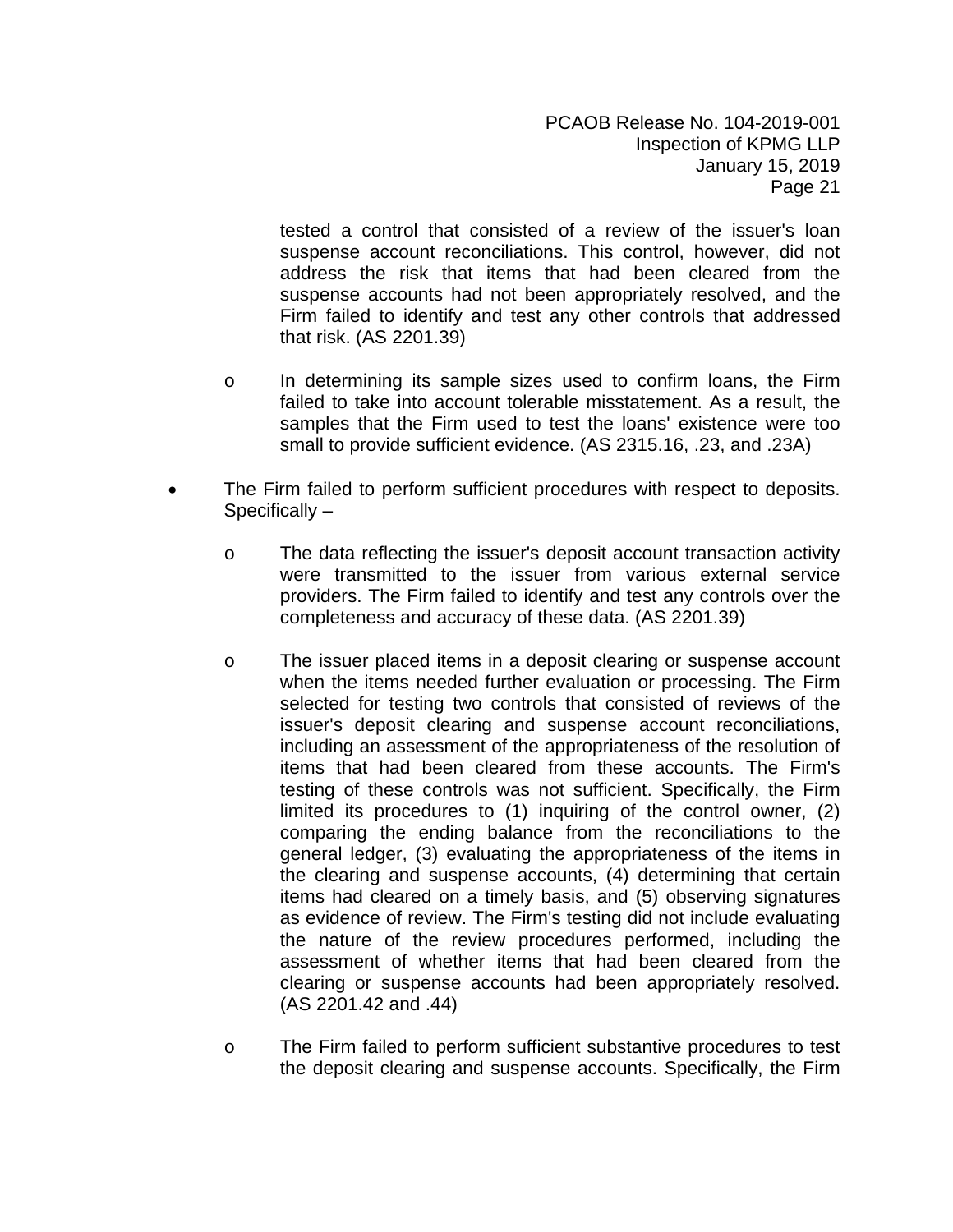tested a control that consisted of a review of the issuer's loan suspense account reconciliations. This control, however, did not address the risk that items that had been cleared from the suspense accounts had not been appropriately resolved, and the Firm failed to identify and test any other controls that addressed that risk. (AS 2201.39)

  - In determining its sample sizes used to confirm loans, the Firm failed to take into account tolerable misstatement. As a result, the samples that the Firm used to test the loans' existence were too small to provide sufficient evidence. (AS 2315.16, .23, and .23A)

- The Firm failed to perform sufficient procedures with respect to deposits. Specifically –

  - The data reflecting the issuer's deposit account transaction activity were transmitted to the issuer from various external service providers. The Firm failed to identify and test any controls over the completeness and accuracy of these data. (AS 2201.39)

  - The issuer placed items in a deposit clearing or suspense account when the items needed further evaluation or processing. The Firm selected for testing two controls that consisted of reviews of the issuer's deposit clearing and suspense account reconciliations, including an assessment of the appropriateness of the resolution of items that had been cleared from these accounts. The Firm's testing of these controls was not sufficient. Specifically, the Firm limited its procedures to (1) inquiring of the control owner, (2) comparing the ending balance from the reconciliations to the general ledger, (3) evaluating the appropriateness of the items in the clearing and suspense accounts, (4) determining that certain items had cleared on a timely basis, and (5) observing signatures as evidence of review. The Firm's testing did not include evaluating the nature of the review procedures performed, including the assessment of whether items that had been cleared from the clearing or suspense accounts had been appropriately resolved. (AS 2201.42 and .44)

  - The Firm failed to perform sufficient substantive procedures to test the deposit clearing and suspense accounts. Specifically, the Firm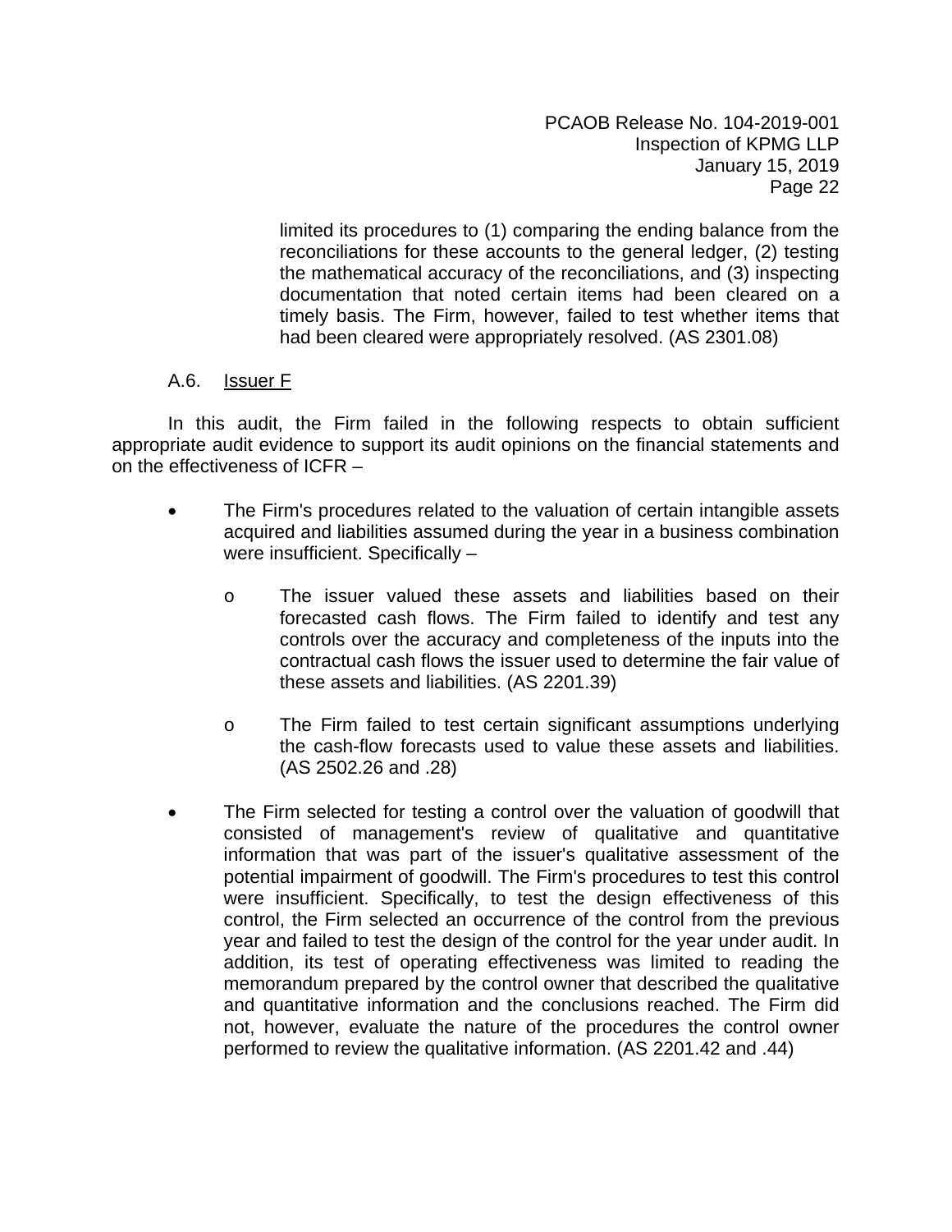limited its procedures to (1) comparing the ending balance from the reconciliations for these accounts to the general ledger, (2) testing the mathematical accuracy of the reconciliations, and (3) inspecting documentation that noted certain items had been cleared on a timely basis. The Firm, however, failed to test whether items that had been cleared were appropriately resolved. (AS 2301.08)

A.6. Issuer F

In this audit, the Firm failed in the following respects to obtain sufficient appropriate audit evidence to support its audit opinions on the financial statements and on the effectiveness of ICFR –

- The Firm's procedures related to the valuation of certain intangible assets acquired and liabilities assumed during the year in a business combination were insufficient. Specifically –
  - o The issuer valued these assets and liabilities based on their forecasted cash flows. The Firm failed to identify and test any controls over the accuracy and completeness of the inputs into the contractual cash flows the issuer used to determine the fair value of these assets and liabilities. (AS 2201.39)
  - o The Firm failed to test certain significant assumptions underlying the cash-flow forecasts used to value these assets and liabilities. (AS 2502.26 and .28)
- The Firm selected for testing a control over the valuation of goodwill that consisted of management's review of qualitative and quantitative information that was part of the issuer's qualitative assessment of the potential impairment of goodwill. The Firm's procedures to test this control were insufficient. Specifically, to test the design effectiveness of this control, the Firm selected an occurrence of the control from the previous year and failed to test the design of the control for the year under audit. In addition, its test of operating effectiveness was limited to reading the memorandum prepared by the control owner that described the qualitative and quantitative information and the conclusions reached. The Firm did not, however, evaluate the nature of the procedures the control owner performed to review the qualitative information. (AS 2201.42 and .44)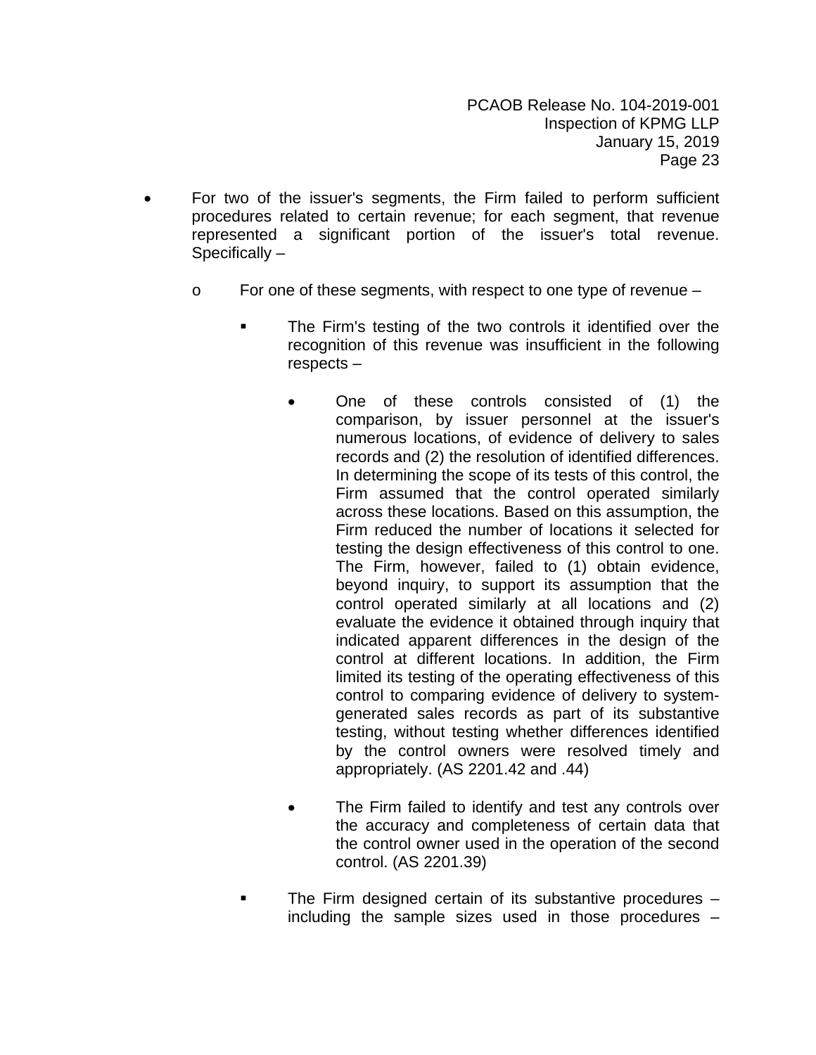- For two of the issuer's segments, the Firm failed to perform sufficient procedures related to certain revenue; for each segment, that revenue represented a significant portion of the issuer's total revenue. Specifically –

  - For one of these segments, with respect to one type of revenue –

    - The Firm's testing of the two controls it identified over the recognition of this revenue was insufficient in the following respects –

      - One of these controls consisted of (1) the comparison, by issuer personnel at the issuer's numerous locations, of evidence of delivery to sales records and (2) the resolution of identified differences. In determining the scope of its tests of this control, the Firm assumed that the control operated similarly across these locations. Based on this assumption, the Firm reduced the number of locations it selected for testing the design effectiveness of this control to one. The Firm, however, failed to (1) obtain evidence, beyond inquiry, to support its assumption that the control operated similarly at all locations and (2) evaluate the evidence it obtained through inquiry that indicated apparent differences in the design of the control at different locations. In addition, the Firm limited its testing of the operating effectiveness of this control to comparing evidence of delivery to system-generated sales records as part of its substantive testing, without testing whether differences identified by the control owners were resolved timely and appropriately. (AS 2201.42 and .44)

      - The Firm failed to identify and test any controls over the accuracy and completeness of certain data that the control owner used in the operation of the second control. (AS 2201.39)

    - The Firm designed certain of its substantive procedures – including the sample sizes used in those procedures –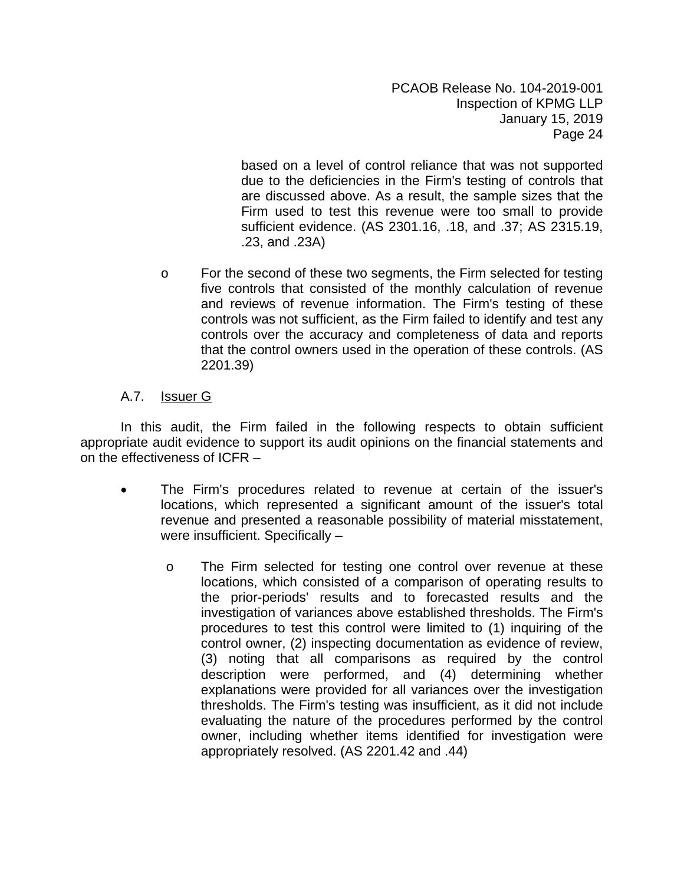based on a level of control reliance that was not supported due to the deficiencies in the Firm's testing of controls that are discussed above. As a result, the sample sizes that the Firm used to test this revenue were too small to provide sufficient evidence. (AS 2301.16, .18, and .37; AS 2315.19, .23, and .23A)

- For the second of these two segments, the Firm selected for testing five controls that consisted of the monthly calculation of revenue and reviews of revenue information. The Firm's testing of these controls was not sufficient, as the Firm failed to identify and test any controls over the accuracy and completeness of data and reports that the control owners used in the operation of these controls. (AS 2201.39)

### A.7. Issuer G

In this audit, the Firm failed in the following respects to obtain sufficient appropriate audit evidence to support its audit opinions on the financial statements and on the effectiveness of ICFR –

- The Firm's procedures related to revenue at certain of the issuer's locations, which represented a significant amount of the issuer's total revenue and presented a reasonable possibility of material misstatement, were insufficient. Specifically –
  - The Firm selected for testing one control over revenue at these locations, which consisted of a comparison of operating results to the prior-periods' results and to forecasted results and the investigation of variances above established thresholds. The Firm's procedures to test this control were limited to (1) inquiring of the control owner, (2) inspecting documentation as evidence of review, (3) noting that all comparisons as required by the control description were performed, and (4) determining whether explanations were provided for all variances over the investigation thresholds. The Firm's testing was insufficient, as it did not include evaluating the nature of the procedures performed by the control owner, including whether items identified for investigation were appropriately resolved. (AS 2201.42 and .44)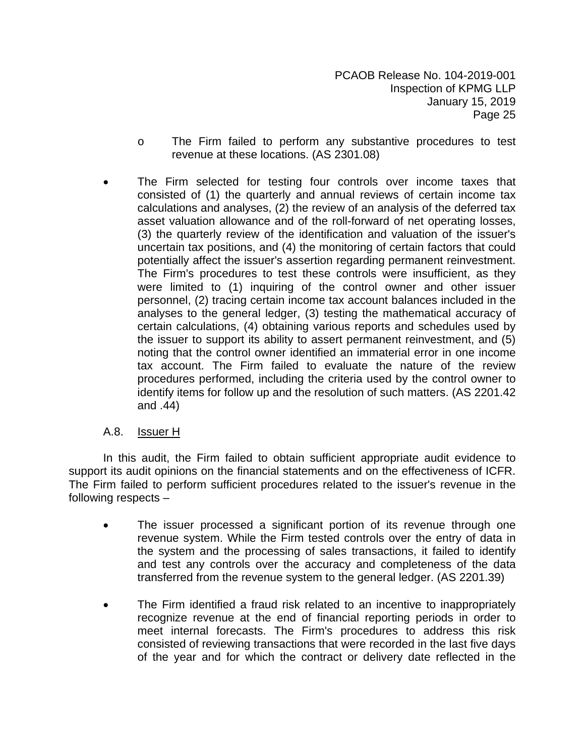- The Firm failed to perform any substantive procedures to test revenue at these locations. (AS 2301.08)

- The Firm selected for testing four controls over income taxes that consisted of (1) the quarterly and annual reviews of certain income tax calculations and analyses, (2) the review of an analysis of the deferred tax asset valuation allowance and of the roll-forward of net operating losses, (3) the quarterly review of the identification and valuation of the issuer's uncertain tax positions, and (4) the monitoring of certain factors that could potentially affect the issuer's assertion regarding permanent reinvestment. The Firm's procedures to test these controls were insufficient, as they were limited to (1) inquiring of the control owner and other issuer personnel, (2) tracing certain income tax account balances included in the analyses to the general ledger, (3) testing the mathematical accuracy of certain calculations, (4) obtaining various reports and schedules used by the issuer to support its ability to assert permanent reinvestment, and (5) noting that the control owner identified an immaterial error in one income tax account. The Firm failed to evaluate the nature of the review procedures performed, including the criteria used by the control owner to identify items for follow up and the resolution of such matters. (AS 2201.42 and .44)

A.8. Issuer H

In this audit, the Firm failed to obtain sufficient appropriate audit evidence to support its audit opinions on the financial statements and on the effectiveness of ICFR. The Firm failed to perform sufficient procedures related to the issuer's revenue in the following respects –

- The issuer processed a significant portion of its revenue through one revenue system. While the Firm tested controls over the entry of data in the system and the processing of sales transactions, it failed to identify and test any controls over the accuracy and completeness of the data transferred from the revenue system to the general ledger. (AS 2201.39)

- The Firm identified a fraud risk related to an incentive to inappropriately recognize revenue at the end of financial reporting periods in order to meet internal forecasts. The Firm's procedures to address this risk consisted of reviewing transactions that were recorded in the last five days of the year and for which the contract or delivery date reflected in the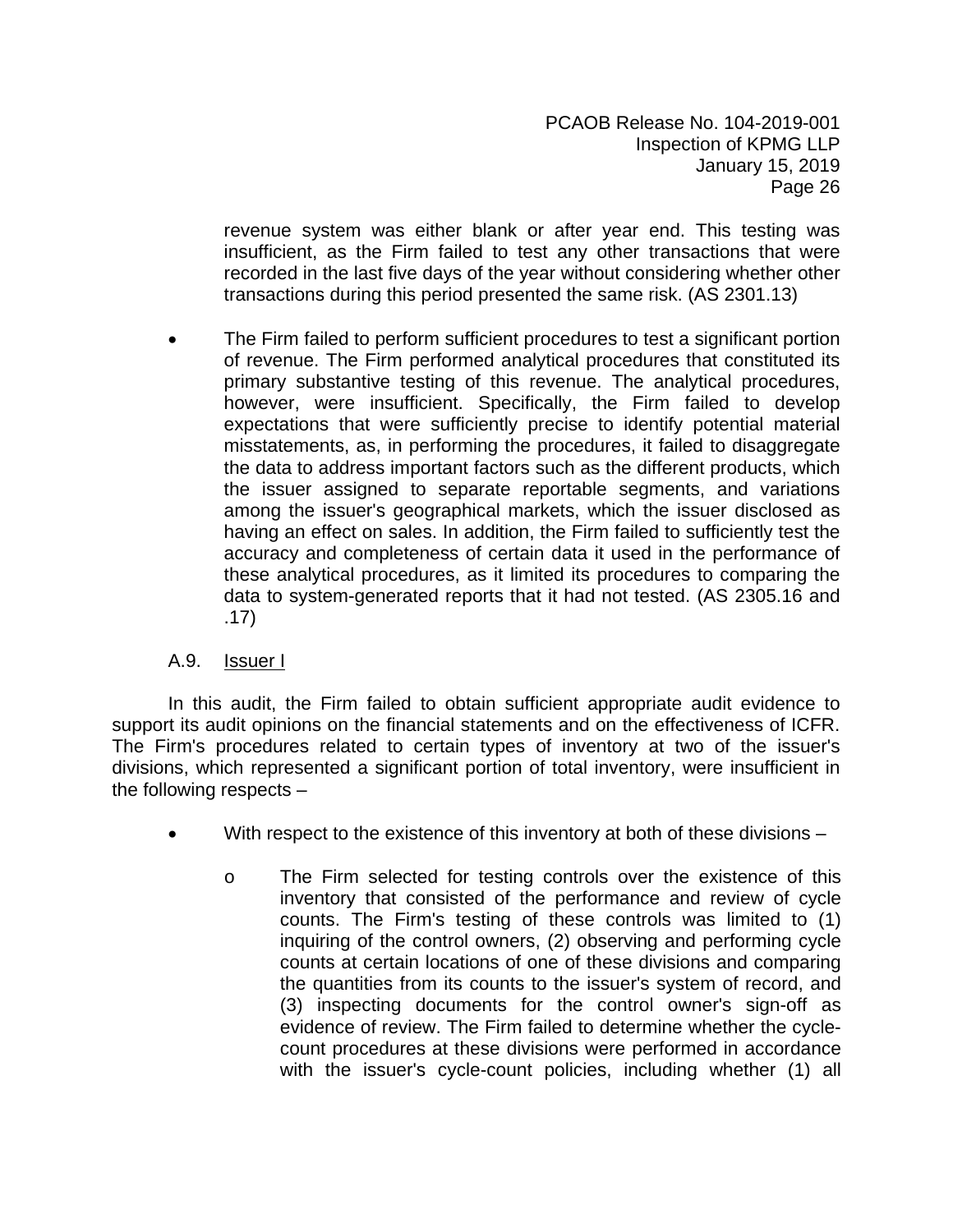revenue system was either blank or after year end. This testing was insufficient, as the Firm failed to test any other transactions that were recorded in the last five days of the year without considering whether other transactions during this period presented the same risk. (AS 2301.13)

- The Firm failed to perform sufficient procedures to test a significant portion of revenue. The Firm performed analytical procedures that constituted its primary substantive testing of this revenue. The analytical procedures, however, were insufficient. Specifically, the Firm failed to develop expectations that were sufficiently precise to identify potential material misstatements, as, in performing the procedures, it failed to disaggregate the data to address important factors such as the different products, which the issuer assigned to separate reportable segments, and variations among the issuer's geographical markets, which the issuer disclosed as having an effect on sales. In addition, the Firm failed to sufficiently test the accuracy and completeness of certain data it used in the performance of these analytical procedures, as it limited its procedures to comparing the data to system-generated reports that it had not tested. (AS 2305.16 and .17)

A.9. Issuer I

In this audit, the Firm failed to obtain sufficient appropriate audit evidence to support its audit opinions on the financial statements and on the effectiveness of ICFR. The Firm's procedures related to certain types of inventory at two of the issuer's divisions, which represented a significant portion of total inventory, were insufficient in the following respects –

- With respect to the existence of this inventory at both of these divisions –
  - The Firm selected for testing controls over the existence of this inventory that consisted of the performance and review of cycle counts. The Firm's testing of these controls was limited to (1) inquiring of the control owners, (2) observing and performing cycle counts at certain locations of one of these divisions and comparing the quantities from its counts to the issuer's system of record, and (3) inspecting documents for the control owner's sign-off as evidence of review. The Firm failed to determine whether the cycle-count procedures at these divisions were performed in accordance with the issuer's cycle-count policies, including whether (1) all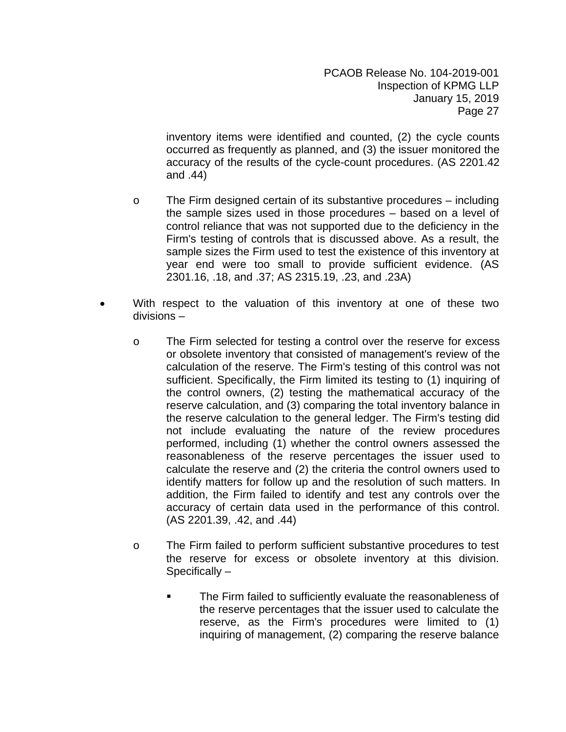inventory items were identified and counted, (2) the cycle counts occurred as frequently as planned, and (3) the issuer monitored the accuracy of the results of the cycle-count procedures. (AS 2201.42 and .44)

  - The Firm designed certain of its substantive procedures – including the sample sizes used in those procedures – based on a level of control reliance that was not supported due to the deficiency in the Firm's testing of controls that is discussed above. As a result, the sample sizes the Firm used to test the existence of this inventory at year end were too small to provide sufficient evidence. (AS 2301.16, .18, and .37; AS 2315.19, .23, and .23A)

- With respect to the valuation of this inventory at one of these two divisions –

  - The Firm selected for testing a control over the reserve for excess or obsolete inventory that consisted of management's review of the calculation of the reserve. The Firm's testing of this control was not sufficient. Specifically, the Firm limited its testing to (1) inquiring of the control owners, (2) testing the mathematical accuracy of the reserve calculation, and (3) comparing the total inventory balance in the reserve calculation to the general ledger. The Firm's testing did not include evaluating the nature of the review procedures performed, including (1) whether the control owners assessed the reasonableness of the reserve percentages the issuer used to calculate the reserve and (2) the criteria the control owners used to identify matters for follow up and the resolution of such matters. In addition, the Firm failed to identify and test any controls over the accuracy of certain data used in the performance of this control. (AS 2201.39, .42, and .44)

  - The Firm failed to perform sufficient substantive procedures to test the reserve for excess or obsolete inventory at this division. Specifically –

    - The Firm failed to sufficiently evaluate the reasonableness of the reserve percentages that the issuer used to calculate the reserve, as the Firm's procedures were limited to (1) inquiring of management, (2) comparing the reserve balance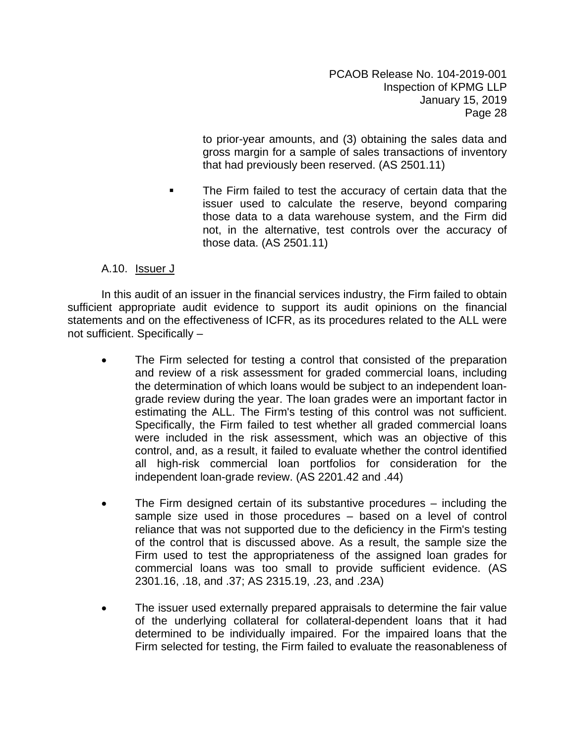to prior-year amounts, and (3) obtaining the sales data and gross margin for a sample of sales transactions of inventory that had previously been reserved. (AS 2501.11)

- The Firm failed to test the accuracy of certain data that the issuer used to calculate the reserve, beyond comparing those data to a data warehouse system, and the Firm did not, in the alternative, test controls over the accuracy of those data. (AS 2501.11)

### A.10. Issuer J

In this audit of an issuer in the financial services industry, the Firm failed to obtain sufficient appropriate audit evidence to support its audit opinions on the financial statements and on the effectiveness of ICFR, as its procedures related to the ALL were not sufficient. Specifically –

- The Firm selected for testing a control that consisted of the preparation and review of a risk assessment for graded commercial loans, including the determination of which loans would be subject to an independent loan-grade review during the year. The loan grades were an important factor in estimating the ALL. The Firm's testing of this control was not sufficient. Specifically, the Firm failed to test whether all graded commercial loans were included in the risk assessment, which was an objective of this control, and, as a result, it failed to evaluate whether the control identified all high-risk commercial loan portfolios for consideration for the independent loan-grade review. (AS 2201.42 and .44)

- The Firm designed certain of its substantive procedures – including the sample size used in those procedures – based on a level of control reliance that was not supported due to the deficiency in the Firm's testing of the control that is discussed above. As a result, the sample size the Firm used to test the appropriateness of the assigned loan grades for commercial loans was too small to provide sufficient evidence. (AS 2301.16, .18, and .37; AS 2315.19, .23, and .23A)

- The issuer used externally prepared appraisals to determine the fair value of the underlying collateral for collateral-dependent loans that it had determined to be individually impaired. For the impaired loans that the Firm selected for testing, the Firm failed to evaluate the reasonableness of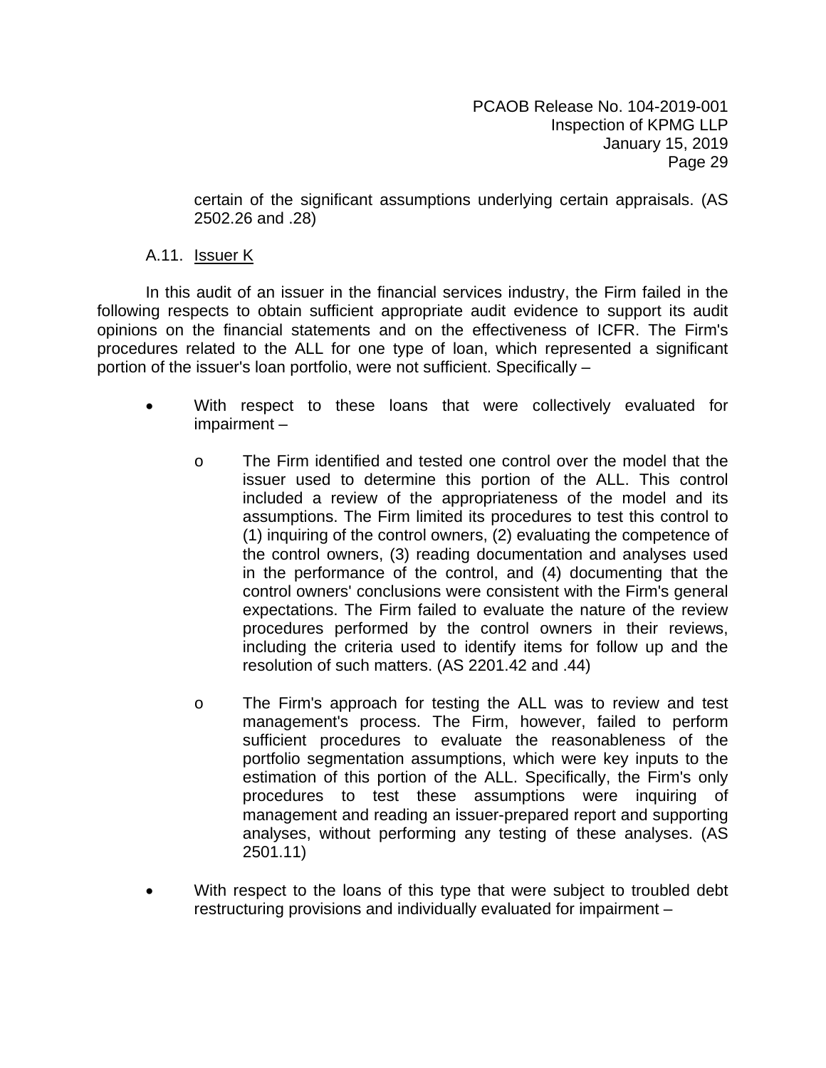certain of the significant assumptions underlying certain appraisals. (AS 2502.26 and .28)

### A.11. Issuer K

In this audit of an issuer in the financial services industry, the Firm failed in the following respects to obtain sufficient appropriate audit evidence to support its audit opinions on the financial statements and on the effectiveness of ICFR. The Firm's procedures related to the ALL for one type of loan, which represented a significant portion of the issuer's loan portfolio, were not sufficient. Specifically –

- With respect to these loans that were collectively evaluated for impairment –
  - The Firm identified and tested one control over the model that the issuer used to determine this portion of the ALL. This control included a review of the appropriateness of the model and its assumptions. The Firm limited its procedures to test this control to (1) inquiring of the control owners, (2) evaluating the competence of the control owners, (3) reading documentation and analyses used in the performance of the control, and (4) documenting that the control owners' conclusions were consistent with the Firm's general expectations. The Firm failed to evaluate the nature of the review procedures performed by the control owners in their reviews, including the criteria used to identify items for follow up and the resolution of such matters. (AS 2201.42 and .44)
  - The Firm's approach for testing the ALL was to review and test management's process. The Firm, however, failed to perform sufficient procedures to evaluate the reasonableness of the portfolio segmentation assumptions, which were key inputs to the estimation of this portion of the ALL. Specifically, the Firm's only procedures to test these assumptions were inquiring of management and reading an issuer-prepared report and supporting analyses, without performing any testing of these analyses. (AS 2501.11)
- With respect to the loans of this type that were subject to troubled debt restructuring provisions and individually evaluated for impairment –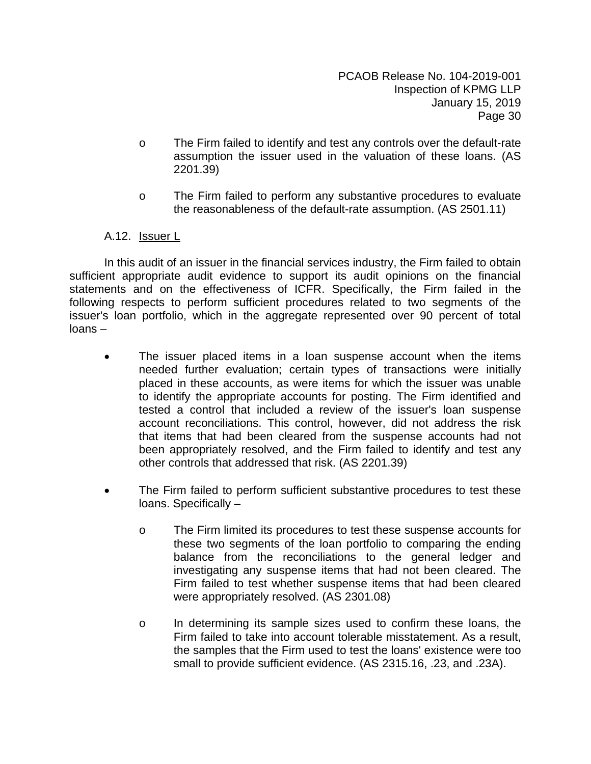- The Firm failed to identify and test any controls over the default-rate assumption the issuer used in the valuation of these loans. (AS 2201.39)

- The Firm failed to perform any substantive procedures to evaluate the reasonableness of the default-rate assumption. (AS 2501.11)

### A.12. Issuer L

In this audit of an issuer in the financial services industry, the Firm failed to obtain sufficient appropriate audit evidence to support its audit opinions on the financial statements and on the effectiveness of ICFR. Specifically, the Firm failed in the following respects to perform sufficient procedures related to two segments of the issuer's loan portfolio, which in the aggregate represented over 90 percent of total loans –

- The issuer placed items in a loan suspense account when the items needed further evaluation; certain types of transactions were initially placed in these accounts, as were items for which the issuer was unable to identify the appropriate accounts for posting. The Firm identified and tested a control that included a review of the issuer's loan suspense account reconciliations. This control, however, did not address the risk that items that had been cleared from the suspense accounts had not been appropriately resolved, and the Firm failed to identify and test any other controls that addressed that risk. (AS 2201.39)

- The Firm failed to perform sufficient substantive procedures to test these loans. Specifically –

  - The Firm limited its procedures to test these suspense accounts for these two segments of the loan portfolio to comparing the ending balance from the reconciliations to the general ledger and investigating any suspense items that had not been cleared. The Firm failed to test whether suspense items that had been cleared were appropriately resolved. (AS 2301.08)

  - In determining its sample sizes used to confirm these loans, the Firm failed to take into account tolerable misstatement. As a result, the samples that the Firm used to test the loans' existence were too small to provide sufficient evidence. (AS 2315.16, .23, and .23A).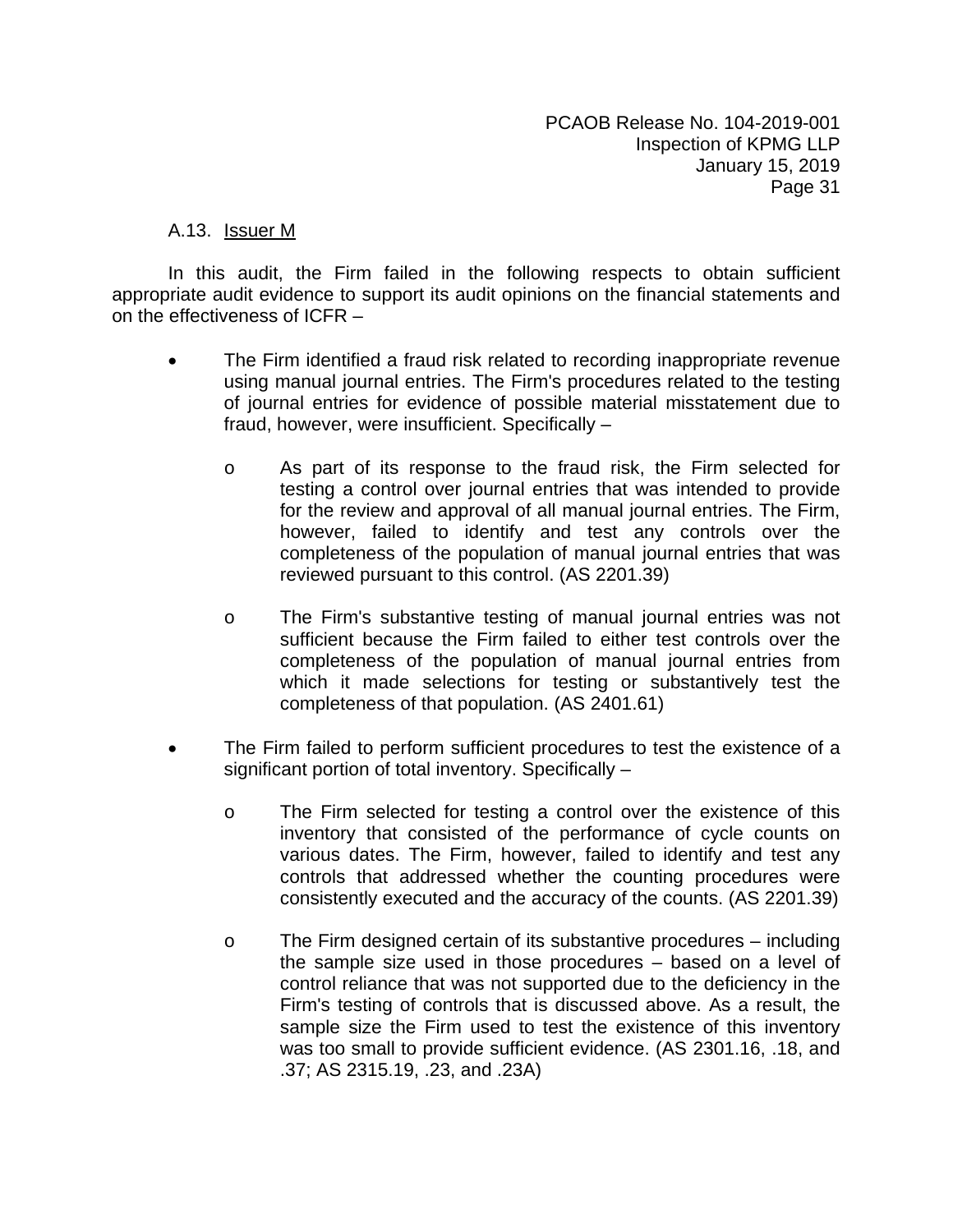### A.13. Issuer M

In this audit, the Firm failed in the following respects to obtain sufficient appropriate audit evidence to support its audit opinions on the financial statements and on the effectiveness of ICFR –

- The Firm identified a fraud risk related to recording inappropriate revenue using manual journal entries. The Firm's procedures related to the testing of journal entries for evidence of possible material misstatement due to fraud, however, were insufficient. Specifically –
  - As part of its response to the fraud risk, the Firm selected for testing a control over journal entries that was intended to provide for the review and approval of all manual journal entries. The Firm, however, failed to identify and test any controls over the completeness of the population of manual journal entries that was reviewed pursuant to this control. (AS 2201.39)
  - The Firm's substantive testing of manual journal entries was not sufficient because the Firm failed to either test controls over the completeness of the population of manual journal entries from which it made selections for testing or substantively test the completeness of that population. (AS 2401.61)
- The Firm failed to perform sufficient procedures to test the existence of a significant portion of total inventory. Specifically –
  - The Firm selected for testing a control over the existence of this inventory that consisted of the performance of cycle counts on various dates. The Firm, however, failed to identify and test any controls that addressed whether the counting procedures were consistently executed and the accuracy of the counts. (AS 2201.39)
  - The Firm designed certain of its substantive procedures – including the sample size used in those procedures – based on a level of control reliance that was not supported due to the deficiency in the Firm's testing of controls that is discussed above. As a result, the sample size the Firm used to test the existence of this inventory was too small to provide sufficient evidence. (AS 2301.16, .18, and .37; AS 2315.19, .23, and .23A)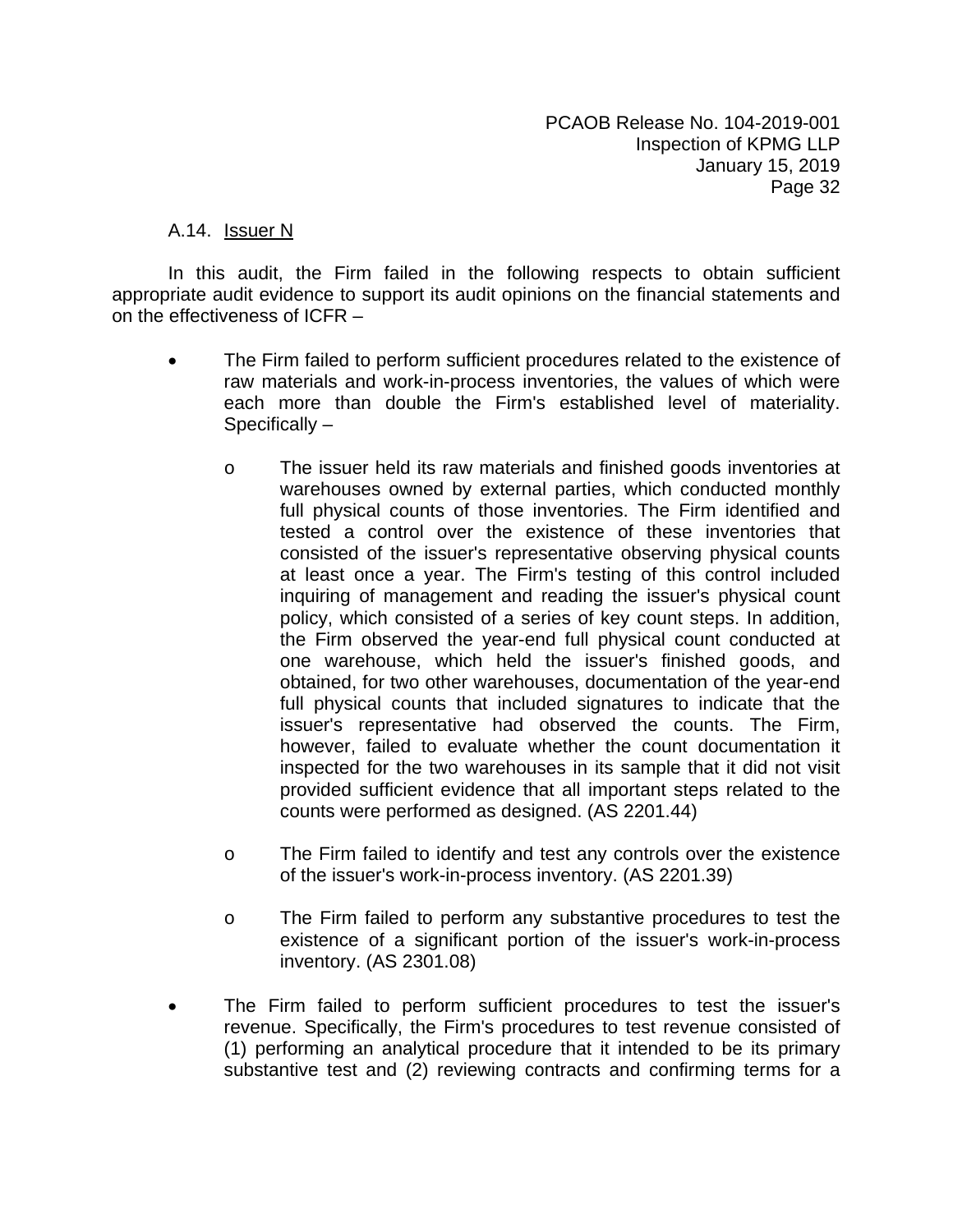A.14. Issuer N

In this audit, the Firm failed in the following respects to obtain sufficient appropriate audit evidence to support its audit opinions on the financial statements and on the effectiveness of ICFR –

- The Firm failed to perform sufficient procedures related to the existence of raw materials and work-in-process inventories, the values of which were each more than double the Firm's established level of materiality. Specifically –
  - The issuer held its raw materials and finished goods inventories at warehouses owned by external parties, which conducted monthly full physical counts of those inventories. The Firm identified and tested a control over the existence of these inventories that consisted of the issuer's representative observing physical counts at least once a year. The Firm's testing of this control included inquiring of management and reading the issuer's physical count policy, which consisted of a series of key count steps. In addition, the Firm observed the year-end full physical count conducted at one warehouse, which held the issuer's finished goods, and obtained, for two other warehouses, documentation of the year-end full physical counts that included signatures to indicate that the issuer's representative had observed the counts. The Firm, however, failed to evaluate whether the count documentation it inspected for the two warehouses in its sample that it did not visit provided sufficient evidence that all important steps related to the counts were performed as designed. (AS 2201.44)
  - The Firm failed to identify and test any controls over the existence of the issuer's work-in-process inventory. (AS 2201.39)
  - The Firm failed to perform any substantive procedures to test the existence of a significant portion of the issuer's work-in-process inventory. (AS 2301.08)
- The Firm failed to perform sufficient procedures to test the issuer's revenue. Specifically, the Firm's procedures to test revenue consisted of (1) performing an analytical procedure that it intended to be its primary substantive test and (2) reviewing contracts and confirming terms for a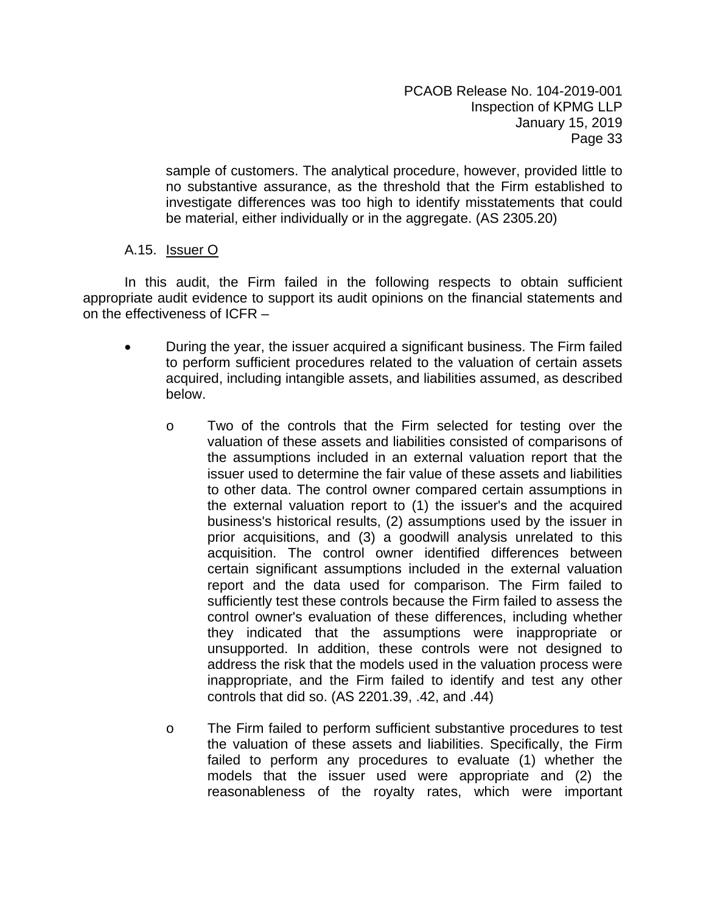sample of customers. The analytical procedure, however, provided little to no substantive assurance, as the threshold that the Firm established to investigate differences was too high to identify misstatements that could be material, either individually or in the aggregate. (AS 2305.20)

### A.15. Issuer O

In this audit, the Firm failed in the following respects to obtain sufficient appropriate audit evidence to support its audit opinions on the financial statements and on the effectiveness of ICFR –

- During the year, the issuer acquired a significant business. The Firm failed to perform sufficient procedures related to the valuation of certain assets acquired, including intangible assets, and liabilities assumed, as described below.

  - Two of the controls that the Firm selected for testing over the valuation of these assets and liabilities consisted of comparisons of the assumptions included in an external valuation report that the issuer used to determine the fair value of these assets and liabilities to other data. The control owner compared certain assumptions in the external valuation report to (1) the issuer's and the acquired business's historical results, (2) assumptions used by the issuer in prior acquisitions, and (3) a goodwill analysis unrelated to this acquisition. The control owner identified differences between certain significant assumptions included in the external valuation report and the data used for comparison. The Firm failed to sufficiently test these controls because the Firm failed to assess the control owner's evaluation of these differences, including whether they indicated that the assumptions were inappropriate or unsupported. In addition, these controls were not designed to address the risk that the models used in the valuation process were inappropriate, and the Firm failed to identify and test any other controls that did so. (AS 2201.39, .42, and .44)

  - The Firm failed to perform sufficient substantive procedures to test the valuation of these assets and liabilities. Specifically, the Firm failed to perform any procedures to evaluate (1) whether the models that the issuer used were appropriate and (2) the reasonableness of the royalty rates, which were important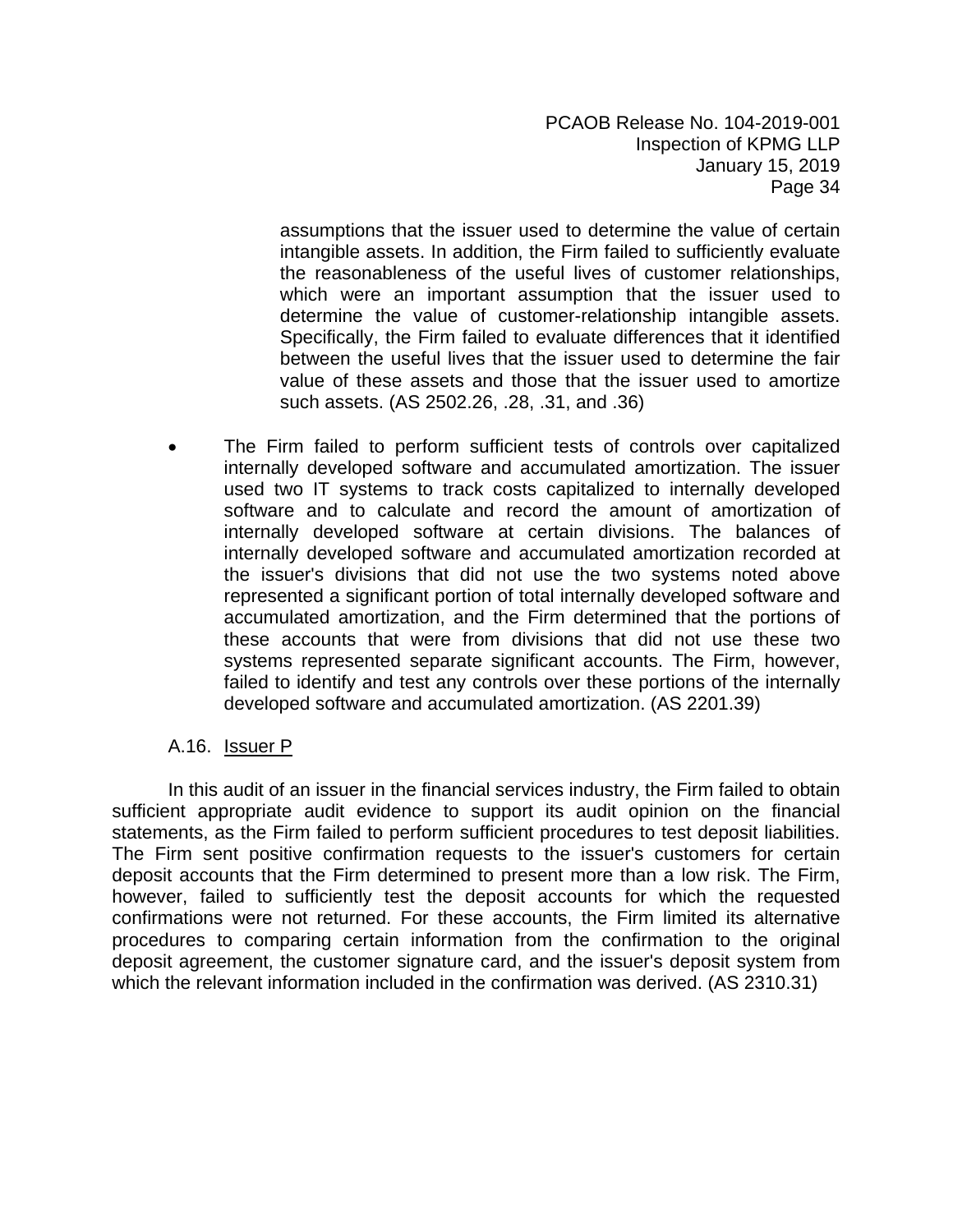assumptions that the issuer used to determine the value of certain intangible assets. In addition, the Firm failed to sufficiently evaluate the reasonableness of the useful lives of customer relationships, which were an important assumption that the issuer used to determine the value of customer-relationship intangible assets. Specifically, the Firm failed to evaluate differences that it identified between the useful lives that the issuer used to determine the fair value of these assets and those that the issuer used to amortize such assets. (AS 2502.26, .28, .31, and .36)

- The Firm failed to perform sufficient tests of controls over capitalized internally developed software and accumulated amortization. The issuer used two IT systems to track costs capitalized to internally developed software and to calculate and record the amount of amortization of internally developed software at certain divisions. The balances of internally developed software and accumulated amortization recorded at the issuer's divisions that did not use the two systems noted above represented a significant portion of total internally developed software and accumulated amortization, and the Firm determined that the portions of these accounts that were from divisions that did not use these two systems represented separate significant accounts. The Firm, however, failed to identify and test any controls over these portions of the internally developed software and accumulated amortization. (AS 2201.39)

### A.16. Issuer P

In this audit of an issuer in the financial services industry, the Firm failed to obtain sufficient appropriate audit evidence to support its audit opinion on the financial statements, as the Firm failed to perform sufficient procedures to test deposit liabilities. The Firm sent positive confirmation requests to the issuer's customers for certain deposit accounts that the Firm determined to present more than a low risk. The Firm, however, failed to sufficiently test the deposit accounts for which the requested confirmations were not returned. For these accounts, the Firm limited its alternative procedures to comparing certain information from the confirmation to the original deposit agreement, the customer signature card, and the issuer's deposit system from which the relevant information included in the confirmation was derived. (AS 2310.31)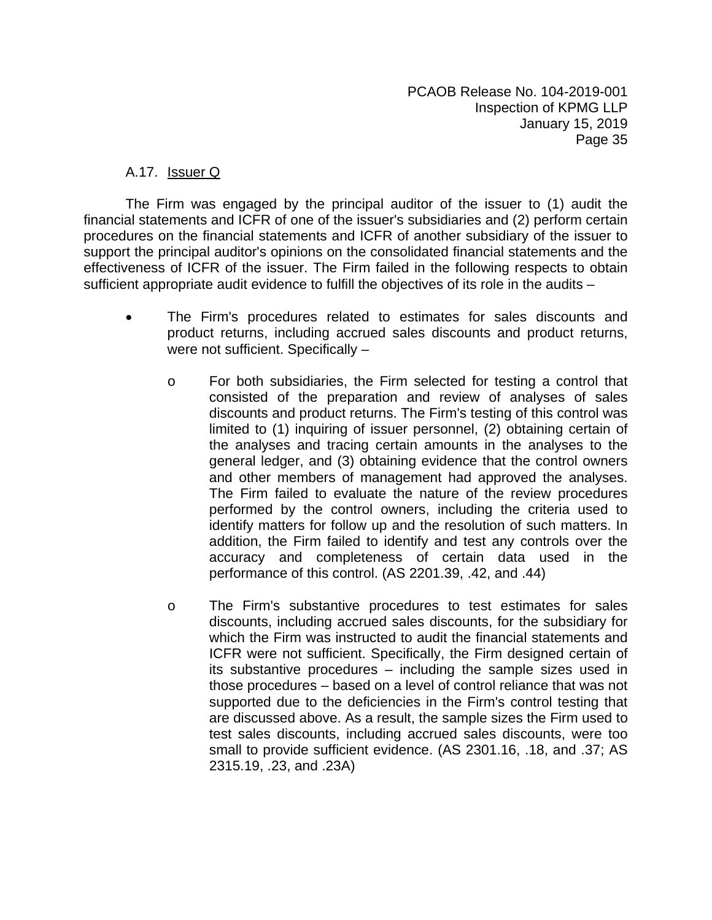### A.17. Issuer Q

The Firm was engaged by the principal auditor of the issuer to (1) audit the financial statements and ICFR of one of the issuer's subsidiaries and (2) perform certain procedures on the financial statements and ICFR of another subsidiary of the issuer to support the principal auditor's opinions on the consolidated financial statements and the effectiveness of ICFR of the issuer. The Firm failed in the following respects to obtain sufficient appropriate audit evidence to fulfill the objectives of its role in the audits –

- The Firm's procedures related to estimates for sales discounts and product returns, including accrued sales discounts and product returns, were not sufficient. Specifically –
  - For both subsidiaries, the Firm selected for testing a control that consisted of the preparation and review of analyses of sales discounts and product returns. The Firm's testing of this control was limited to (1) inquiring of issuer personnel, (2) obtaining certain of the analyses and tracing certain amounts in the analyses to the general ledger, and (3) obtaining evidence that the control owners and other members of management had approved the analyses. The Firm failed to evaluate the nature of the review procedures performed by the control owners, including the criteria used to identify matters for follow up and the resolution of such matters. In addition, the Firm failed to identify and test any controls over the accuracy and completeness of certain data used in the performance of this control. (AS 2201.39, .42, and .44)
  - The Firm's substantive procedures to test estimates for sales discounts, including accrued sales discounts, for the subsidiary for which the Firm was instructed to audit the financial statements and ICFR were not sufficient. Specifically, the Firm designed certain of its substantive procedures – including the sample sizes used in those procedures – based on a level of control reliance that was not supported due to the deficiencies in the Firm's control testing that are discussed above. As a result, the sample sizes the Firm used to test sales discounts, including accrued sales discounts, were too small to provide sufficient evidence. (AS 2301.16, .18, and .37; AS 2315.19, .23, and .23A)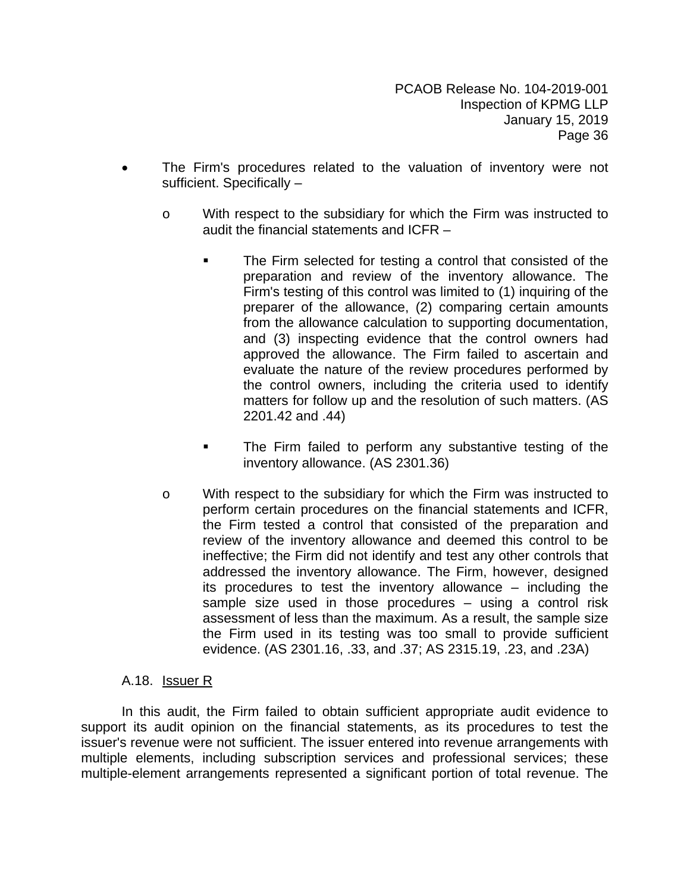- The Firm's procedures related to the valuation of inventory were not sufficient. Specifically –

  - With respect to the subsidiary for which the Firm was instructed to audit the financial statements and ICFR –

    - The Firm selected for testing a control that consisted of the preparation and review of the inventory allowance. The Firm's testing of this control was limited to (1) inquiring of the preparer of the allowance, (2) comparing certain amounts from the allowance calculation to supporting documentation, and (3) inspecting evidence that the control owners had approved the allowance. The Firm failed to ascertain and evaluate the nature of the review procedures performed by the control owners, including the criteria used to identify matters for follow up and the resolution of such matters. (AS 2201.42 and .44)

    - The Firm failed to perform any substantive testing of the inventory allowance. (AS 2301.36)

  - With respect to the subsidiary for which the Firm was instructed to perform certain procedures on the financial statements and ICFR, the Firm tested a control that consisted of the preparation and review of the inventory allowance and deemed this control to be ineffective; the Firm did not identify and test any other controls that addressed the inventory allowance. The Firm, however, designed its procedures to test the inventory allowance – including the sample size used in those procedures – using a control risk assessment of less than the maximum. As a result, the sample size the Firm used in its testing was too small to provide sufficient evidence. (AS 2301.16, .33, and .37; AS 2315.19, .23, and .23A)

### A.18. Issuer R

In this audit, the Firm failed to obtain sufficient appropriate audit evidence to support its audit opinion on the financial statements, as its procedures to test the issuer's revenue were not sufficient. The issuer entered into revenue arrangements with multiple elements, including subscription services and professional services; these multiple-element arrangements represented a significant portion of total revenue. The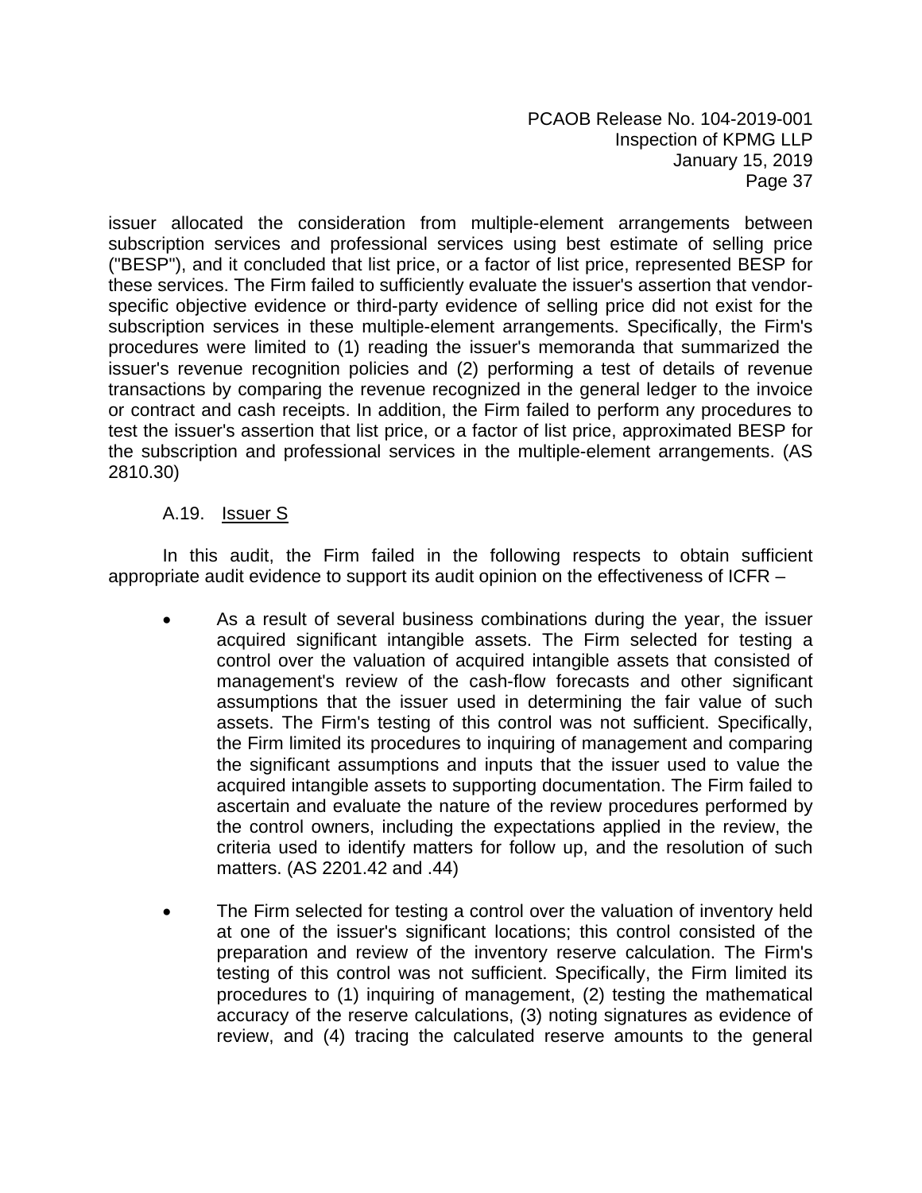issuer allocated the consideration from multiple-element arrangements between subscription services and professional services using best estimate of selling price ("BESP"), and it concluded that list price, or a factor of list price, represented BESP for these services. The Firm failed to sufficiently evaluate the issuer's assertion that vendor-specific objective evidence or third-party evidence of selling price did not exist for the subscription services in these multiple-element arrangements. Specifically, the Firm's procedures were limited to (1) reading the issuer's memoranda that summarized the issuer's revenue recognition policies and (2) performing a test of details of revenue transactions by comparing the revenue recognized in the general ledger to the invoice or contract and cash receipts. In addition, the Firm failed to perform any procedures to test the issuer's assertion that list price, or a factor of list price, approximated BESP for the subscription and professional services in the multiple-element arrangements. (AS 2810.30)

A.19. Issuer S

In this audit, the Firm failed in the following respects to obtain sufficient appropriate audit evidence to support its audit opinion on the effectiveness of ICFR –

- As a result of several business combinations during the year, the issuer acquired significant intangible assets. The Firm selected for testing a control over the valuation of acquired intangible assets that consisted of management's review of the cash-flow forecasts and other significant assumptions that the issuer used in determining the fair value of such assets. The Firm's testing of this control was not sufficient. Specifically, the Firm limited its procedures to inquiring of management and comparing the significant assumptions and inputs that the issuer used to value the acquired intangible assets to supporting documentation. The Firm failed to ascertain and evaluate the nature of the review procedures performed by the control owners, including the expectations applied in the review, the criteria used to identify matters for follow up, and the resolution of such matters. (AS 2201.42 and .44)

- The Firm selected for testing a control over the valuation of inventory held at one of the issuer's significant locations; this control consisted of the preparation and review of the inventory reserve calculation. The Firm's testing of this control was not sufficient. Specifically, the Firm limited its procedures to (1) inquiring of management, (2) testing the mathematical accuracy of the reserve calculations, (3) noting signatures as evidence of review, and (4) tracing the calculated reserve amounts to the general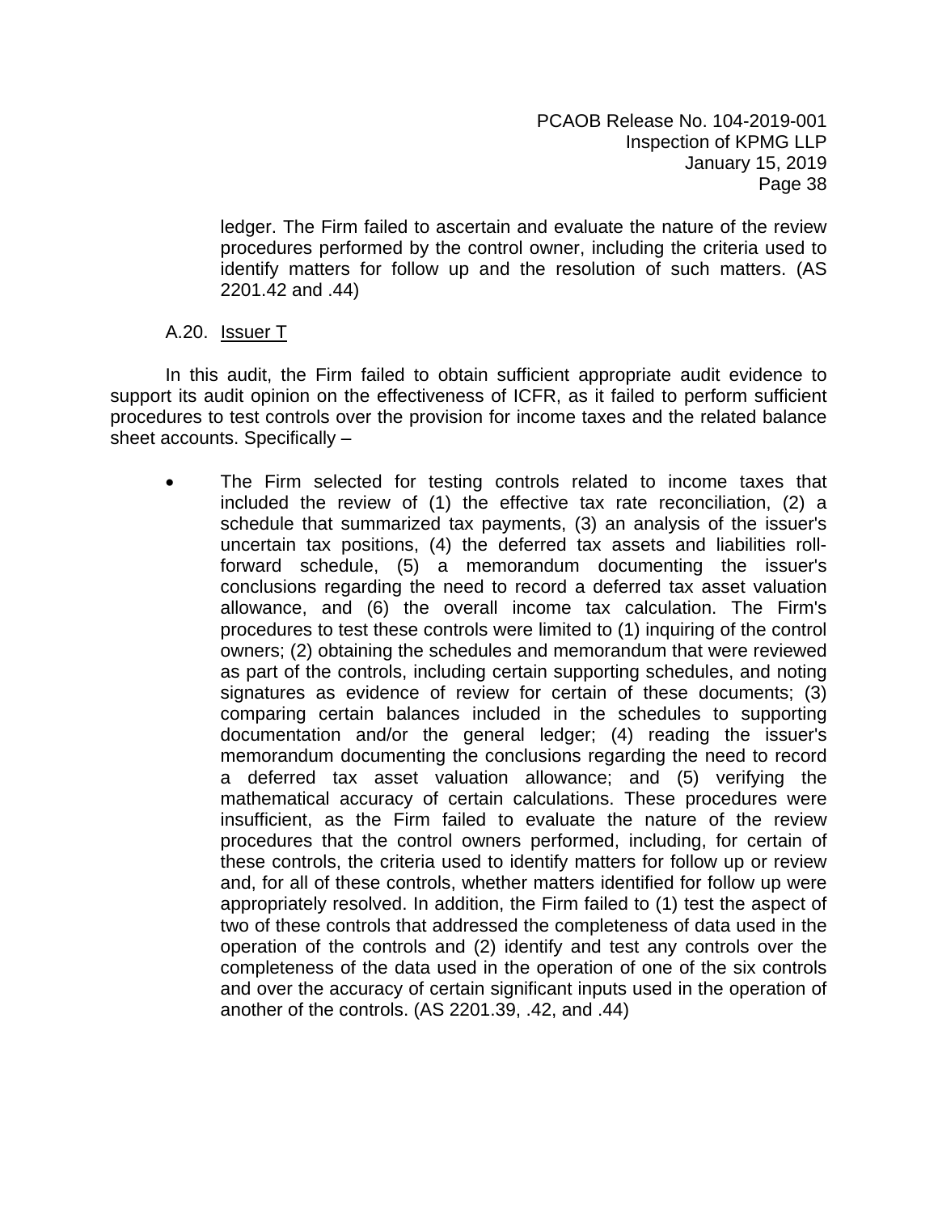ledger. The Firm failed to ascertain and evaluate the nature of the review procedures performed by the control owner, including the criteria used to identify matters for follow up and the resolution of such matters. (AS 2201.42 and .44)

A.20. Issuer T

In this audit, the Firm failed to obtain sufficient appropriate audit evidence to support its audit opinion on the effectiveness of ICFR, as it failed to perform sufficient procedures to test controls over the provision for income taxes and the related balance sheet accounts. Specifically –

- The Firm selected for testing controls related to income taxes that included the review of (1) the effective tax rate reconciliation, (2) a schedule that summarized tax payments, (3) an analysis of the issuer's uncertain tax positions, (4) the deferred tax assets and liabilities roll-forward schedule, (5) a memorandum documenting the issuer's conclusions regarding the need to record a deferred tax asset valuation allowance, and (6) the overall income tax calculation. The Firm's procedures to test these controls were limited to (1) inquiring of the control owners; (2) obtaining the schedules and memorandum that were reviewed as part of the controls, including certain supporting schedules, and noting signatures as evidence of review for certain of these documents; (3) comparing certain balances included in the schedules to supporting documentation and/or the general ledger; (4) reading the issuer's memorandum documenting the conclusions regarding the need to record a deferred tax asset valuation allowance; and (5) verifying the mathematical accuracy of certain calculations. These procedures were insufficient, as the Firm failed to evaluate the nature of the review procedures that the control owners performed, including, for certain of these controls, the criteria used to identify matters for follow up or review and, for all of these controls, whether matters identified for follow up were appropriately resolved. In addition, the Firm failed to (1) test the aspect of two of these controls that addressed the completeness of data used in the operation of the controls and (2) identify and test any controls over the completeness of the data used in the operation of one of the six controls and over the accuracy of certain significant inputs used in the operation of another of the controls. (AS 2201.39, .42, and .44)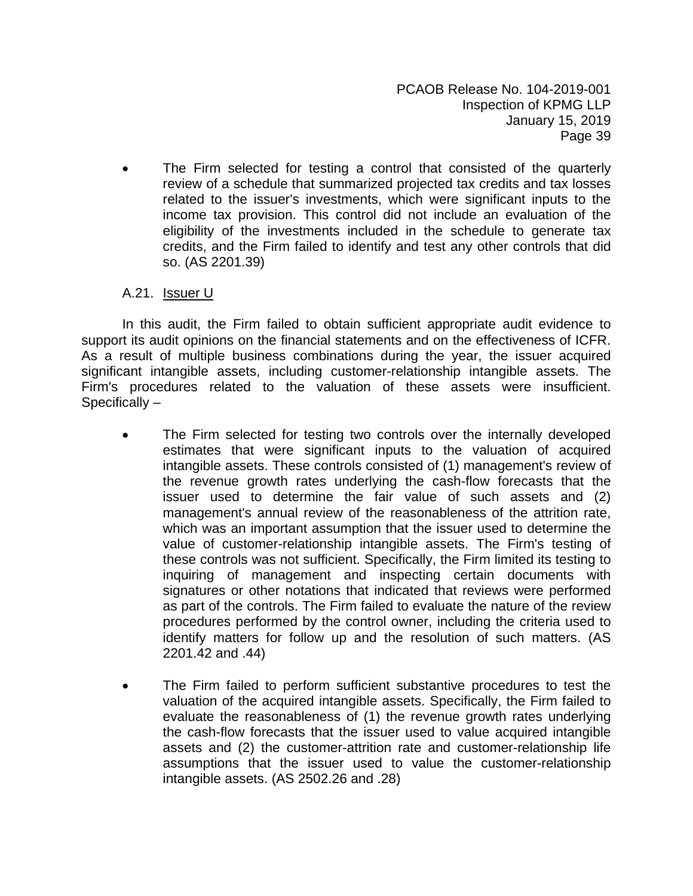- The Firm selected for testing a control that consisted of the quarterly review of a schedule that summarized projected tax credits and tax losses related to the issuer's investments, which were significant inputs to the income tax provision. This control did not include an evaluation of the eligibility of the investments included in the schedule to generate tax credits, and the Firm failed to identify and test any other controls that did so. (AS 2201.39)

A.21. Issuer U

In this audit, the Firm failed to obtain sufficient appropriate audit evidence to support its audit opinions on the financial statements and on the effectiveness of ICFR. As a result of multiple business combinations during the year, the issuer acquired significant intangible assets, including customer-relationship intangible assets. The Firm's procedures related to the valuation of these assets were insufficient. Specifically –

- The Firm selected for testing two controls over the internally developed estimates that were significant inputs to the valuation of acquired intangible assets. These controls consisted of (1) management's review of the revenue growth rates underlying the cash-flow forecasts that the issuer used to determine the fair value of such assets and (2) management's annual review of the reasonableness of the attrition rate, which was an important assumption that the issuer used to determine the value of customer-relationship intangible assets. The Firm's testing of these controls was not sufficient. Specifically, the Firm limited its testing to inquiring of management and inspecting certain documents with signatures or other notations that indicated that reviews were performed as part of the controls. The Firm failed to evaluate the nature of the review procedures performed by the control owner, including the criteria used to identify matters for follow up and the resolution of such matters. (AS 2201.42 and .44)

- The Firm failed to perform sufficient substantive procedures to test the valuation of the acquired intangible assets. Specifically, the Firm failed to evaluate the reasonableness of (1) the revenue growth rates underlying the cash-flow forecasts that the issuer used to value acquired intangible assets and (2) the customer-attrition rate and customer-relationship life assumptions that the issuer used to value the customer-relationship intangible assets. (AS 2502.26 and .28)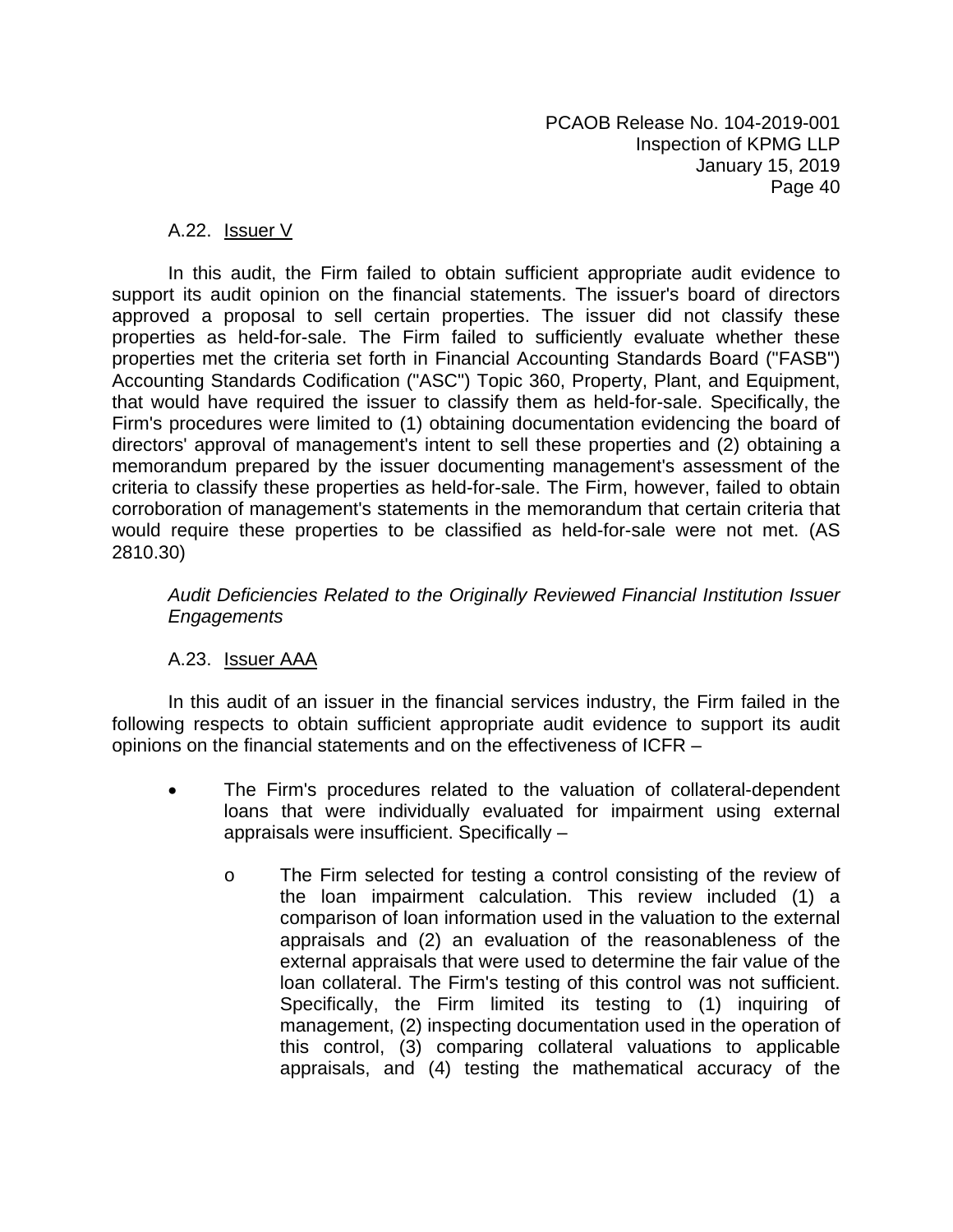A.22. Issuer V

In this audit, the Firm failed to obtain sufficient appropriate audit evidence to support its audit opinion on the financial statements. The issuer's board of directors approved a proposal to sell certain properties. The issuer did not classify these properties as held-for-sale. The Firm failed to sufficiently evaluate whether these properties met the criteria set forth in Financial Accounting Standards Board ("FASB") Accounting Standards Codification ("ASC") Topic 360, Property, Plant, and Equipment, that would have required the issuer to classify them as held-for-sale. Specifically, the Firm's procedures were limited to (1) obtaining documentation evidencing the board of directors' approval of management's intent to sell these properties and (2) obtaining a memorandum prepared by the issuer documenting management's assessment of the criteria to classify these properties as held-for-sale. The Firm, however, failed to obtain corroboration of management's statements in the memorandum that certain criteria that would require these properties to be classified as held-for-sale were not met. (AS 2810.30)

*Audit Deficiencies Related to the Originally Reviewed Financial Institution Issuer Engagements*

A.23. Issuer AAA

In this audit of an issuer in the financial services industry, the Firm failed in the following respects to obtain sufficient appropriate audit evidence to support its audit opinions on the financial statements and on the effectiveness of ICFR –

- The Firm's procedures related to the valuation of collateral-dependent loans that were individually evaluated for impairment using external appraisals were insufficient. Specifically –
    - The Firm selected for testing a control consisting of the review of the loan impairment calculation. This review included (1) a comparison of loan information used in the valuation to the external appraisals and (2) an evaluation of the reasonableness of the external appraisals that were used to determine the fair value of the loan collateral. The Firm's testing of this control was not sufficient. Specifically, the Firm limited its testing to (1) inquiring of management, (2) inspecting documentation used in the operation of this control, (3) comparing collateral valuations to applicable appraisals, and (4) testing the mathematical accuracy of the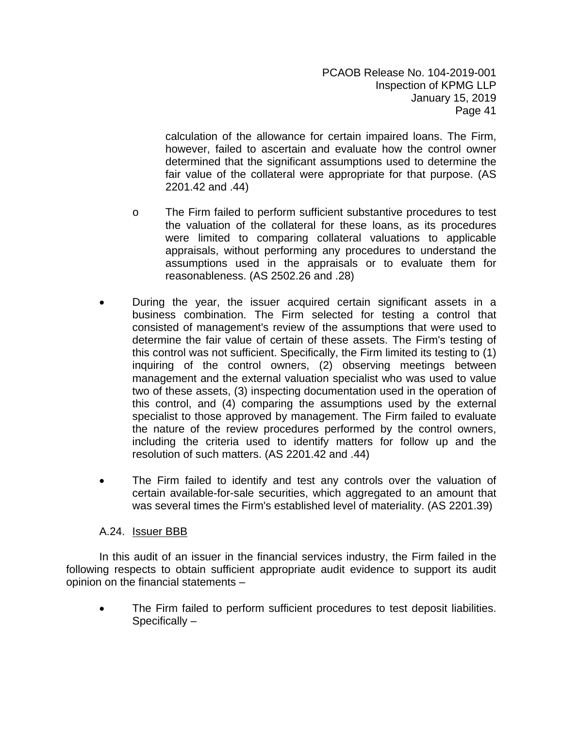calculation of the allowance for certain impaired loans. The Firm, however, failed to ascertain and evaluate how the control owner determined that the significant assumptions used to determine the fair value of the collateral were appropriate for that purpose. (AS 2201.42 and .44)

  - The Firm failed to perform sufficient substantive procedures to test the valuation of the collateral for these loans, as its procedures were limited to comparing collateral valuations to applicable appraisals, without performing any procedures to understand the assumptions used in the appraisals or to evaluate them for reasonableness. (AS 2502.26 and .28)

- During the year, the issuer acquired certain significant assets in a business combination. The Firm selected for testing a control that consisted of management's review of the assumptions that were used to determine the fair value of certain of these assets. The Firm's testing of this control was not sufficient. Specifically, the Firm limited its testing to (1) inquiring of the control owners, (2) observing meetings between management and the external valuation specialist who was used to value two of these assets, (3) inspecting documentation used in the operation of this control, and (4) comparing the assumptions used by the external specialist to those approved by management. The Firm failed to evaluate the nature of the review procedures performed by the control owners, including the criteria used to identify matters for follow up and the resolution of such matters. (AS 2201.42 and .44)

- The Firm failed to identify and test any controls over the valuation of certain available-for-sale securities, which aggregated to an amount that was several times the Firm's established level of materiality. (AS 2201.39)

A.24. Issuer BBB

In this audit of an issuer in the financial services industry, the Firm failed in the following respects to obtain sufficient appropriate audit evidence to support its audit opinion on the financial statements –

- The Firm failed to perform sufficient procedures to test deposit liabilities. Specifically –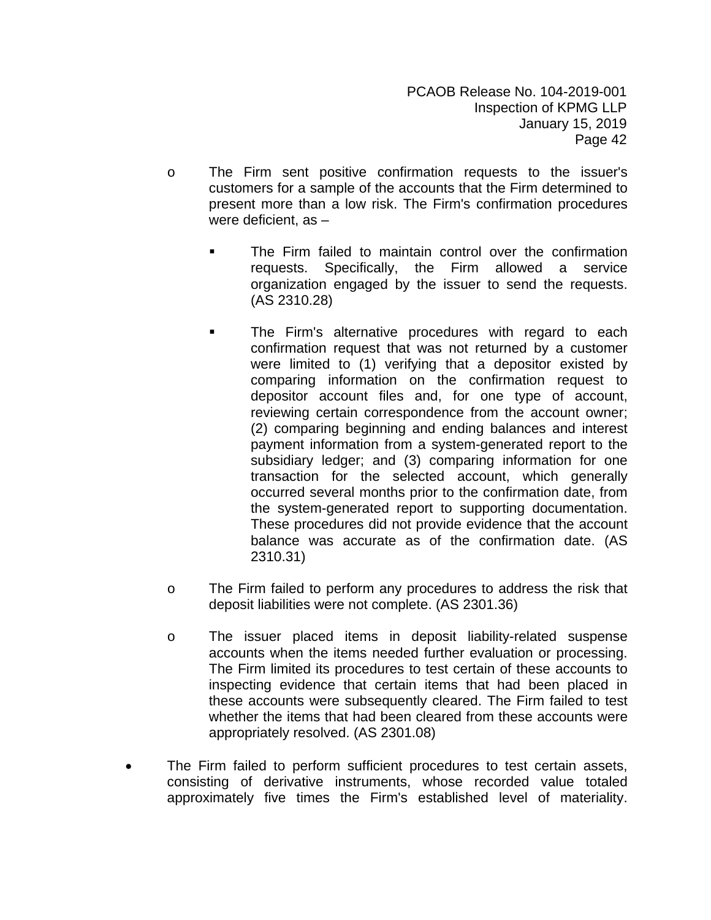- The Firm sent positive confirmation requests to the issuer's customers for a sample of the accounts that the Firm determined to present more than a low risk. The Firm's confirmation procedures were deficient, as –

  - The Firm failed to maintain control over the confirmation requests. Specifically, the Firm allowed a service organization engaged by the issuer to send the requests. (AS 2310.28)

  - The Firm's alternative procedures with regard to each confirmation request that was not returned by a customer were limited to (1) verifying that a depositor existed by comparing information on the confirmation request to depositor account files and, for one type of account, reviewing certain correspondence from the account owner; (2) comparing beginning and ending balances and interest payment information from a system-generated report to the subsidiary ledger; and (3) comparing information for one transaction for the selected account, which generally occurred several months prior to the confirmation date, from the system-generated report to supporting documentation. These procedures did not provide evidence that the account balance was accurate as of the confirmation date. (AS 2310.31)

- The Firm failed to perform any procedures to address the risk that deposit liabilities were not complete. (AS 2301.36)

- The issuer placed items in deposit liability-related suspense accounts when the items needed further evaluation or processing. The Firm limited its procedures to test certain of these accounts to inspecting evidence that certain items that had been placed in these accounts were subsequently cleared. The Firm failed to test whether the items that had been cleared from these accounts were appropriately resolved. (AS 2301.08)

- The Firm failed to perform sufficient procedures to test certain assets, consisting of derivative instruments, whose recorded value totaled approximately five times the Firm's established level of materiality.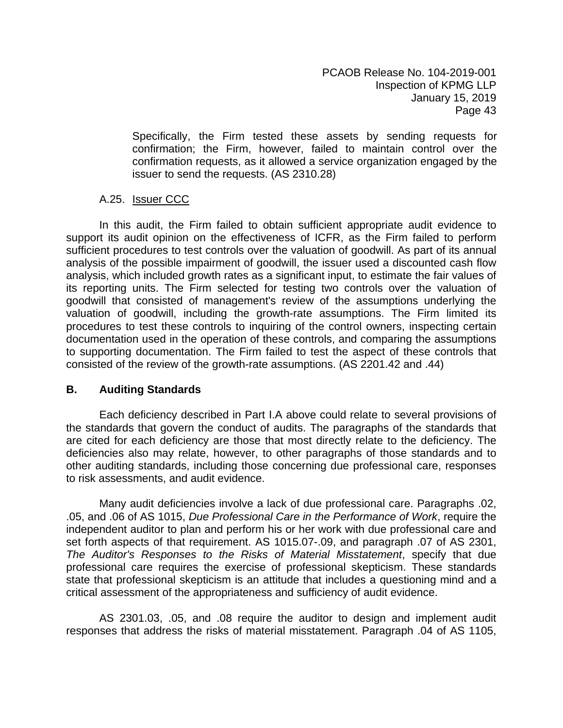Specifically, the Firm tested these assets by sending requests for confirmation; the Firm, however, failed to maintain control over the confirmation requests, as it allowed a service organization engaged by the issuer to send the requests. (AS 2310.28)

A.25. Issuer CCC

In this audit, the Firm failed to obtain sufficient appropriate audit evidence to support its audit opinion on the effectiveness of ICFR, as the Firm failed to perform sufficient procedures to test controls over the valuation of goodwill. As part of its annual analysis of the possible impairment of goodwill, the issuer used a discounted cash flow analysis, which included growth rates as a significant input, to estimate the fair values of its reporting units. The Firm selected for testing two controls over the valuation of goodwill that consisted of management's review of the assumptions underlying the valuation of goodwill, including the growth-rate assumptions. The Firm limited its procedures to test these controls to inquiring of the control owners, inspecting certain documentation used in the operation of these controls, and comparing the assumptions to supporting documentation. The Firm failed to test the aspect of these controls that consisted of the review of the growth-rate assumptions. (AS 2201.42 and .44)

## B. Auditing Standards

Each deficiency described in Part I.A above could relate to several provisions of the standards that govern the conduct of audits. The paragraphs of the standards that are cited for each deficiency are those that most directly relate to the deficiency. The deficiencies also may relate, however, to other paragraphs of those standards and to other auditing standards, including those concerning due professional care, responses to risk assessments, and audit evidence.

Many audit deficiencies involve a lack of due professional care. Paragraphs .02, .05, and .06 of AS 1015, *Due Professional Care in the Performance of Work*, require the independent auditor to plan and perform his or her work with due professional care and set forth aspects of that requirement. AS 1015.07-.09, and paragraph .07 of AS 2301, *The Auditor's Responses to the Risks of Material Misstatement*, specify that due professional care requires the exercise of professional skepticism. These standards state that professional skepticism is an attitude that includes a questioning mind and a critical assessment of the appropriateness and sufficiency of audit evidence.

AS 2301.03, .05, and .08 require the auditor to design and implement audit responses that address the risks of material misstatement. Paragraph .04 of AS 1105,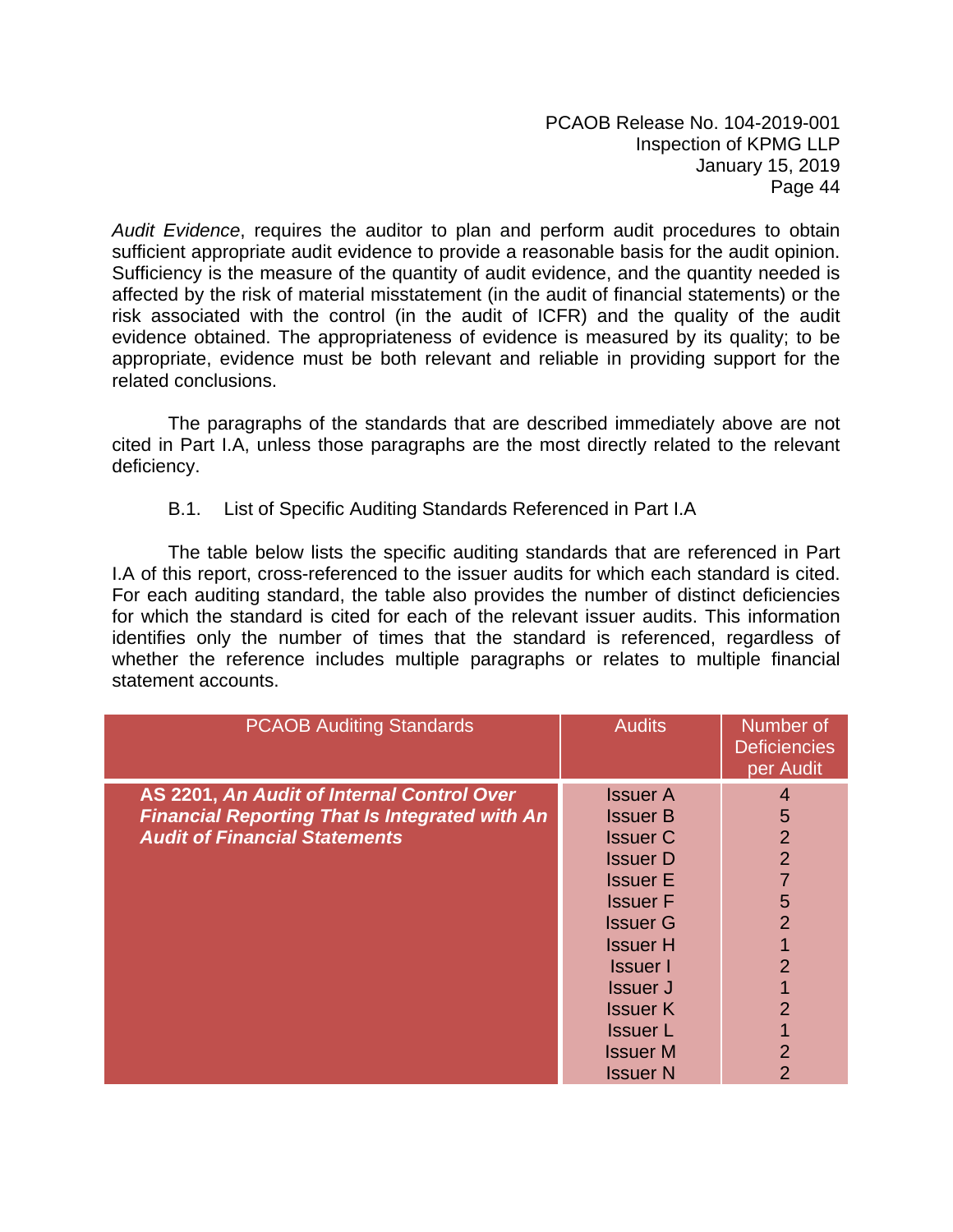*Audit Evidence*, requires the auditor to plan and perform audit procedures to obtain sufficient appropriate audit evidence to provide a reasonable basis for the audit opinion. Sufficiency is the measure of the quantity of audit evidence, and the quantity needed is affected by the risk of material misstatement (in the audit of financial statements) or the risk associated with the control (in the audit of ICFR) and the quality of the audit evidence obtained. The appropriateness of evidence is measured by its quality; to be appropriate, evidence must be both relevant and reliable in providing support for the related conclusions.

The paragraphs of the standards that are described immediately above are not cited in Part I.A, unless those paragraphs are the most directly related to the relevant deficiency.

B.1. List of Specific Auditing Standards Referenced in Part I.A

The table below lists the specific auditing standards that are referenced in Part I.A of this report, cross-referenced to the issuer audits for which each standard is cited. For each auditing standard, the table also provides the number of distinct deficiencies for which the standard is cited for each of the relevant issuer audits. This information identifies only the number of times that the standard is referenced, regardless of whether the reference includes multiple paragraphs or relates to multiple financial statement accounts.

| PCAOB Auditing Standards | Audits | Number of Deficiencies per Audit |
|---|---|---|
| **AS 2201, *An Audit of Internal Control Over Financial Reporting That Is Integrated with An Audit of Financial Statements*** | Issuer A | 4 |
| | Issuer B | 5 |
| | Issuer C | 2 |
| | Issuer D | 2 |
| | Issuer E | 7 |
| | Issuer F | 5 |
| | Issuer G | 2 |
| | Issuer H | 1 |
| | Issuer I | 2 |
| | Issuer J | 1 |
| | Issuer K | 2 |
| | Issuer L | 1 |
| | Issuer M | 2 |
| | Issuer N | 2 |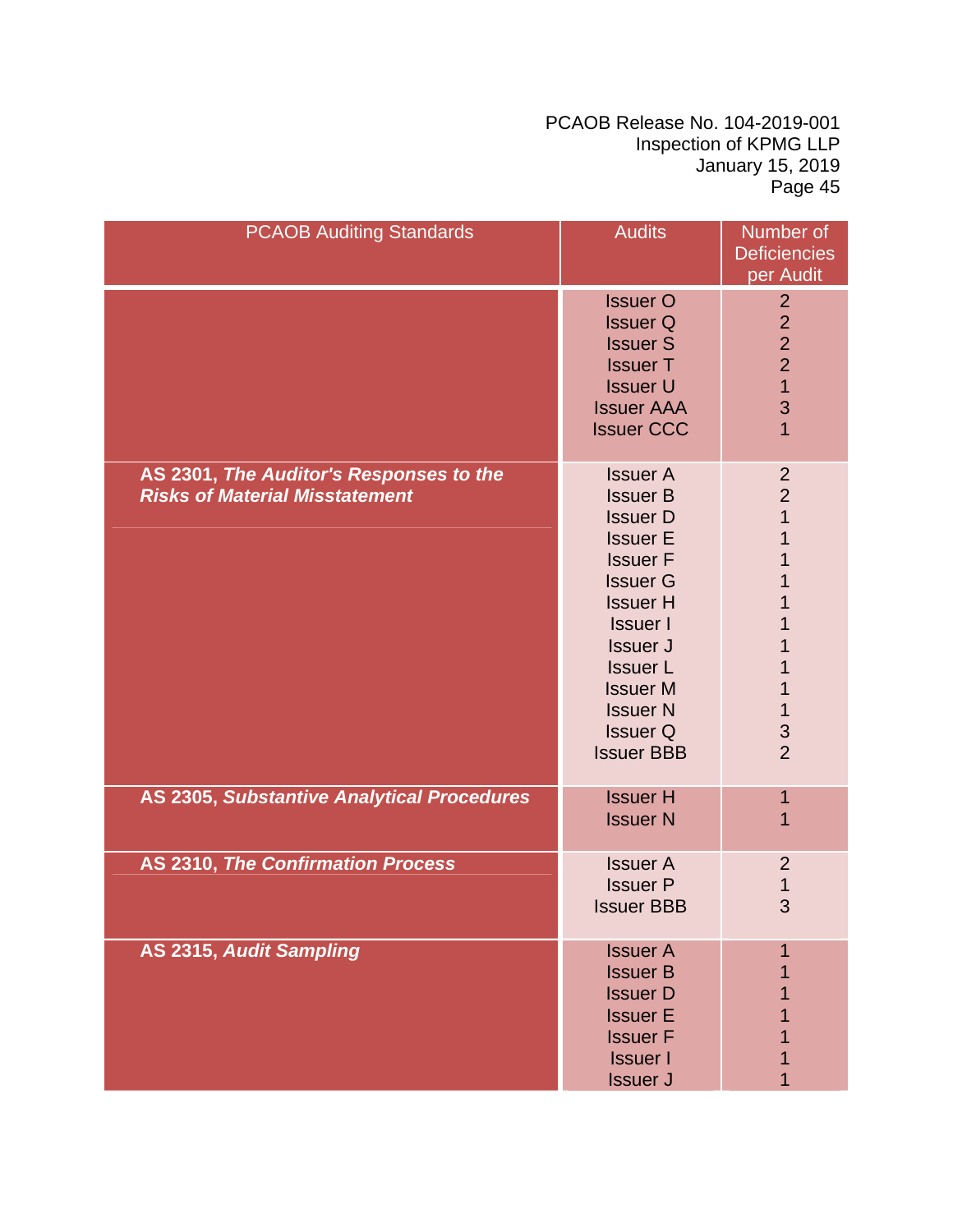| PCAOB Auditing Standards | Audits | Number of Deficiencies per Audit |
|---|---|---|
| | Issuer O | 2 |
| | Issuer Q | 2 |
| | Issuer S | 2 |
| | Issuer T | 2 |
| | Issuer U | 1 |
| | Issuer AAA | 3 |
| | Issuer CCC | 1 |
| **AS 2301, *The Auditor's Responses to the Risks of Material Misstatement*** | Issuer A | 2 |
| | Issuer B | 2 |
| | Issuer D | 1 |
| | Issuer E | 1 |
| | Issuer F | 1 |
| | Issuer G | 1 |
| | Issuer H | 1 |
| | Issuer I | 1 |
| | Issuer J | 1 |
| | Issuer L | 1 |
| | Issuer M | 1 |
| | Issuer N | 1 |
| | Issuer Q | 3 |
| | Issuer BBB | 2 |
| **AS 2305, *Substantive Analytical Procedures*** | Issuer H | 1 |
| | Issuer N | 1 |
| **AS 2310, *The Confirmation Process*** | Issuer A | 2 |
| | Issuer P | 1 |
| | Issuer BBB | 3 |
| **AS 2315, *Audit Sampling*** | Issuer A | 1 |
| | Issuer B | 1 |
| | Issuer D | 1 |
| | Issuer E | 1 |
| | Issuer F | 1 |
| | Issuer I | 1 |
| | Issuer J | 1 |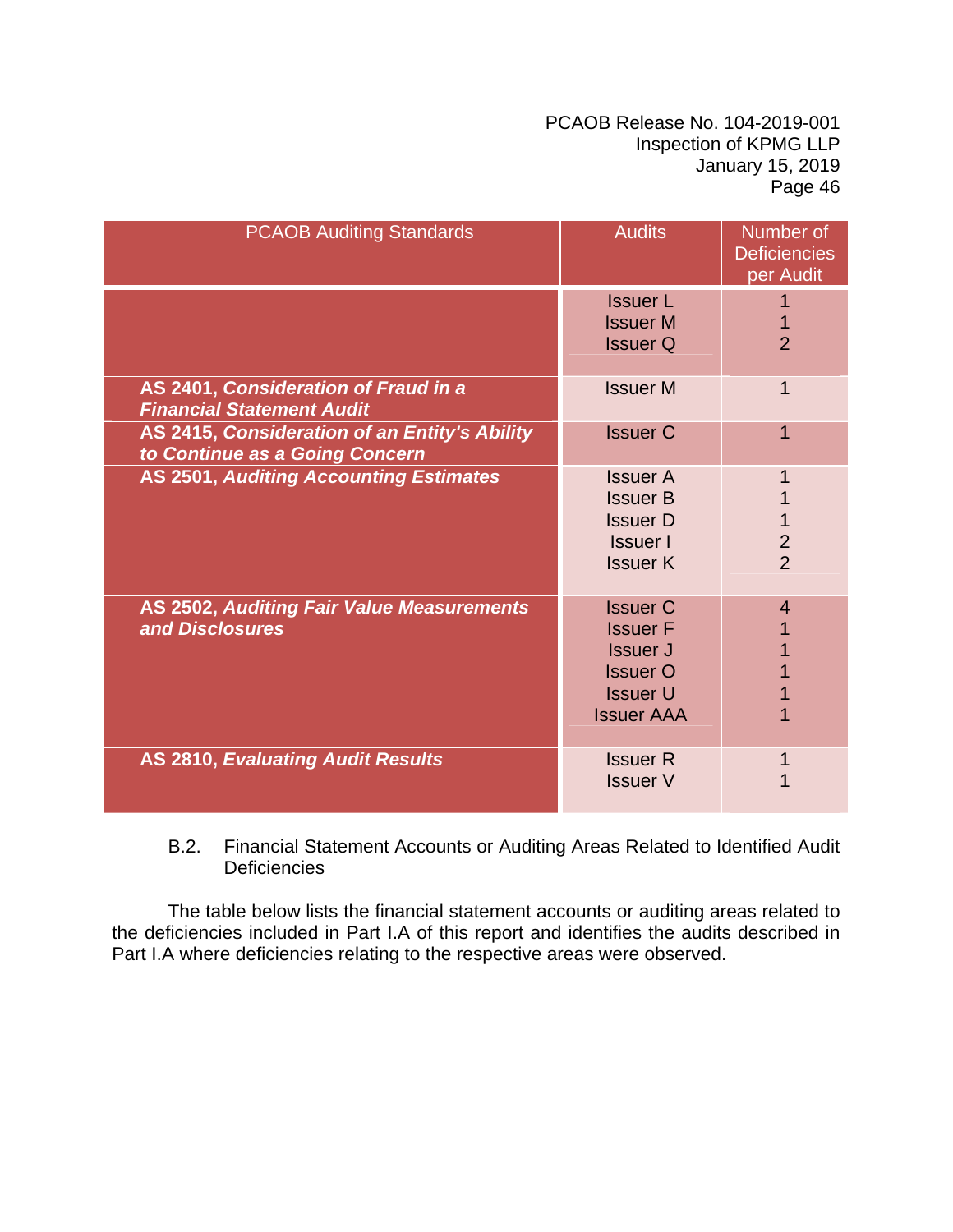| PCAOB Auditing Standards | Audits | Number of Deficiencies per Audit |
|---|---|---|
| | Issuer L<br>Issuer M<br>Issuer Q | 1<br>1<br>2 |
| **AS 2401, *Consideration of Fraud in a Financial Statement Audit*** | Issuer M | 1 |
| **AS 2415, *Consideration of an Entity's Ability to Continue as a Going Concern*** | Issuer C | 1 |
| **AS 2501, *Auditing Accounting Estimates*** | Issuer A<br>Issuer B<br>Issuer D<br>Issuer I<br>Issuer K | 1<br>1<br>1<br>2<br>2 |
| **AS 2502, *Auditing Fair Value Measurements and Disclosures*** | Issuer C<br>Issuer F<br>Issuer J<br>Issuer O<br>Issuer U<br>Issuer AAA | 4<br>1<br>1<br>1<br>1<br>1 |
| **AS 2810, *Evaluating Audit Results*** | Issuer R<br>Issuer V | 1<br>1 |

B.2. Financial Statement Accounts or Auditing Areas Related to Identified Audit Deficiencies

The table below lists the financial statement accounts or auditing areas related to the deficiencies included in Part I.A of this report and identifies the audits described in Part I.A where deficiencies relating to the respective areas were observed.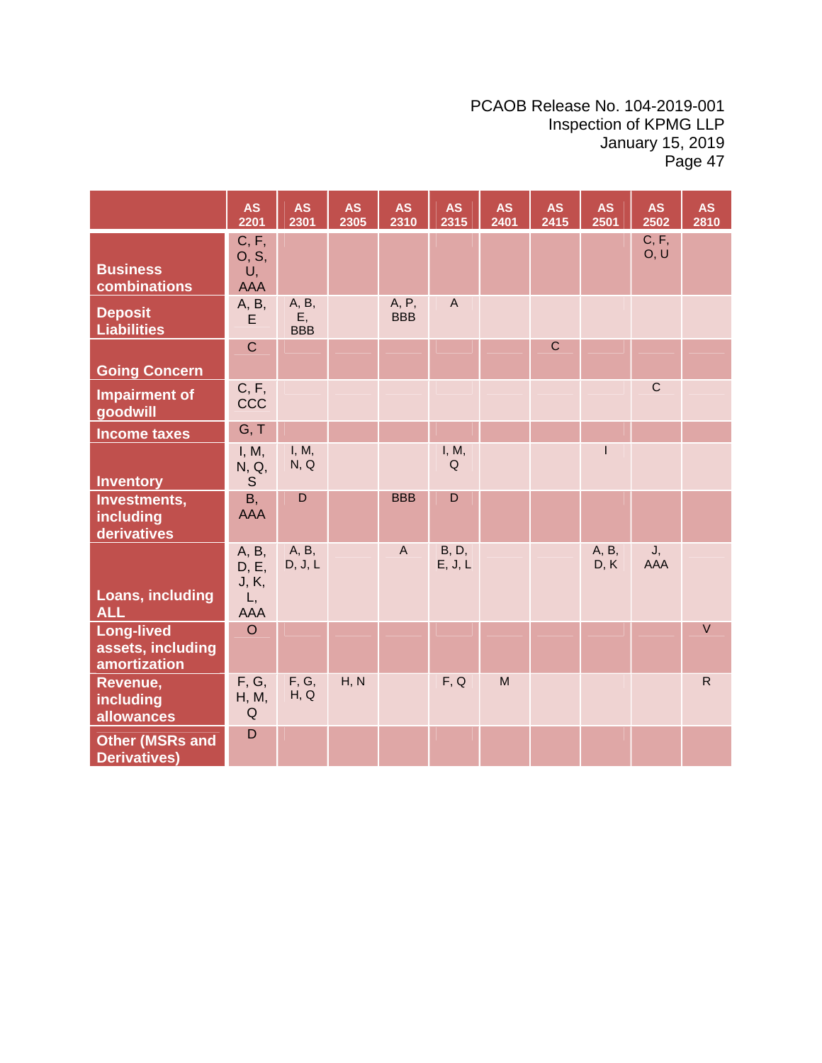| | AS 2201 | AS 2301 | AS 2305 | AS 2310 | AS 2315 | AS 2401 | AS 2415 | AS 2501 | AS 2502 | AS 2810 |
|---|---|---|---|---|---|---|---|---|---|---|
| **Business combinations** | C, F, O, S, U, AAA | | | | | | | | C, F, O, U | |
| **Deposit Liabilities** | A, B, E | A, B, E, BBB | | A, P, BBB | A | | | | | |
| **Going Concern** | C | | | | | | C | | | |
| **Impairment of goodwill** | C, F, CCC | | | | | | | | C | |
| **Income taxes** | G, T | | | | | | | | | |
| **Inventory** | I, M, N, Q, S | I, M, N, Q | | | I, M, Q | | | I | | |
| **Investments, including derivatives** | B, AAA | D | | BBB | D | | | | | |
| **Loans, including ALL** | A, B, D, E, J, K, L, AAA | A, B, D, J, L | | A | B, D, E, J, L | | | A, B, D, K | J, AAA | |
| **Long-lived assets, including amortization** | O | | | | | | | | | V |
| **Revenue, including allowances** | F, G, H, M, Q | F, G, H, Q | H, N | | F, Q | M | | | | R |
| **Other (MSRs and Derivatives)** | D | | | | | | | | | |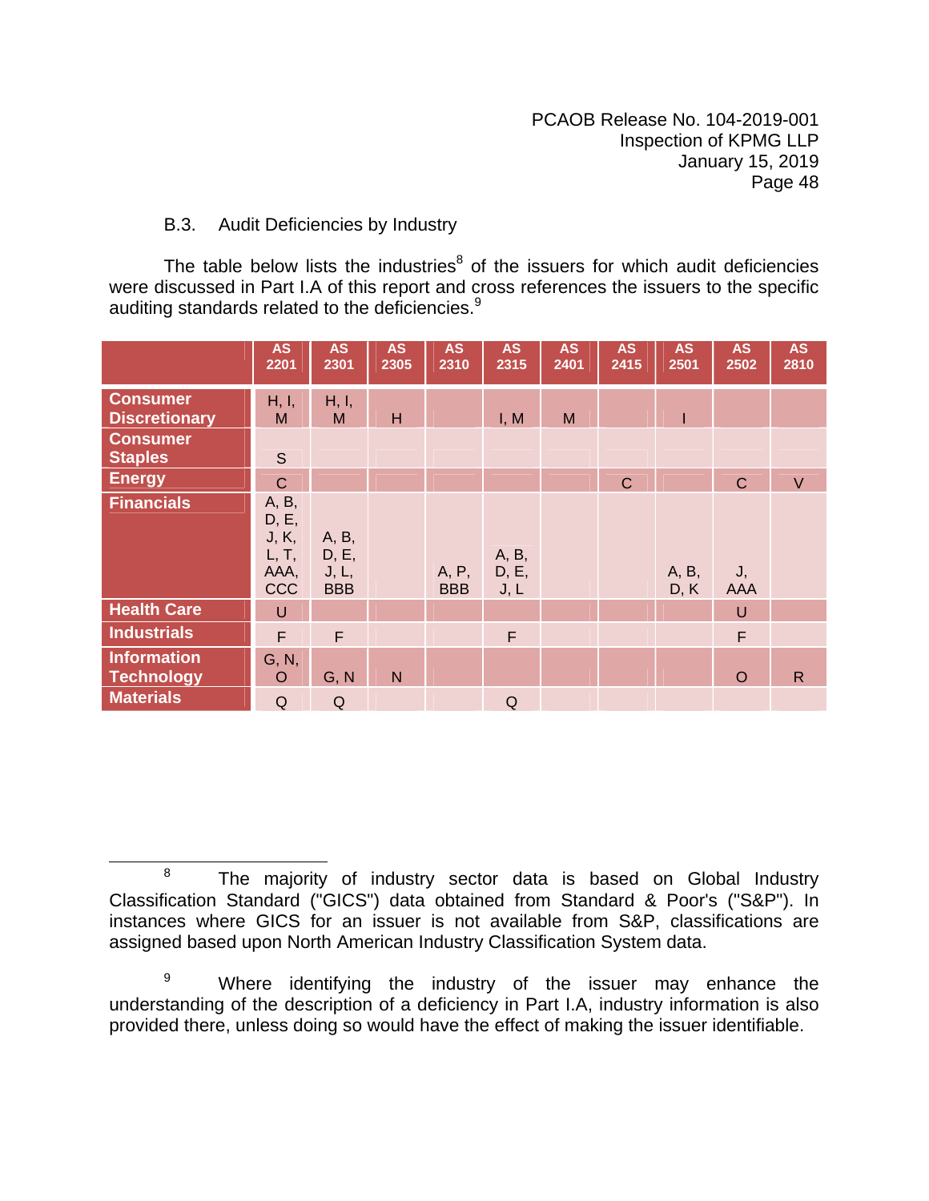B.3. Audit Deficiencies by Industry

The table below lists the industries[8] of the issuers for which audit deficiencies were discussed in Part I.A of this report and cross references the issuers to the specific auditing standards related to the deficiencies.[9]

| | AS 2201 | AS 2301 | AS 2305 | AS 2310 | AS 2315 | AS 2401 | AS 2415 | AS 2501 | AS 2502 | AS 2810 |
|---|---|---|---|---|---|---|---|---|---|---|
| **Consumer Discretionary** | H, I, M | H, I, M | H | | I, M | M | | I | | |
| **Consumer Staples** | S | | | | | | | | | |
| **Energy** | C | | | | | | C | | C | V |
| **Financials** | A, B, D, E, J, K, L, T, AAA, CCC | A, B, D, E, J, L, BBB | | A, P, BBB | A, B, D, E, J, L | | | A, B, D, K | J, AAA | |
| **Health Care** | U | | | | | | | | U | |
| **Industrials** | F | F | | | F | | | | F | |
| **Information Technology** | G, N, O | G, N | N | | | | | | O | R |
| **Materials** | Q | Q | | | Q | | | | | |

---

[8] The majority of industry sector data is based on Global Industry Classification Standard ("GICS") data obtained from Standard & Poor's ("S&P"). In instances where GICS for an issuer is not available from S&P, classifications are assigned based upon North American Industry Classification System data.

[9] Where identifying the industry of the issuer may enhance the understanding of the description of a deficiency in Part I.A, industry information is also provided there, unless doing so would have the effect of making the issuer identifiable.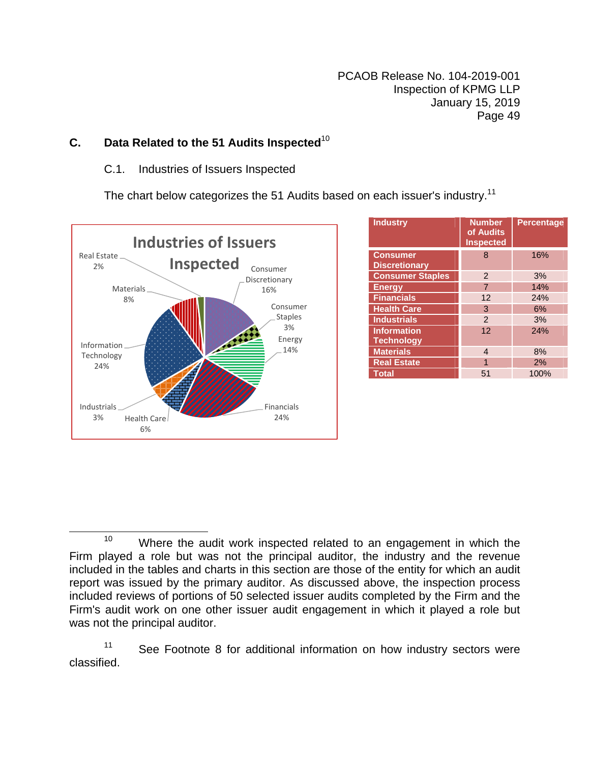## C. Data Related to the 51 Audits Inspected[10]

### C.1. Industries of Issuers Inspected

The chart below categorizes the 51 Audits based on each issuer's industry.[11]

| Industry | Number of Audits Inspected | Percentage |
|---|---|---|
| Consumer Discretionary | 8 | 16% |
| Consumer Staples | 2 | 3% |
| Energy | 7 | 14% |
| Financials | 12 | 24% |
| Health Care | 3 | 6% |
| Industrials | 2 | 3% |
| Information Technology | 12 | 24% |
| Materials | 4 | 8% |
| Real Estate | 1 | 2% |
| Total | 51 | 100% |

---

[10] Where the audit work inspected related to an engagement in which the Firm played a role but was not the principal auditor, the industry and the revenue included in the tables and charts in this section are those of the entity for which an audit report was issued by the primary auditor. As discussed above, the inspection process included reviews of portions of 50 selected issuer audits completed by the Firm and the Firm's audit work on one other issuer audit engagement in which it played a role but was not the principal auditor.

[11] See Footnote 8 for additional information on how industry sectors were classified.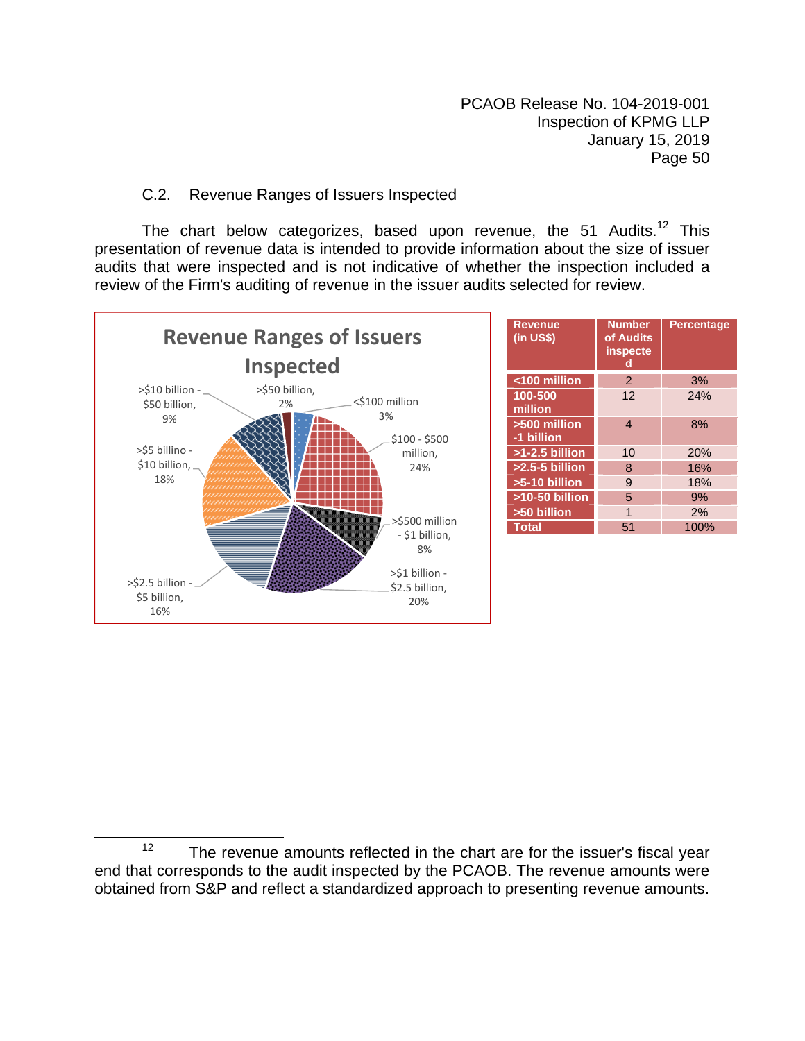### C.2. Revenue Ranges of Issuers Inspected

The chart below categorizes, based upon revenue, the 51 Audits.[12] This presentation of revenue data is intended to provide information about the size of issuer audits that were inspected and is not indicative of whether the inspection included a review of the Firm's auditing of revenue in the issuer audits selected for review.

**Revenue Ranges of Issuers Inspected**

| Revenue (in US$) | Number of Audits inspected | Percentage |
|---|---|---|
| <100 million | 2 | 3% |
| 100-500 million | 12 | 24% |
| >500 million -1 billion | 4 | 8% |
| >1-2.5 billion | 10 | 20% |
| >2.5-5 billion | 8 | 16% |
| >5-10 billion | 9 | 18% |
| >10-50 billion | 5 | 9% |
| >50 billion | 1 | 2% |
| Total | 51 | 100% |

[12] The revenue amounts reflected in the chart are for the issuer's fiscal year end that corresponds to the audit inspected by the PCAOB. The revenue amounts were obtained from S&P and reflect a standardized approach to presenting revenue amounts.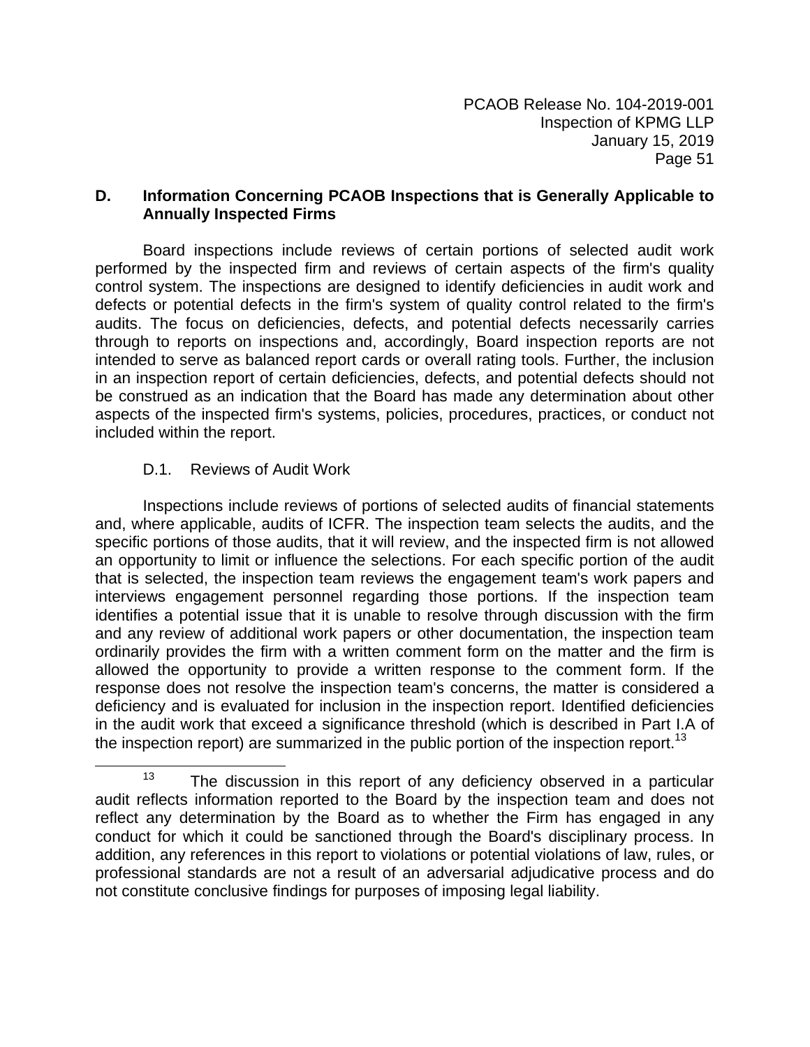## D. Information Concerning PCAOB Inspections that is Generally Applicable to Annually Inspected Firms

Board inspections include reviews of certain portions of selected audit work performed by the inspected firm and reviews of certain aspects of the firm's quality control system. The inspections are designed to identify deficiencies in audit work and defects or potential defects in the firm's system of quality control related to the firm's audits. The focus on deficiencies, defects, and potential defects necessarily carries through to reports on inspections and, accordingly, Board inspection reports are not intended to serve as balanced report cards or overall rating tools. Further, the inclusion in an inspection report of certain deficiencies, defects, and potential defects should not be construed as an indication that the Board has made any determination about other aspects of the inspected firm's systems, policies, procedures, practices, or conduct not included within the report.

### D.1. Reviews of Audit Work

Inspections include reviews of portions of selected audits of financial statements and, where applicable, audits of ICFR. The inspection team selects the audits, and the specific portions of those audits, that it will review, and the inspected firm is not allowed an opportunity to limit or influence the selections. For each specific portion of the audit that is selected, the inspection team reviews the engagement team's work papers and interviews engagement personnel regarding those portions. If the inspection team identifies a potential issue that it is unable to resolve through discussion with the firm and any review of additional work papers or other documentation, the inspection team ordinarily provides the firm with a written comment form on the matter and the firm is allowed the opportunity to provide a written response to the comment form. If the response does not resolve the inspection team's concerns, the matter is considered a deficiency and is evaluated for inclusion in the inspection report. Identified deficiencies in the audit work that exceed a significance threshold (which is described in Part I.A of the inspection report) are summarized in the public portion of the inspection report.[13]

[13] The discussion in this report of any deficiency observed in a particular audit reflects information reported to the Board by the inspection team and does not reflect any determination by the Board as to whether the Firm has engaged in any conduct for which it could be sanctioned through the Board's disciplinary process. In addition, any references in this report to violations or potential violations of law, rules, or professional standards are not a result of an adversarial adjudicative process and do not constitute conclusive findings for purposes of imposing legal liability.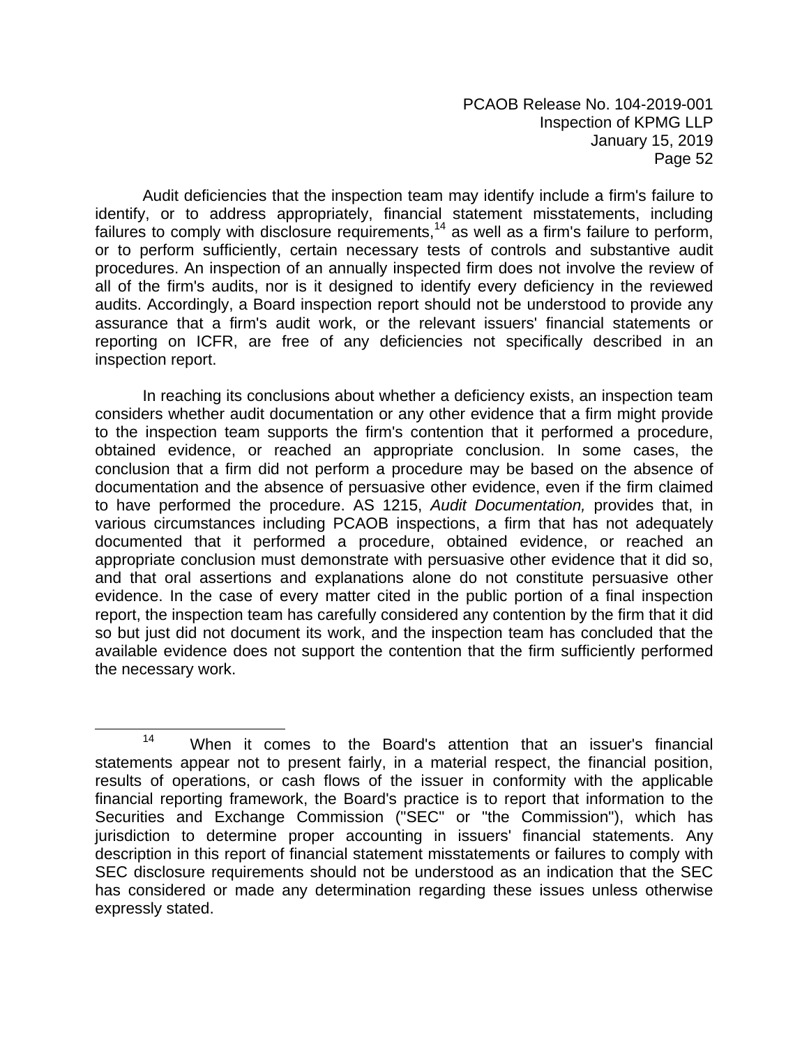Audit deficiencies that the inspection team may identify include a firm's failure to identify, or to address appropriately, financial statement misstatements, including failures to comply with disclosure requirements,[14] as well as a firm's failure to perform, or to perform sufficiently, certain necessary tests of controls and substantive audit procedures. An inspection of an annually inspected firm does not involve the review of all of the firm's audits, nor is it designed to identify every deficiency in the reviewed audits. Accordingly, a Board inspection report should not be understood to provide any assurance that a firm's audit work, or the relevant issuers' financial statements or reporting on ICFR, are free of any deficiencies not specifically described in an inspection report.

In reaching its conclusions about whether a deficiency exists, an inspection team considers whether audit documentation or any other evidence that a firm might provide to the inspection team supports the firm's contention that it performed a procedure, obtained evidence, or reached an appropriate conclusion. In some cases, the conclusion that a firm did not perform a procedure may be based on the absence of documentation and the absence of persuasive other evidence, even if the firm claimed to have performed the procedure. AS 1215, *Audit Documentation,* provides that, in various circumstances including PCAOB inspections, a firm that has not adequately documented that it performed a procedure, obtained evidence, or reached an appropriate conclusion must demonstrate with persuasive other evidence that it did so, and that oral assertions and explanations alone do not constitute persuasive other evidence. In the case of every matter cited in the public portion of a final inspection report, the inspection team has carefully considered any contention by the firm that it did so but just did not document its work, and the inspection team has concluded that the available evidence does not support the contention that the firm sufficiently performed the necessary work.

---

[14] When it comes to the Board's attention that an issuer's financial statements appear not to present fairly, in a material respect, the financial position, results of operations, or cash flows of the issuer in conformity with the applicable financial reporting framework, the Board's practice is to report that information to the Securities and Exchange Commission ("SEC" or "the Commission"), which has jurisdiction to determine proper accounting in issuers' financial statements. Any description in this report of financial statement misstatements or failures to comply with SEC disclosure requirements should not be understood as an indication that the SEC has considered or made any determination regarding these issues unless otherwise expressly stated.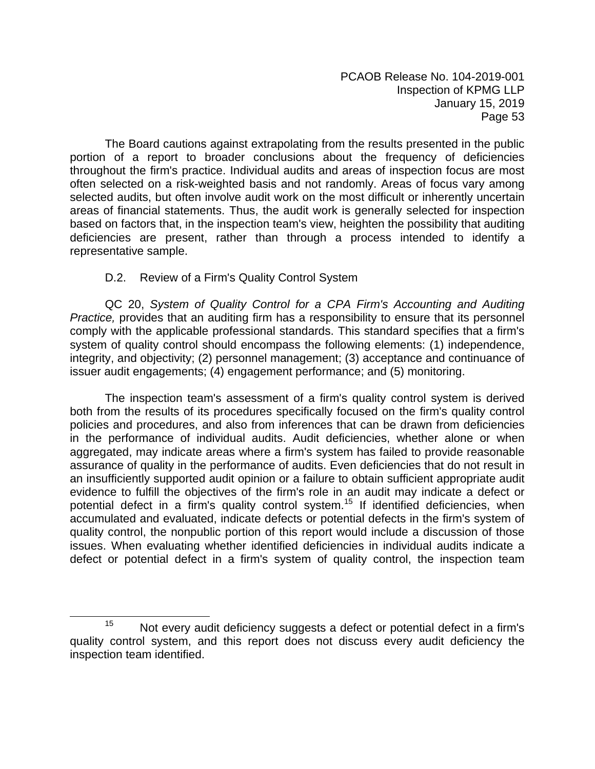The Board cautions against extrapolating from the results presented in the public portion of a report to broader conclusions about the frequency of deficiencies throughout the firm's practice. Individual audits and areas of inspection focus are most often selected on a risk-weighted basis and not randomly. Areas of focus vary among selected audits, but often involve audit work on the most difficult or inherently uncertain areas of financial statements. Thus, the audit work is generally selected for inspection based on factors that, in the inspection team's view, heighten the possibility that auditing deficiencies are present, rather than through a process intended to identify a representative sample.

D.2. Review of a Firm's Quality Control System

QC 20, *System of Quality Control for a CPA Firm's Accounting and Auditing Practice,* provides that an auditing firm has a responsibility to ensure that its personnel comply with the applicable professional standards. This standard specifies that a firm's system of quality control should encompass the following elements: (1) independence, integrity, and objectivity; (2) personnel management; (3) acceptance and continuance of issuer audit engagements; (4) engagement performance; and (5) monitoring.

The inspection team's assessment of a firm's quality control system is derived both from the results of its procedures specifically focused on the firm's quality control policies and procedures, and also from inferences that can be drawn from deficiencies in the performance of individual audits. Audit deficiencies, whether alone or when aggregated, may indicate areas where a firm's system has failed to provide reasonable assurance of quality in the performance of audits. Even deficiencies that do not result in an insufficiently supported audit opinion or a failure to obtain sufficient appropriate audit evidence to fulfill the objectives of the firm's role in an audit may indicate a defect or potential defect in a firm's quality control system.[15] If identified deficiencies, when accumulated and evaluated, indicate defects or potential defects in the firm's system of quality control, the nonpublic portion of this report would include a discussion of those issues. When evaluating whether identified deficiencies in individual audits indicate a defect or potential defect in a firm's system of quality control, the inspection team

[15] Not every audit deficiency suggests a defect or potential defect in a firm's quality control system, and this report does not discuss every audit deficiency the inspection team identified.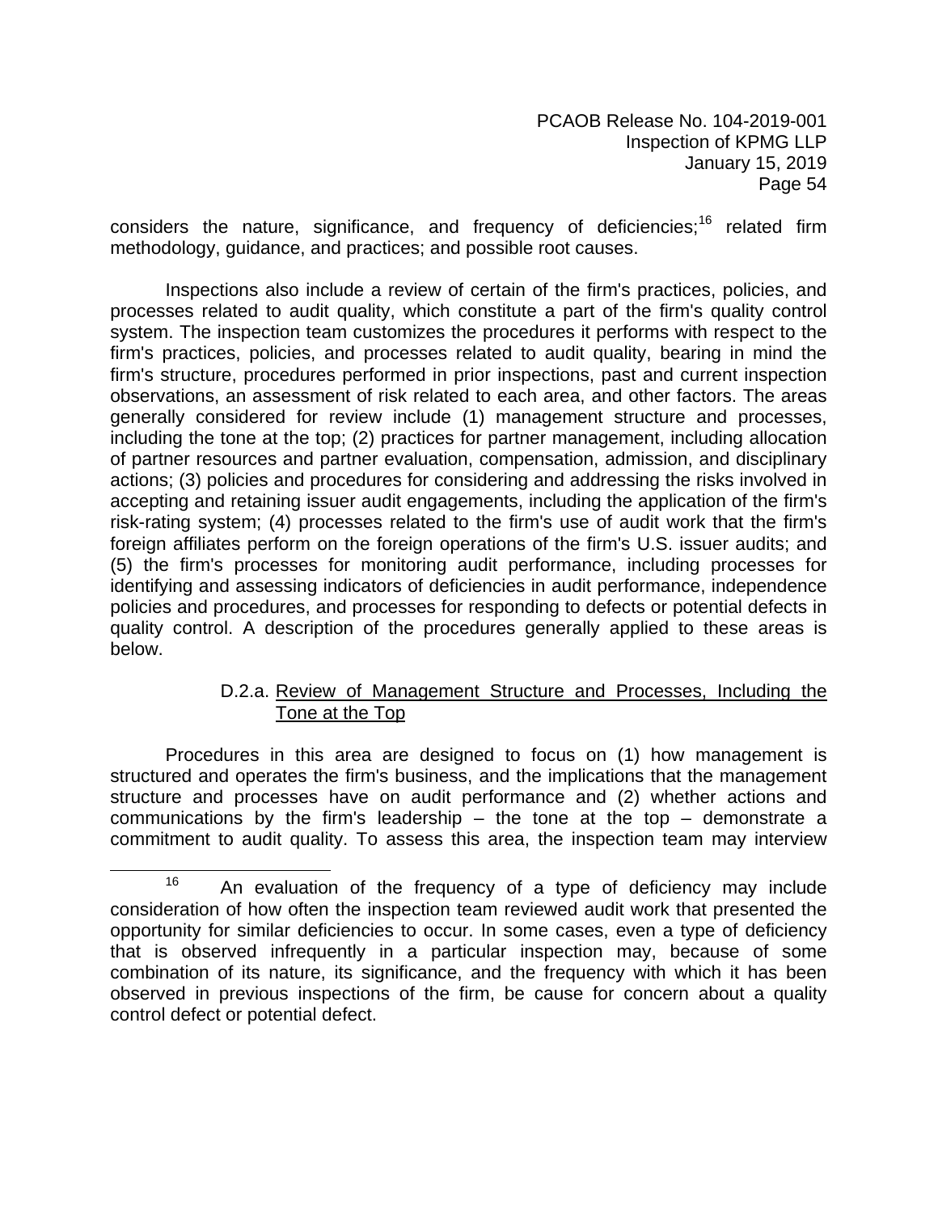considers the nature, significance, and frequency of deficiencies;[16] related firm methodology, guidance, and practices; and possible root causes.

Inspections also include a review of certain of the firm's practices, policies, and processes related to audit quality, which constitute a part of the firm's quality control system. The inspection team customizes the procedures it performs with respect to the firm's practices, policies, and processes related to audit quality, bearing in mind the firm's structure, procedures performed in prior inspections, past and current inspection observations, an assessment of risk related to each area, and other factors. The areas generally considered for review include (1) management structure and processes, including the tone at the top; (2) practices for partner management, including allocation of partner resources and partner evaluation, compensation, admission, and disciplinary actions; (3) policies and procedures for considering and addressing the risks involved in accepting and retaining issuer audit engagements, including the application of the firm's risk-rating system; (4) processes related to the firm's use of audit work that the firm's foreign affiliates perform on the foreign operations of the firm's U.S. issuer audits; and (5) the firm's processes for monitoring audit performance, including processes for identifying and assessing indicators of deficiencies in audit performance, independence policies and procedures, and processes for responding to defects or potential defects in quality control. A description of the procedures generally applied to these areas is below.

#### D.2.a. Review of Management Structure and Processes, Including the Tone at the Top

Procedures in this area are designed to focus on (1) how management is structured and operates the firm's business, and the implications that the management structure and processes have on audit performance and (2) whether actions and communications by the firm's leadership – the tone at the top – demonstrate a commitment to audit quality. To assess this area, the inspection team may interview

[16] An evaluation of the frequency of a type of deficiency may include consideration of how often the inspection team reviewed audit work that presented the opportunity for similar deficiencies to occur. In some cases, even a type of deficiency that is observed infrequently in a particular inspection may, because of some combination of its nature, its significance, and the frequency with which it has been observed in previous inspections of the firm, be cause for concern about a quality control defect or potential defect.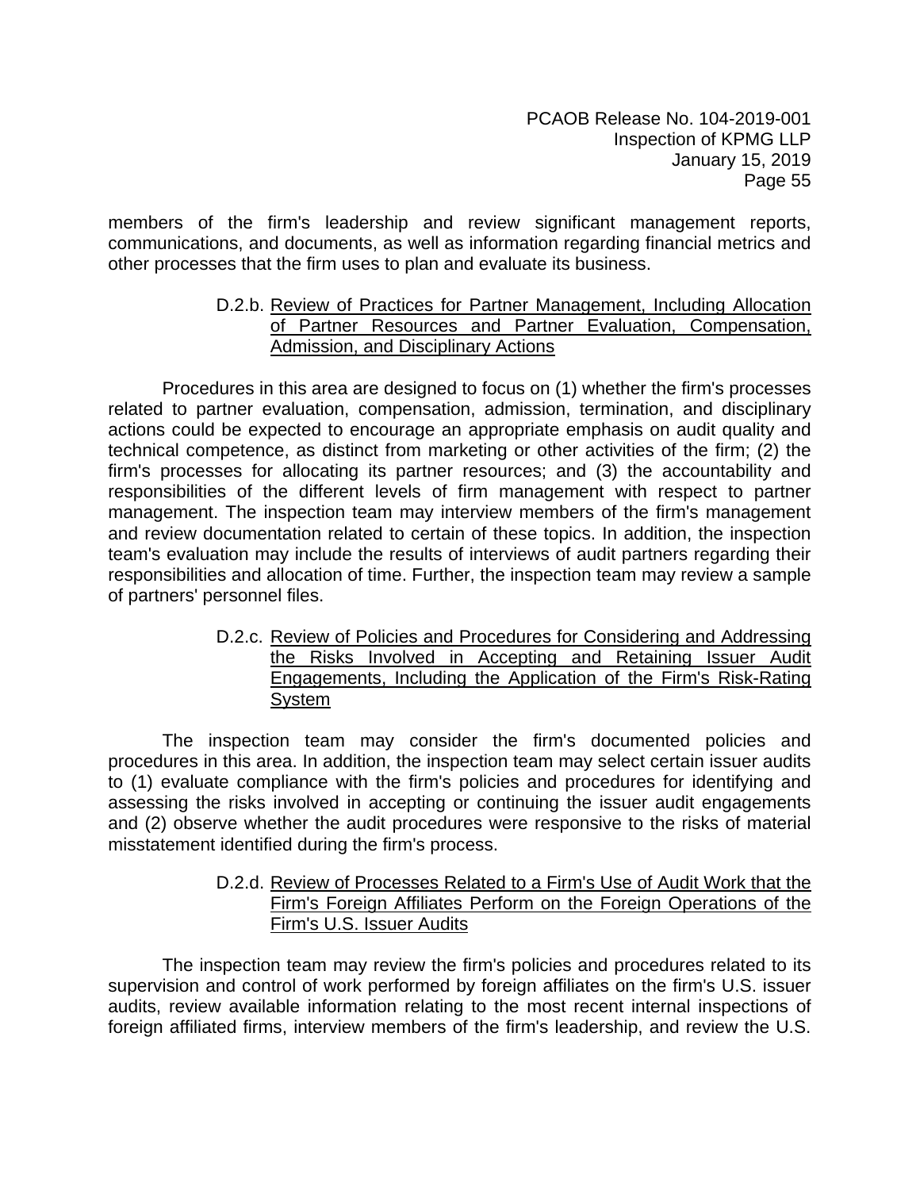members of the firm's leadership and review significant management reports, communications, and documents, as well as information regarding financial metrics and other processes that the firm uses to plan and evaluate its business.

#### D.2.b. Review of Practices for Partner Management, Including Allocation of Partner Resources and Partner Evaluation, Compensation, Admission, and Disciplinary Actions

Procedures in this area are designed to focus on (1) whether the firm's processes related to partner evaluation, compensation, admission, termination, and disciplinary actions could be expected to encourage an appropriate emphasis on audit quality and technical competence, as distinct from marketing or other activities of the firm; (2) the firm's processes for allocating its partner resources; and (3) the accountability and responsibilities of the different levels of firm management with respect to partner management. The inspection team may interview members of the firm's management and review documentation related to certain of these topics. In addition, the inspection team's evaluation may include the results of interviews of audit partners regarding their responsibilities and allocation of time. Further, the inspection team may review a sample of partners' personnel files.

#### D.2.c. Review of Policies and Procedures for Considering and Addressing the Risks Involved in Accepting and Retaining Issuer Audit Engagements, Including the Application of the Firm's Risk-Rating System

The inspection team may consider the firm's documented policies and procedures in this area. In addition, the inspection team may select certain issuer audits to (1) evaluate compliance with the firm's policies and procedures for identifying and assessing the risks involved in accepting or continuing the issuer audit engagements and (2) observe whether the audit procedures were responsive to the risks of material misstatement identified during the firm's process.

#### D.2.d. Review of Processes Related to a Firm's Use of Audit Work that the Firm's Foreign Affiliates Perform on the Foreign Operations of the Firm's U.S. Issuer Audits

The inspection team may review the firm's policies and procedures related to its supervision and control of work performed by foreign affiliates on the firm's U.S. issuer audits, review available information relating to the most recent internal inspections of foreign affiliated firms, interview members of the firm's leadership, and review the U.S.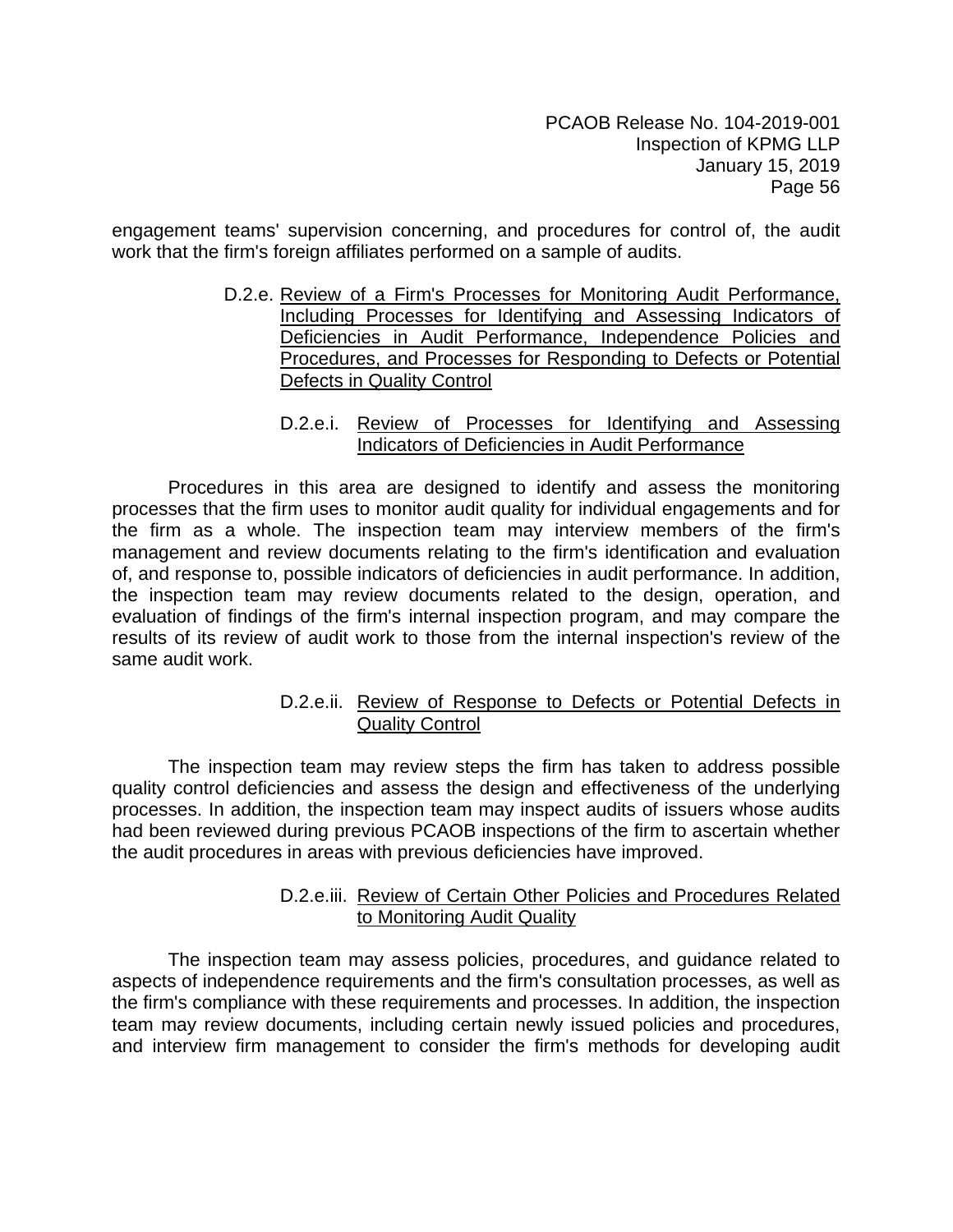engagement teams' supervision concerning, and procedures for control of, the audit work that the firm's foreign affiliates performed on a sample of audits.

#### D.2.e. Review of a Firm's Processes for Monitoring Audit Performance, Including Processes for Identifying and Assessing Indicators of Deficiencies in Audit Performance, Independence Policies and Procedures, and Processes for Responding to Defects or Potential Defects in Quality Control

##### D.2.e.i. Review of Processes for Identifying and Assessing Indicators of Deficiencies in Audit Performance

Procedures in this area are designed to identify and assess the monitoring processes that the firm uses to monitor audit quality for individual engagements and for the firm as a whole. The inspection team may interview members of the firm's management and review documents relating to the firm's identification and evaluation of, and response to, possible indicators of deficiencies in audit performance. In addition, the inspection team may review documents related to the design, operation, and evaluation of findings of the firm's internal inspection program, and may compare the results of its review of audit work to those from the internal inspection's review of the same audit work.

##### D.2.e.ii. Review of Response to Defects or Potential Defects in Quality Control

The inspection team may review steps the firm has taken to address possible quality control deficiencies and assess the design and effectiveness of the underlying processes. In addition, the inspection team may inspect audits of issuers whose audits had been reviewed during previous PCAOB inspections of the firm to ascertain whether the audit procedures in areas with previous deficiencies have improved.

##### D.2.e.iii. Review of Certain Other Policies and Procedures Related to Monitoring Audit Quality

The inspection team may assess policies, procedures, and guidance related to aspects of independence requirements and the firm's consultation processes, as well as the firm's compliance with these requirements and processes. In addition, the inspection team may review documents, including certain newly issued policies and procedures, and interview firm management to consider the firm's methods for developing audit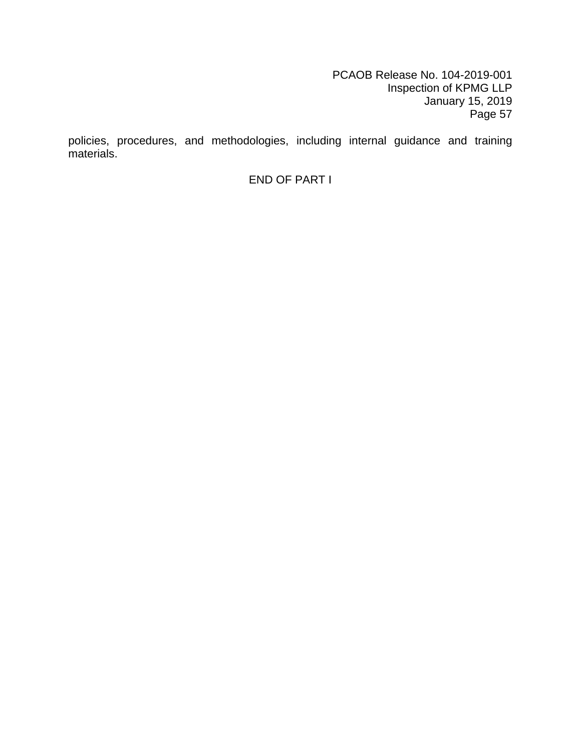policies, procedures, and methodologies, including internal guidance and training materials.

END OF PART I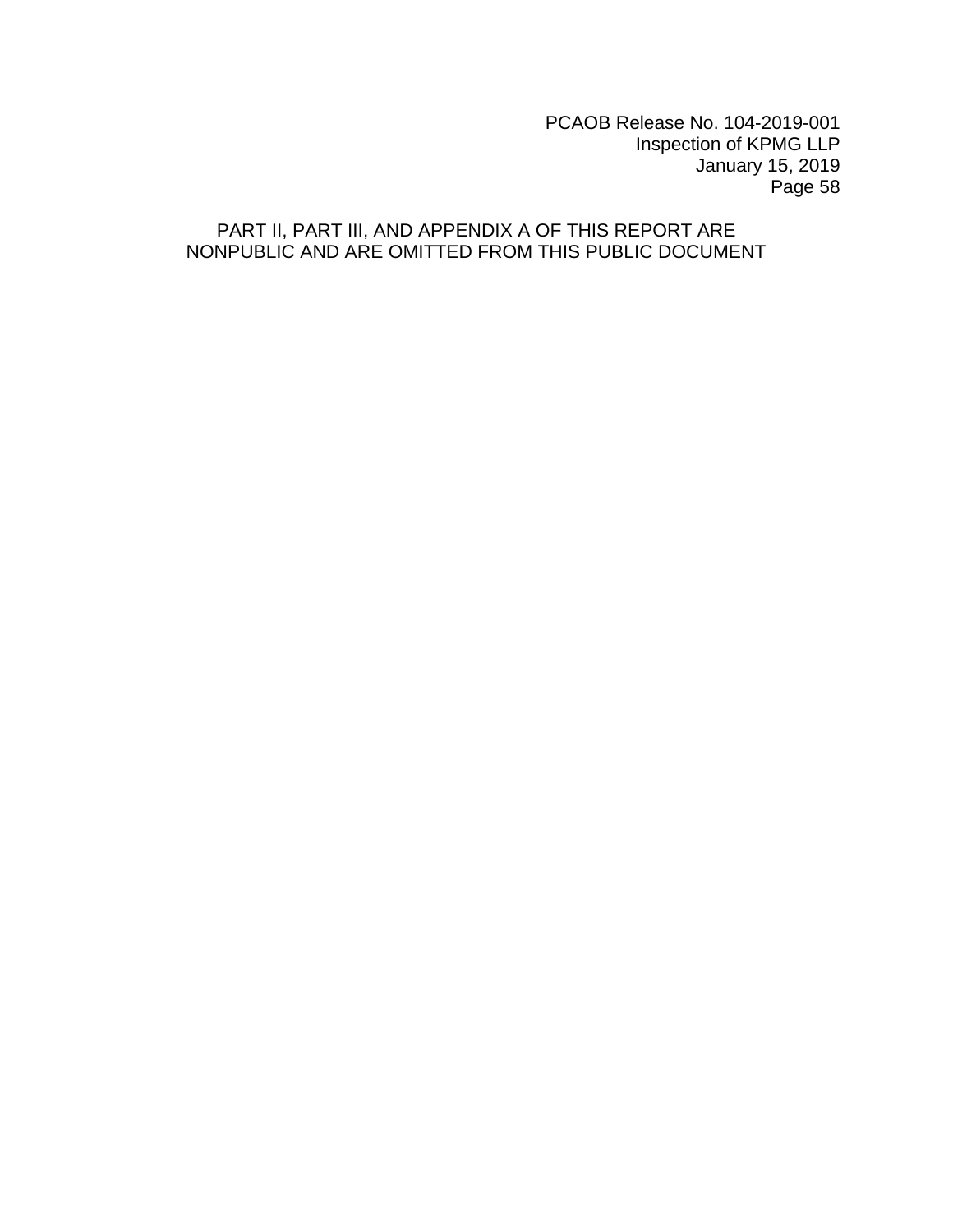PART II, PART III, AND APPENDIX A OF THIS REPORT ARE NONPUBLIC AND ARE OMITTED FROM THIS PUBLIC DOCUMENT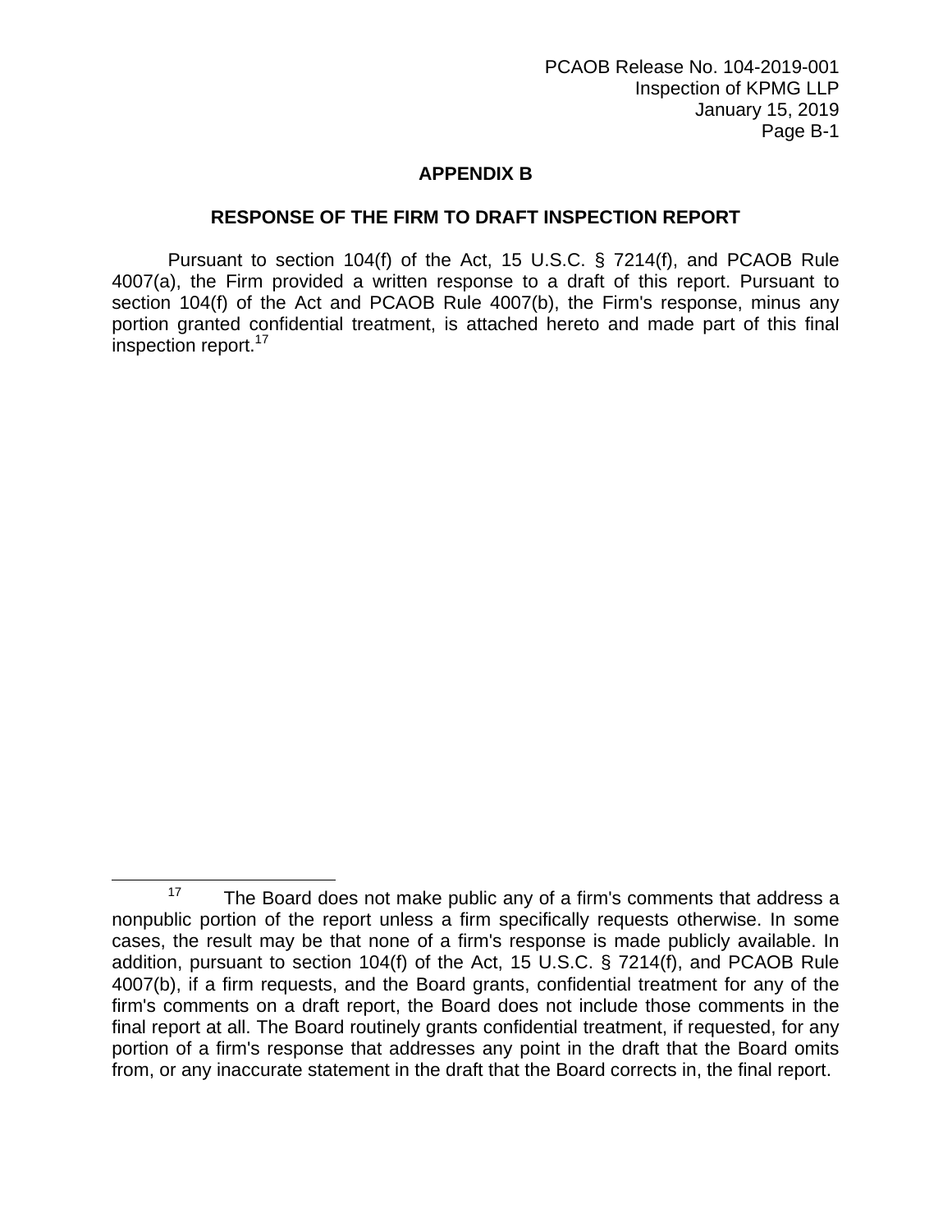## APPENDIX B

### RESPONSE OF THE FIRM TO DRAFT INSPECTION REPORT

Pursuant to section 104(f) of the Act, 15 U.S.C. § 7214(f), and PCAOB Rule 4007(a), the Firm provided a written response to a draft of this report. Pursuant to section 104(f) of the Act and PCAOB Rule 4007(b), the Firm's response, minus any portion granted confidential treatment, is attached hereto and made part of this final inspection report.[17]

---

[17] The Board does not make public any of a firm's comments that address a nonpublic portion of the report unless a firm specifically requests otherwise. In some cases, the result may be that none of a firm's response is made publicly available. In addition, pursuant to section 104(f) of the Act, 15 U.S.C. § 7214(f), and PCAOB Rule 4007(b), if a firm requests, and the Board grants, confidential treatment for any of the firm's comments on a draft report, the Board does not include those comments in the final report at all. The Board routinely grants confidential treatment, if requested, for any portion of a firm's response that addresses any point in the draft that the Board omits from, or any inaccurate statement in the draft that the Board corrects in, the final report.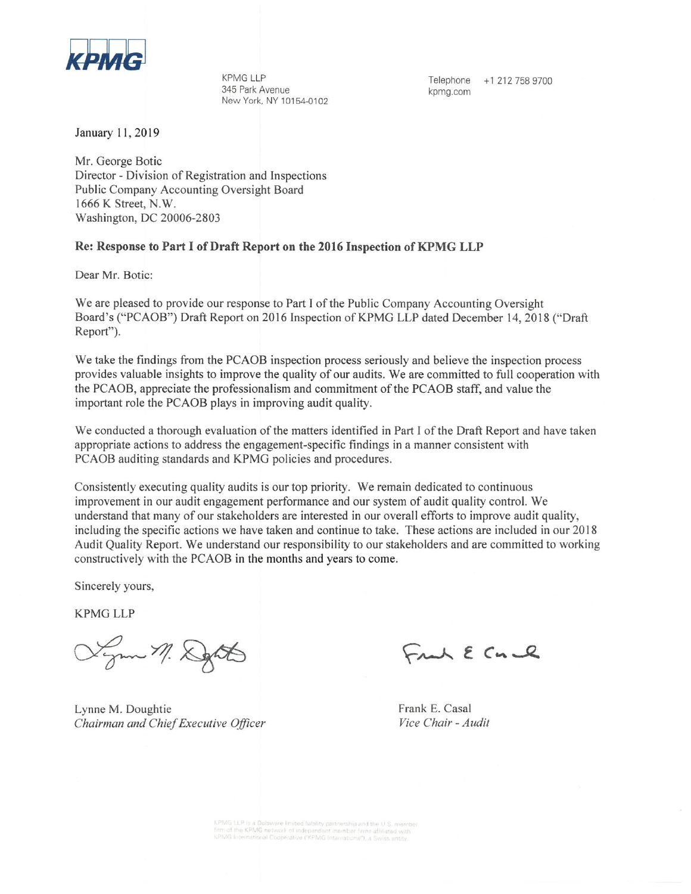KPMG

KPMG LLP
345 Park Avenue
New York, NY 10154-0102

Telephone +1 212 758 9700
kpmg.com

January 11, 2019

Mr. George Botic
Director - Division of Registration and Inspections
Public Company Accounting Oversight Board
1666 K Street, N.W.
Washington, DC 20006-2803

**Re: Response to Part I of Draft Report on the 2016 Inspection of KPMG LLP**

Dear Mr. Botic:

We are pleased to provide our response to Part I of the Public Company Accounting Oversight Board's ("PCAOB") Draft Report on 2016 Inspection of KPMG LLP dated December 14, 2018 ("Draft Report").

We take the findings from the PCAOB inspection process seriously and believe the inspection process provides valuable insights to improve the quality of our audits. We are committed to full cooperation with the PCAOB, appreciate the professionalism and commitment of the PCAOB staff, and value the important role the PCAOB plays in improving audit quality.

We conducted a thorough evaluation of the matters identified in Part I of the Draft Report and have taken appropriate actions to address the engagement-specific findings in a manner consistent with PCAOB auditing standards and KPMG policies and procedures.

Consistently executing quality audits is our top priority. We remain dedicated to continuous improvement in our audit engagement performance and our system of audit quality control. We understand that many of our stakeholders are interested in our overall efforts to improve audit quality, including the specific actions we have taken and continue to take. These actions are included in our 2018 Audit Quality Report. We understand our responsibility to our stakeholders and are committed to working constructively with the PCAOB in the months and years to come.

Sincerely yours,

KPMG LLP

Lynne M. Doughtie
*Chairman and Chief Executive Officer*

Frank E. Casal
*Vice Chair - Audit*

KPMG LLP is a Delaware limited liability partnership and the U.S. member firm of the KPMG network of independent member firms affiliated with KPMG International Cooperative ("KPMG International"), a Swiss entity.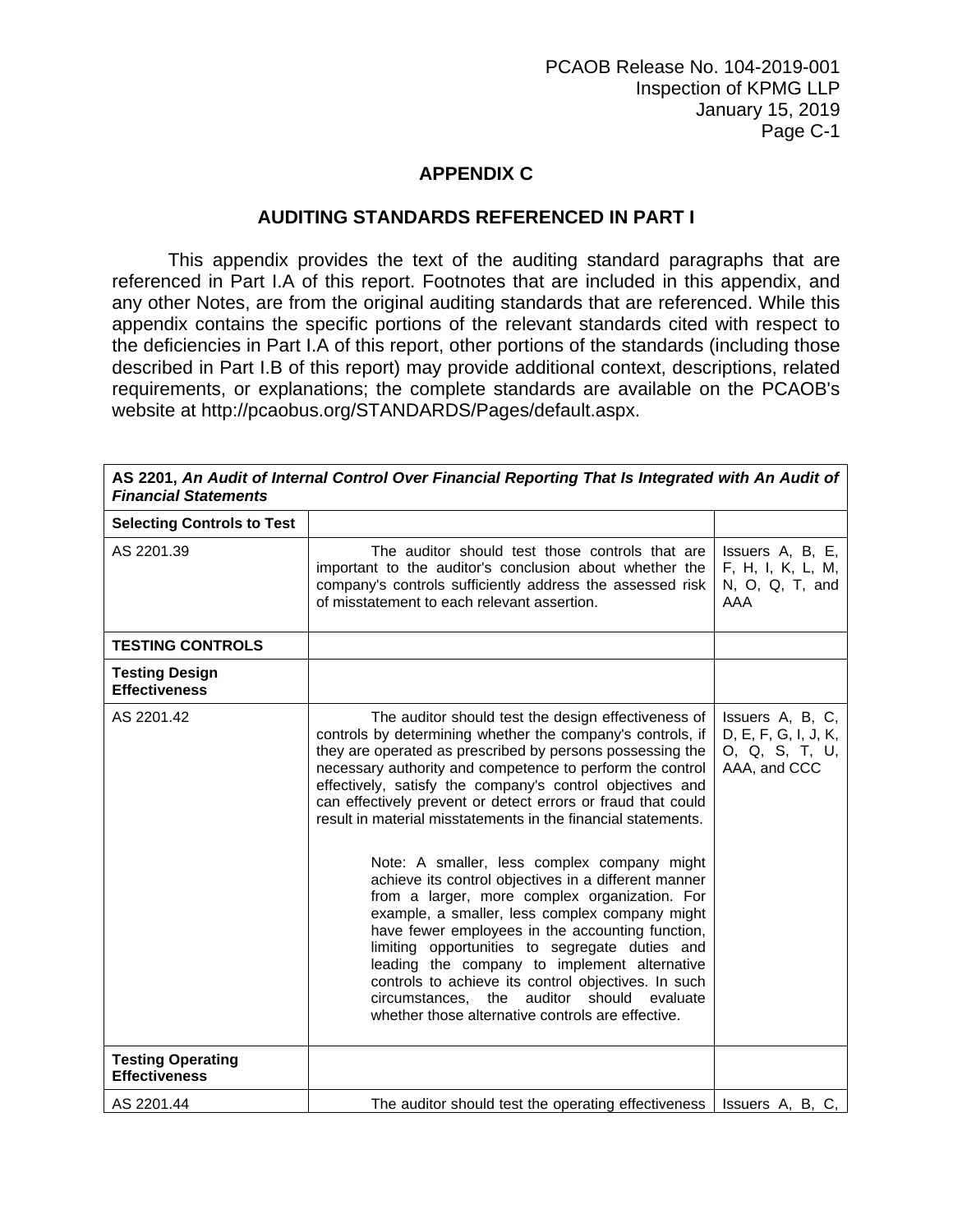## APPENDIX C

## AUDITING STANDARDS REFERENCED IN PART I

This appendix provides the text of the auditing standard paragraphs that are referenced in Part I.A of this report. Footnotes that are included in this appendix, and any other Notes, are from the original auditing standards that are referenced. While this appendix contains the specific portions of the relevant standards cited with respect to the deficiencies in Part I.A of this report, other portions of the standards (including those described in Part I.B of this report) may provide additional context, descriptions, related requirements, or explanations; the complete standards are available on the PCAOB's website at http://pcaobus.org/STANDARDS/Pages/default.aspx.

| **AS 2201, *An Audit of Internal Control Over Financial Reporting That Is Integrated with An Audit of Financial Statements*** | | |
|---|---|---|
| **Selecting Controls to Test** | | |
| AS 2201.39 | The auditor should test those controls that are important to the auditor's conclusion about whether the company's controls sufficiently address the assessed risk of misstatement to each relevant assertion. | Issuers A, B, E, F, H, I, K, L, M, N, O, Q, T, and AAA |
| **TESTING CONTROLS** | | |
| **Testing Design Effectiveness** | | |
| AS 2201.42 | The auditor should test the design effectiveness of controls by determining whether the company's controls, if they are operated as prescribed by persons possessing the necessary authority and competence to perform the control effectively, satisfy the company's control objectives and can effectively prevent or detect errors or fraud that could result in material misstatements in the financial statements.<br><br>Note: A smaller, less complex company might achieve its control objectives in a different manner from a larger, more complex organization. For example, a smaller, less complex company might have fewer employees in the accounting function, limiting opportunities to segregate duties and leading the company to implement alternative controls to achieve its control objectives. In such circumstances, the auditor should evaluate whether those alternative controls are effective. | Issuers A, B, C, D, E, F, G, I, J, K, O, Q, S, T, U, AAA, and CCC |
| **Testing Operating Effectiveness** | | |
| AS 2201.44 | The auditor should test the operating effectiveness | Issuers A, B, C, |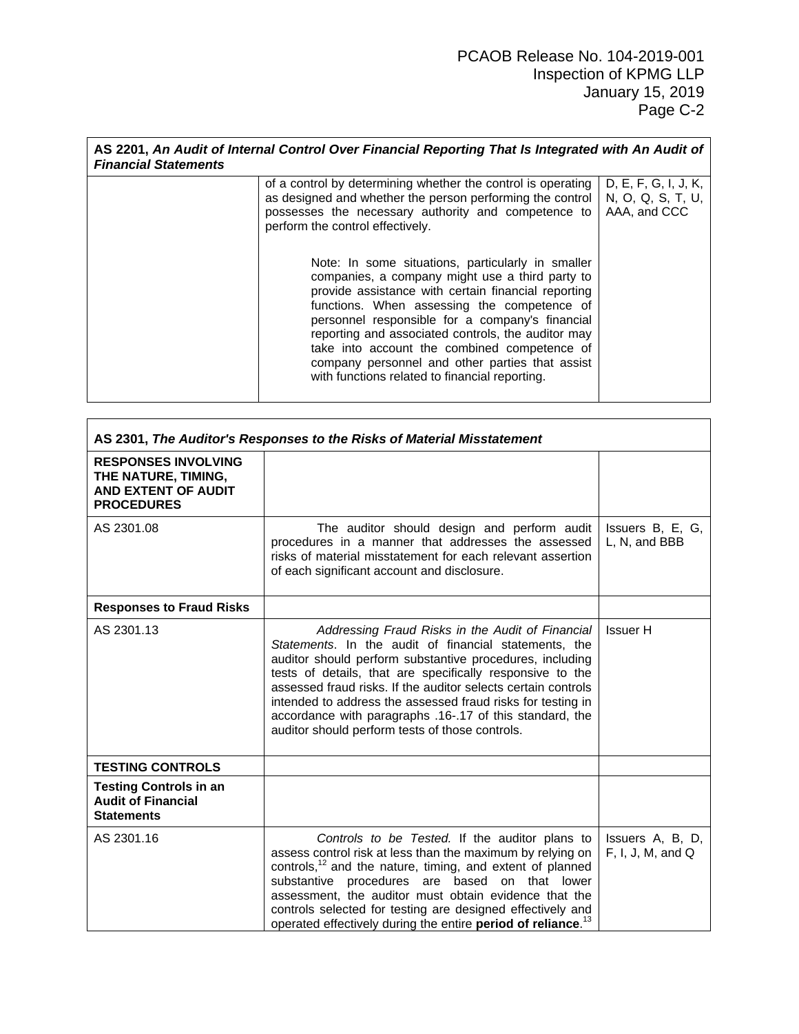| AS 2201, *An Audit of Internal Control Over Financial Reporting That Is Integrated with An Audit of Financial Statements* | | |
|---|---|---|
| | of a control by determining whether the control is operating as designed and whether the person performing the control possesses the necessary authority and competence to perform the control effectively.<br><br>Note: In some situations, particularly in smaller companies, a company might use a third party to provide assistance with certain financial reporting functions. When assessing the competence of personnel responsible for a company's financial reporting and associated controls, the auditor may take into account the combined competence of company personnel and other parties that assist with functions related to financial reporting. | D, E, F, G, I, J, K, N, O, Q, S, T, U, AAA, and CCC |

| AS 2301, *The Auditor's Responses to the Risks of Material Misstatement* | | |
|---|---|---|
| **RESPONSES INVOLVING THE NATURE, TIMING, AND EXTENT OF AUDIT PROCEDURES** | | |
| AS 2301.08 | The auditor should design and perform audit procedures in a manner that addresses the assessed risks of material misstatement for each relevant assertion of each significant account and disclosure. | Issuers B, E, G, L, N, and BBB |
| **Responses to Fraud Risks** | | |
| AS 2301.13 | *Addressing Fraud Risks in the Audit of Financial Statements*. In the audit of financial statements, the auditor should perform substantive procedures, including tests of details, that are specifically responsive to the assessed fraud risks. If the auditor selects certain controls intended to address the assessed fraud risks for testing in accordance with paragraphs .16-.17 of this standard, the auditor should perform tests of those controls. | Issuer H |
| **TESTING CONTROLS** | | |
| **Testing Controls in an Audit of Financial Statements** | | |
| AS 2301.16 | *Controls to be Tested.* If the auditor plans to assess control risk at less than the maximum by relying on controls,[12] and the nature, timing, and extent of planned substantive procedures are based on that lower assessment, the auditor must obtain evidence that the controls selected for testing are designed effectively and operated effectively during the entire **period of reliance**.[13] | Issuers A, B, D, F, I, J, M, and Q |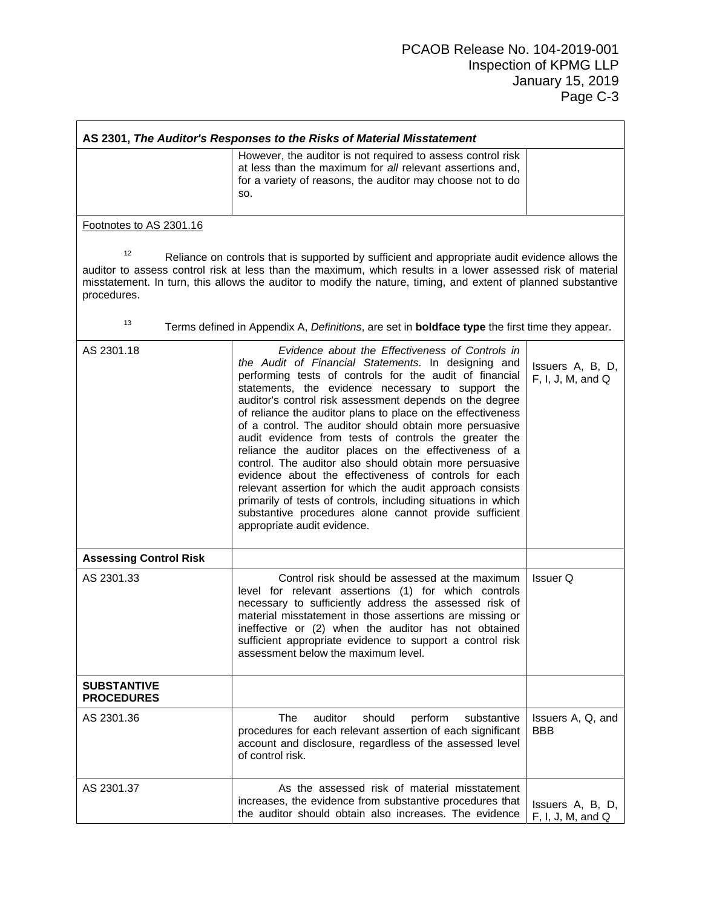| AS 2301, *The Auditor's Responses to the Risks of Material Misstatement* | | |
|---|---|---|
| | However, the auditor is not required to assess control risk at less than the maximum for *all* relevant assertions and, for a variety of reasons, the auditor may choose not to do so. | |

Footnotes to AS 2301.16

[12] Reliance on controls that is supported by sufficient and appropriate audit evidence allows the auditor to assess control risk at less than the maximum, which results in a lower assessed risk of material misstatement. In turn, this allows the auditor to modify the nature, timing, and extent of planned substantive procedures.

[13] Terms defined in Appendix A, *Definitions*, are set in **boldface type** the first time they appear.

| | | |
|---|---|---|
| AS 2301.18 | *Evidence about the Effectiveness of Controls in the Audit of Financial Statements*. In designing and performing tests of controls for the audit of financial statements, the evidence necessary to support the auditor's control risk assessment depends on the degree of reliance the auditor plans to place on the effectiveness of a control. The auditor should obtain more persuasive audit evidence from tests of controls the greater the reliance the auditor places on the effectiveness of a control. The auditor also should obtain more persuasive evidence about the effectiveness of controls for each relevant assertion for which the audit approach consists primarily of tests of controls, including situations in which substantive procedures alone cannot provide sufficient appropriate audit evidence. | Issuers A, B, D, F, I, J, M, and Q |
| **Assessing Control Risk** | | |
| AS 2301.33 | Control risk should be assessed at the maximum level for relevant assertions (1) for which controls necessary to sufficiently address the assessed risk of material misstatement in those assertions are missing or ineffective or (2) when the auditor has not obtained sufficient appropriate evidence to support a control risk assessment below the maximum level. | Issuer Q |
| **SUBSTANTIVE PROCEDURES** | | |
| AS 2301.36 | The auditor should perform substantive procedures for each relevant assertion of each significant account and disclosure, regardless of the assessed level of control risk. | Issuers A, Q, and BBB |
| AS 2301.37 | As the assessed risk of material misstatement increases, the evidence from substantive procedures that the auditor should obtain also increases. The evidence | Issuers A, B, D, F, I, J, M, and Q |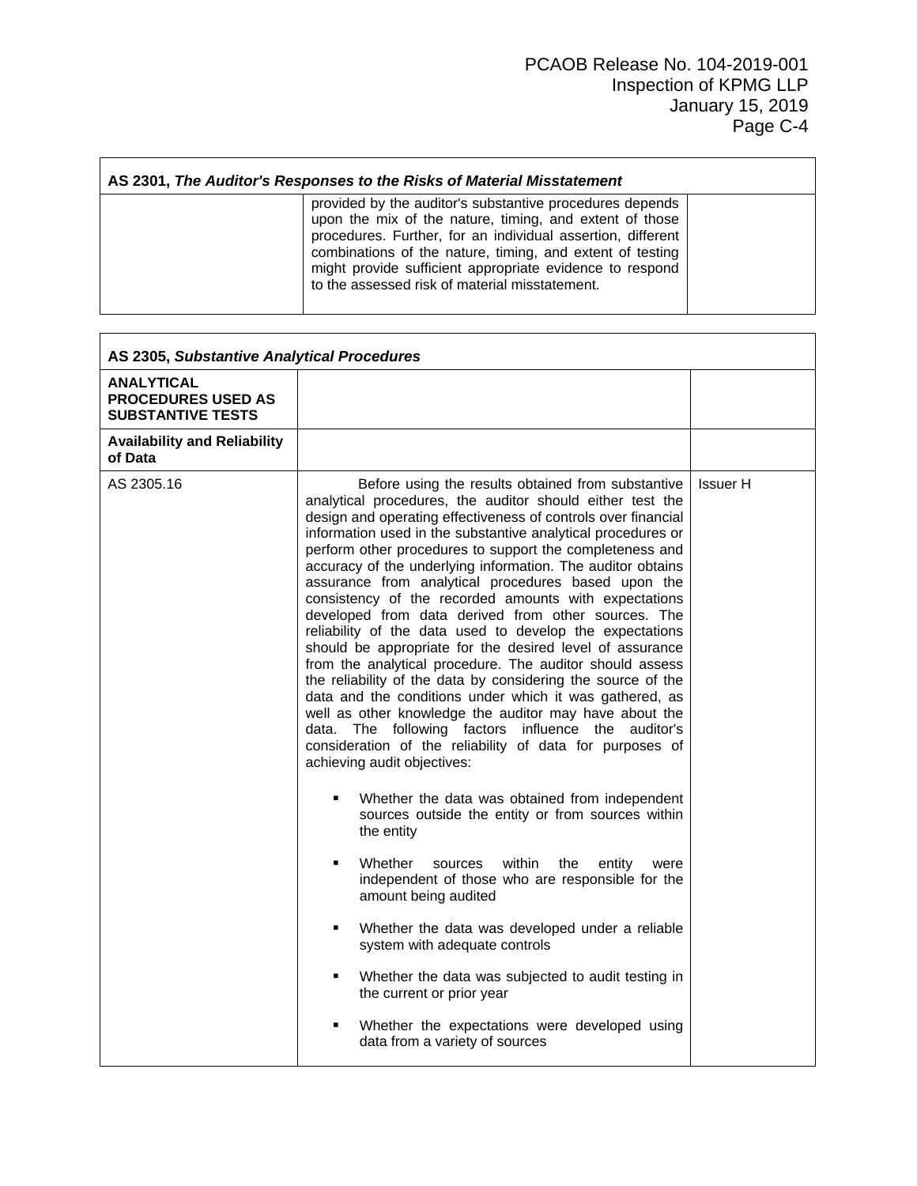| AS 2301, *The Auditor's Responses to the Risks of Material Misstatement* | | |
|---|---|---|
| | provided by the auditor's substantive procedures depends upon the mix of the nature, timing, and extent of those procedures. Further, for an individual assertion, different combinations of the nature, timing, and extent of testing might provide sufficient appropriate evidence to respond to the assessed risk of material misstatement. | |

| AS 2305, *Substantive Analytical Procedures* | | |
|---|---|---|
| **ANALYTICAL PROCEDURES USED AS SUBSTANTIVE TESTS** | | |
| **Availability and Reliability of Data** | | |
| AS 2305.16 | Before using the results obtained from substantive analytical procedures, the auditor should either test the design and operating effectiveness of controls over financial information used in the substantive analytical procedures or perform other procedures to support the completeness and accuracy of the underlying information. The auditor obtains assurance from analytical procedures based upon the consistency of the recorded amounts with expectations developed from data derived from other sources. The reliability of the data used to develop the expectations should be appropriate for the desired level of assurance from the analytical procedure. The auditor should assess the reliability of the data by considering the source of the data and the conditions under which it was gathered, as well as other knowledge the auditor may have about the data. The following factors influence the auditor's consideration of the reliability of data for purposes of achieving audit objectives:<br><br>▪ Whether the data was obtained from independent sources outside the entity or from sources within the entity<br><br>▪ Whether sources within the entity were independent of those who are responsible for the amount being audited<br><br>▪ Whether the data was developed under a reliable system with adequate controls<br><br>▪ Whether the data was subjected to audit testing in the current or prior year<br><br>▪ Whether the expectations were developed using data from a variety of sources | Issuer H |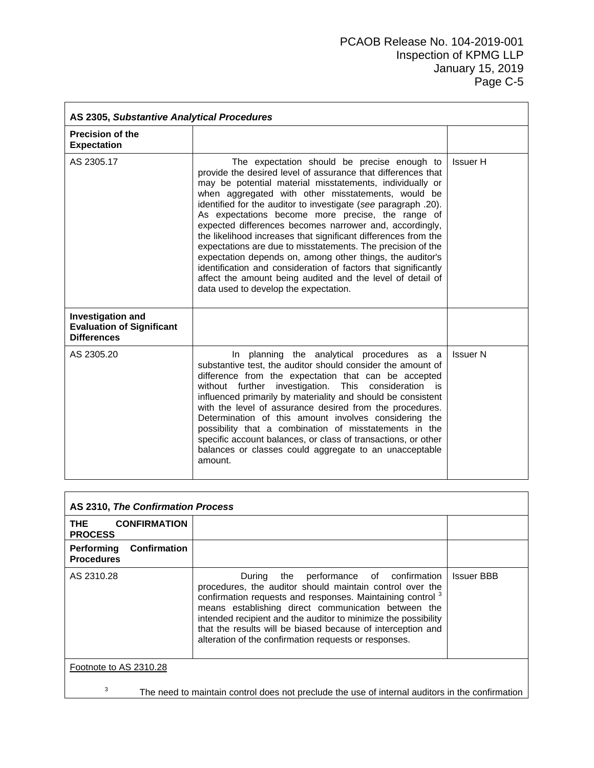| AS 2305, *Substantive Analytical Procedures* | | |
|---|---|---|
| **Precision of the Expectation** | | |
| AS 2305.17 | The expectation should be precise enough to provide the desired level of assurance that differences that may be potential material misstatements, individually or when aggregated with other misstatements, would be identified for the auditor to investigate (*see* paragraph .20). As expectations become more precise, the range of expected differences becomes narrower and, accordingly, the likelihood increases that significant differences from the expectations are due to misstatements. The precision of the expectation depends on, among other things, the auditor's identification and consideration of factors that significantly affect the amount being audited and the level of detail of data used to develop the expectation. | Issuer H |
| **Investigation and Evaluation of Significant Differences** | | |
| AS 2305.20 | In planning the analytical procedures as a substantive test, the auditor should consider the amount of difference from the expectation that can be accepted without further investigation. This consideration is influenced primarily by materiality and should be consistent with the level of assurance desired from the procedures. Determination of this amount involves considering the possibility that a combination of misstatements in the specific account balances, or class of transactions, or other balances or classes could aggregate to an unacceptable amount. | Issuer N |

| AS 2310, *The Confirmation Process* | | |
|---|---|---|
| **THE CONFIRMATION PROCESS** | | |
| **Performing Confirmation Procedures** | | |
| AS 2310.28 | During the performance of confirmation procedures, the auditor should maintain control over the confirmation requests and responses. Maintaining control [3] means establishing direct communication between the intended recipient and the auditor to minimize the possibility that the results will be biased because of interception and alteration of the confirmation requests or responses. | Issuer BBB |
| Footnote to AS 2310.28<br><br>[3] The need to maintain control does not preclude the use of internal auditors in the confirmation | | |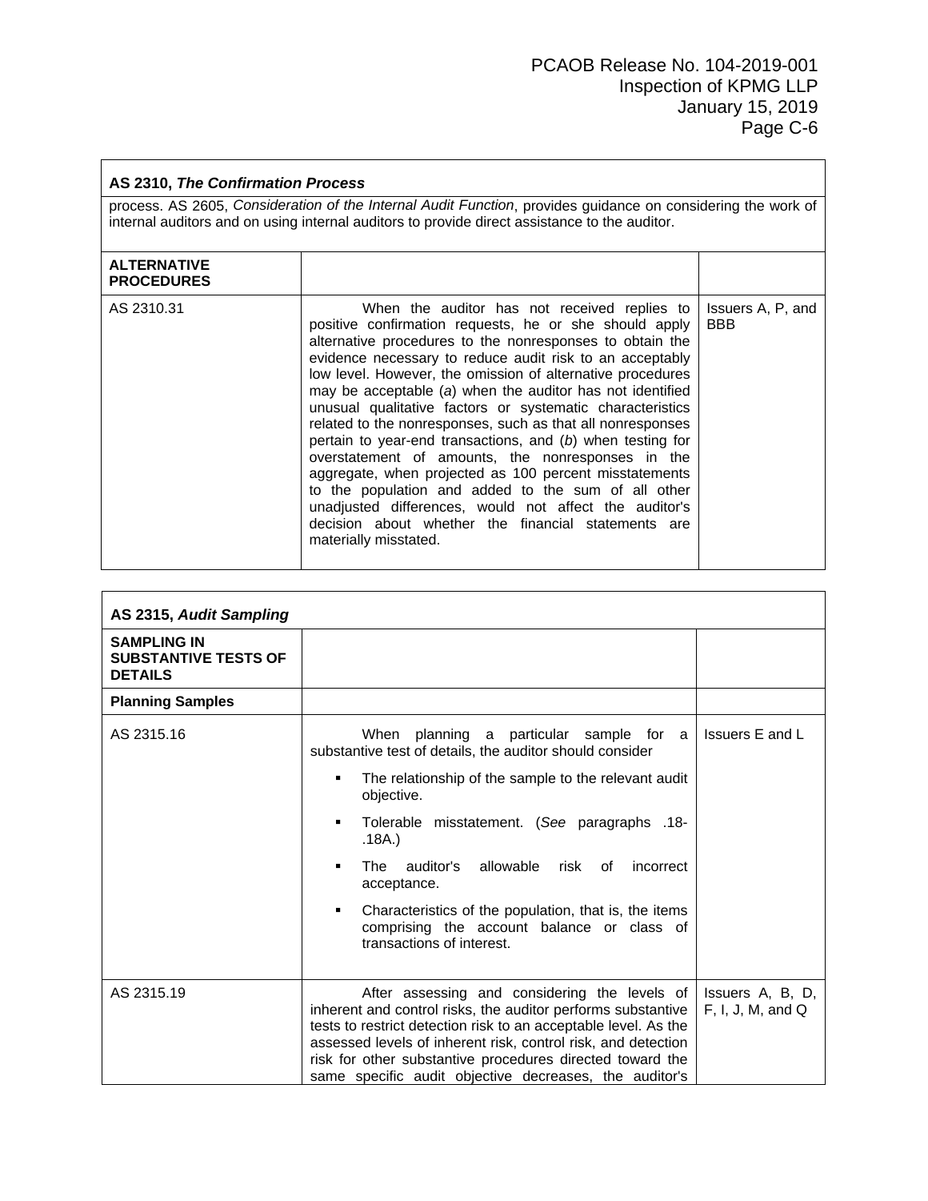| AS 2310, *The Confirmation Process* | | |
|---|---|---|
| process. AS 2605, *Consideration of the Internal Audit Function*, provides guidance on considering the work of internal auditors and on using internal auditors to provide direct assistance to the auditor. | | |
| **ALTERNATIVE PROCEDURES** | | |
| AS 2310.31 | When the auditor has not received replies to positive confirmation requests, he or she should apply alternative procedures to the nonresponses to obtain the evidence necessary to reduce audit risk to an acceptably low level. However, the omission of alternative procedures may be acceptable (*a*) when the auditor has not identified unusual qualitative factors or systematic characteristics related to the nonresponses, such as that all nonresponses pertain to year-end transactions, and (*b*) when testing for overstatement of amounts, the nonresponses in the aggregate, when projected as 100 percent misstatements to the population and added to the sum of all other unadjusted differences, would not affect the auditor's decision about whether the financial statements are materially misstated. | Issuers A, P, and BBB |

| AS 2315, *Audit Sampling* | | |
|---|---|---|
| **SAMPLING IN SUBSTANTIVE TESTS OF DETAILS** | | |
| **Planning Samples** | | |
| AS 2315.16 | When planning a particular sample for a substantive test of details, the auditor should consider<br>▪ The relationship of the sample to the relevant audit objective.<br>▪ Tolerable misstatement. (*See* paragraphs .18-.18A.)<br>▪ The auditor's allowable risk of incorrect acceptance.<br>▪ Characteristics of the population, that is, the items comprising the account balance or class of transactions of interest. | Issuers E and L |
| AS 2315.19 | After assessing and considering the levels of inherent and control risks, the auditor performs substantive tests to restrict detection risk to an acceptable level. As the assessed levels of inherent risk, control risk, and detection risk for other substantive procedures directed toward the same specific audit objective decreases, the auditor's | Issuers A, B, D, F, I, J, M, and Q |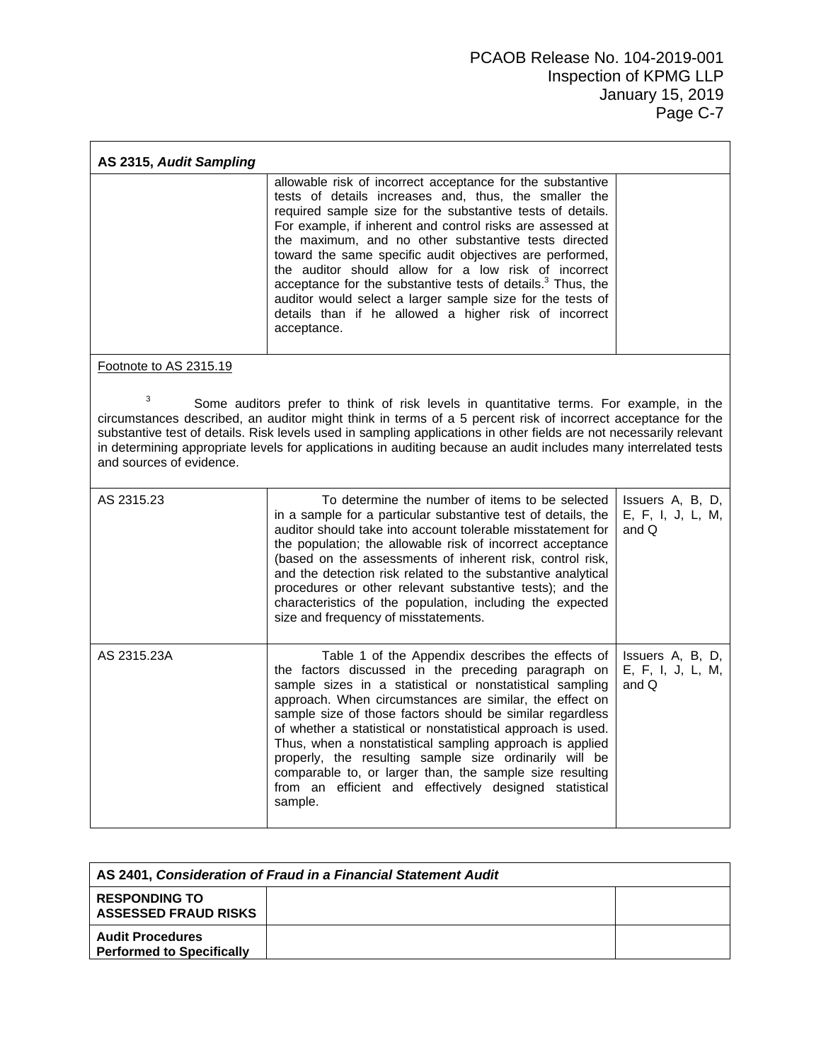| AS 2315, *Audit Sampling* | | |
|---|---|---|
| | allowable risk of incorrect acceptance for the substantive tests of details increases and, thus, the smaller the required sample size for the substantive tests of details. For example, if inherent and control risks are assessed at the maximum, and no other substantive tests directed toward the same specific audit objectives are performed, the auditor should allow for a low risk of incorrect acceptance for the substantive tests of details.[3] Thus, the auditor would select a larger sample size for the tests of details than if he allowed a higher risk of incorrect acceptance. | |
| Footnote to AS 2315.19<br><br>[3] Some auditors prefer to think of risk levels in quantitative terms. For example, in the circumstances described, an auditor might think in terms of a 5 percent risk of incorrect acceptance for the substantive test of details. Risk levels used in sampling applications in other fields are not necessarily relevant in determining appropriate levels for applications in auditing because an audit includes many interrelated tests and sources of evidence. | | |
| AS 2315.23 | To determine the number of items to be selected in a sample for a particular substantive test of details, the auditor should take into account tolerable misstatement for the population; the allowable risk of incorrect acceptance (based on the assessments of inherent risk, control risk, and the detection risk related to the substantive analytical procedures or other relevant substantive tests); and the characteristics of the population, including the expected size and frequency of misstatements. | Issuers A, B, D, E, F, I, J, L, M, and Q |
| AS 2315.23A | Table 1 of the Appendix describes the effects of the factors discussed in the preceding paragraph on sample sizes in a statistical or nonstatistical sampling approach. When circumstances are similar, the effect on sample size of those factors should be similar regardless of whether a statistical or nonstatistical approach is used. Thus, when a nonstatistical sampling approach is applied properly, the resulting sample size ordinarily will be comparable to, or larger than, the sample size resulting from an efficient and effectively designed statistical sample. | Issuers A, B, D, E, F, I, J, L, M, and Q |

| AS 2401, *Consideration of Fraud in a Financial Statement Audit* | | |
|---|---|---|
| **RESPONDING TO ASSESSED FRAUD RISKS** | | |
| **Audit Procedures Performed to Specifically** | | |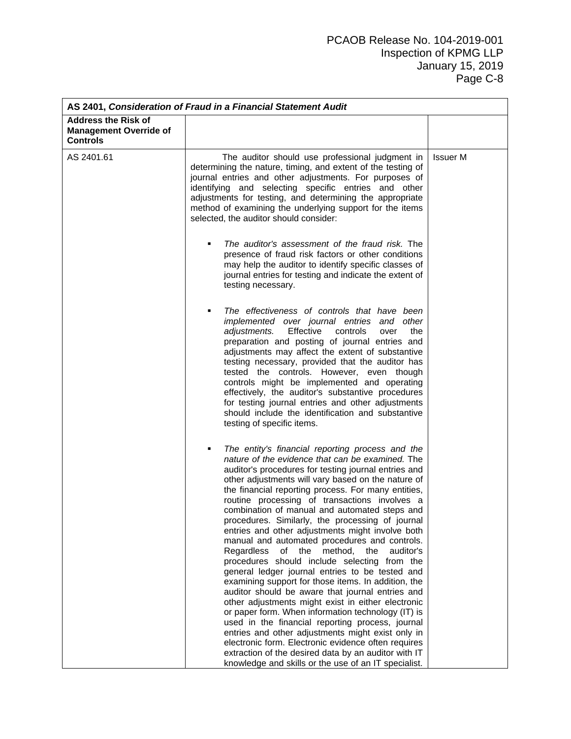| AS 2401, *Consideration of Fraud in a Financial Statement Audit* | | |
|---|---|---|
| **Address the Risk of Management Override of Controls** | | |
| AS 2401.61 | The auditor should use professional judgment in determining the nature, timing, and extent of the testing of journal entries and other adjustments. For purposes of identifying and selecting specific entries and other adjustments for testing, and determining the appropriate method of examining the underlying support for the items selected, the auditor should consider: <br><br> ▪ *The auditor's assessment of the fraud risk.* The presence of fraud risk factors or other conditions may help the auditor to identify specific classes of journal entries for testing and indicate the extent of testing necessary. <br><br> ▪ *The effectiveness of controls that have been implemented over journal entries and other adjustments.* Effective controls over the preparation and posting of journal entries and adjustments may affect the extent of substantive testing necessary, provided that the auditor has tested the controls. However, even though controls might be implemented and operating effectively, the auditor's substantive procedures for testing journal entries and other adjustments should include the identification and substantive testing of specific items. <br><br> ▪ *The entity's financial reporting process and the nature of the evidence that can be examined.* The auditor's procedures for testing journal entries and other adjustments will vary based on the nature of the financial reporting process. For many entities, routine processing of transactions involves a combination of manual and automated steps and procedures. Similarly, the processing of journal entries and other adjustments might involve both manual and automated procedures and controls. Regardless of the method, the auditor's procedures should include selecting from the general ledger journal entries to be tested and examining support for those items. In addition, the auditor should be aware that journal entries and other adjustments might exist in either electronic or paper form. When information technology (IT) is used in the financial reporting process, journal entries and other adjustments might exist only in electronic form. Electronic evidence often requires extraction of the desired data by an auditor with IT knowledge and skills or the use of an IT specialist. | Issuer M |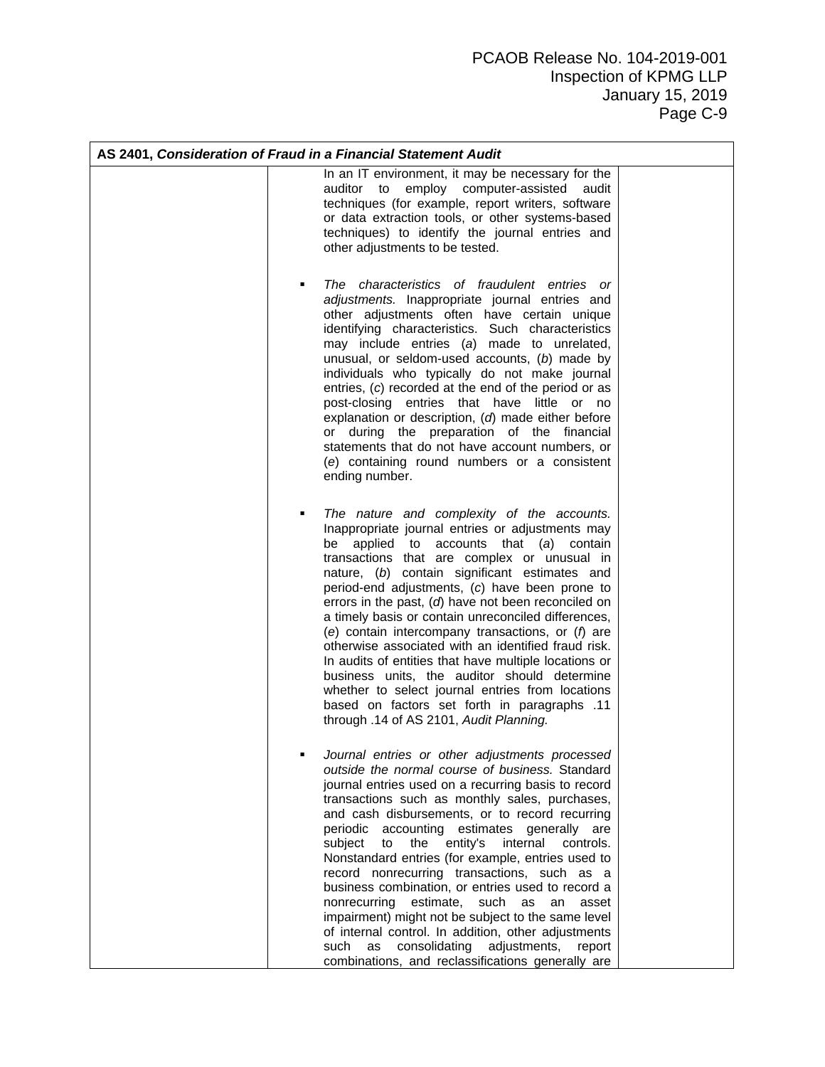| AS 2401, *Consideration of Fraud in a Financial Statement Audit* | | |
|---|---|---|
| | In an IT environment, it may be necessary for the auditor to employ computer-assisted audit techniques (for example, report writers, software or data extraction tools, or other systems-based techniques) to identify the journal entries and other adjustments to be tested.<br><br>▪ *The characteristics of fraudulent entries or adjustments.* Inappropriate journal entries and other adjustments often have certain unique identifying characteristics. Such characteristics may include entries (*a*) made to unrelated, unusual, or seldom-used accounts, (*b*) made by individuals who typically do not make journal entries, (*c*) recorded at the end of the period or as post-closing entries that have little or no explanation or description, (*d*) made either before or during the preparation of the financial statements that do not have account numbers, or (*e*) containing round numbers or a consistent ending number.<br><br>▪ *The nature and complexity of the accounts.* Inappropriate journal entries or adjustments may be applied to accounts that (*a*) contain transactions that are complex or unusual in nature, (*b*) contain significant estimates and period-end adjustments, (*c*) have been prone to errors in the past, (*d*) have not been reconciled on a timely basis or contain unreconciled differences, (*e*) contain intercompany transactions, or (*f*) are otherwise associated with an identified fraud risk. In audits of entities that have multiple locations or business units, the auditor should determine whether to select journal entries from locations based on factors set forth in paragraphs .11 through .14 of AS 2101, *Audit Planning.*<br><br>▪ *Journal entries or other adjustments processed outside the normal course of business.* Standard journal entries used on a recurring basis to record transactions such as monthly sales, purchases, and cash disbursements, or to record recurring periodic accounting estimates generally are subject to the entity's internal controls. Nonstandard entries (for example, entries used to record nonrecurring transactions, such as a business combination, or entries used to record a nonrecurring estimate, such as an asset impairment) might not be subject to the same level of internal control. In addition, other adjustments such as consolidating adjustments, report combinations, and reclassifications generally are | |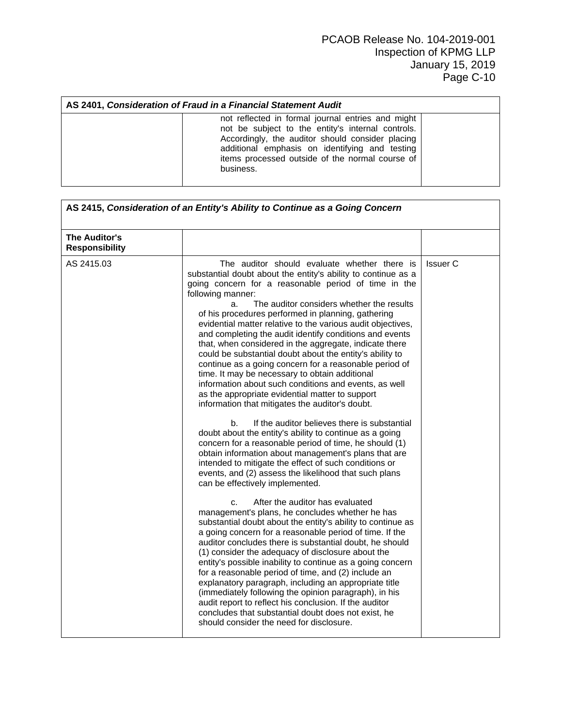| AS 2401, *Consideration of Fraud in a Financial Statement Audit* | | |
|---|---|---|
| | not reflected in formal journal entries and might not be subject to the entity's internal controls. Accordingly, the auditor should consider placing additional emphasis on identifying and testing items processed outside of the normal course of business. | |

| AS 2415, *Consideration of an Entity's Ability to Continue as a Going Concern* | | |
|---|---|---|
| **The Auditor's Responsibility** | | |
| AS 2415.03 | The auditor should evaluate whether there is substantial doubt about the entity's ability to continue as a going concern for a reasonable period of time in the following manner:<br>a. The auditor considers whether the results of his procedures performed in planning, gathering evidential matter relative to the various audit objectives, and completing the audit identify conditions and events that, when considered in the aggregate, indicate there could be substantial doubt about the entity's ability to continue as a going concern for a reasonable period of time. It may be necessary to obtain additional information about such conditions and events, as well as the appropriate evidential matter to support information that mitigates the auditor's doubt.<br><br>b. If the auditor believes there is substantial doubt about the entity's ability to continue as a going concern for a reasonable period of time, he should (1) obtain information about management's plans that are intended to mitigate the effect of such conditions or events, and (2) assess the likelihood that such plans can be effectively implemented.<br><br>c. After the auditor has evaluated management's plans, he concludes whether he has substantial doubt about the entity's ability to continue as a going concern for a reasonable period of time. If the auditor concludes there is substantial doubt, he should (1) consider the adequacy of disclosure about the entity's possible inability to continue as a going concern for a reasonable period of time, and (2) include an explanatory paragraph, including an appropriate title (immediately following the opinion paragraph), in his audit report to reflect his conclusion. If the auditor concludes that substantial doubt does not exist, he should consider the need for disclosure. | Issuer C |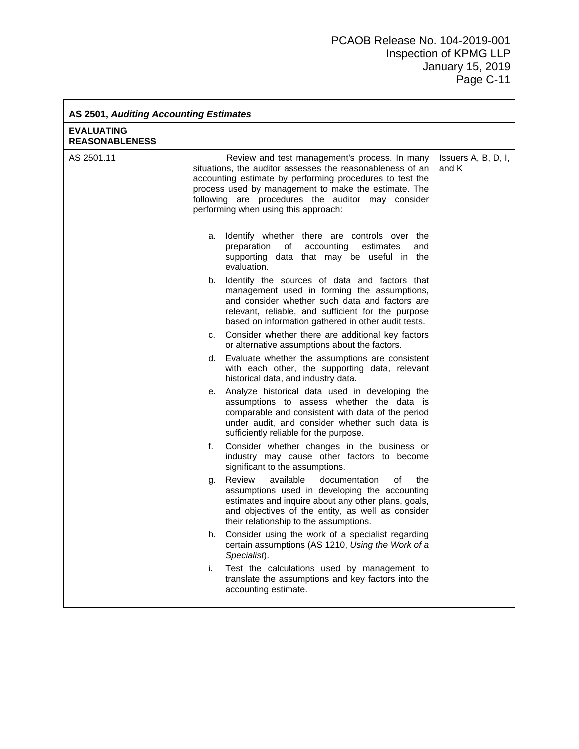| AS 2501, *Auditing Accounting Estimates* | | |
|---|---|---|
| **EVALUATING REASONABLENESS** | | |
| AS 2501.11 | Review and test management's process. In many situations, the auditor assesses the reasonableness of an accounting estimate by performing procedures to test the process used by management to make the estimate. The following are procedures the auditor may consider performing when using this approach:<br><br>a. Identify whether there are controls over the preparation of accounting estimates and supporting data that may be useful in the evaluation.<br>b. Identify the sources of data and factors that management used in forming the assumptions, and consider whether such data and factors are relevant, reliable, and sufficient for the purpose based on information gathered in other audit tests.<br>c. Consider whether there are additional key factors or alternative assumptions about the factors.<br>d. Evaluate whether the assumptions are consistent with each other, the supporting data, relevant historical data, and industry data.<br>e. Analyze historical data used in developing the assumptions to assess whether the data is comparable and consistent with data of the period under audit, and consider whether such data is sufficiently reliable for the purpose.<br>f. Consider whether changes in the business or industry may cause other factors to become significant to the assumptions.<br>g. Review available documentation of the assumptions used in developing the accounting estimates and inquire about any other plans, goals, and objectives of the entity, as well as consider their relationship to the assumptions.<br>h. Consider using the work of a specialist regarding certain assumptions (AS 1210, *Using the Work of a Specialist*).<br>i. Test the calculations used by management to translate the assumptions and key factors into the accounting estimate. | Issuers A, B, D, I, and K |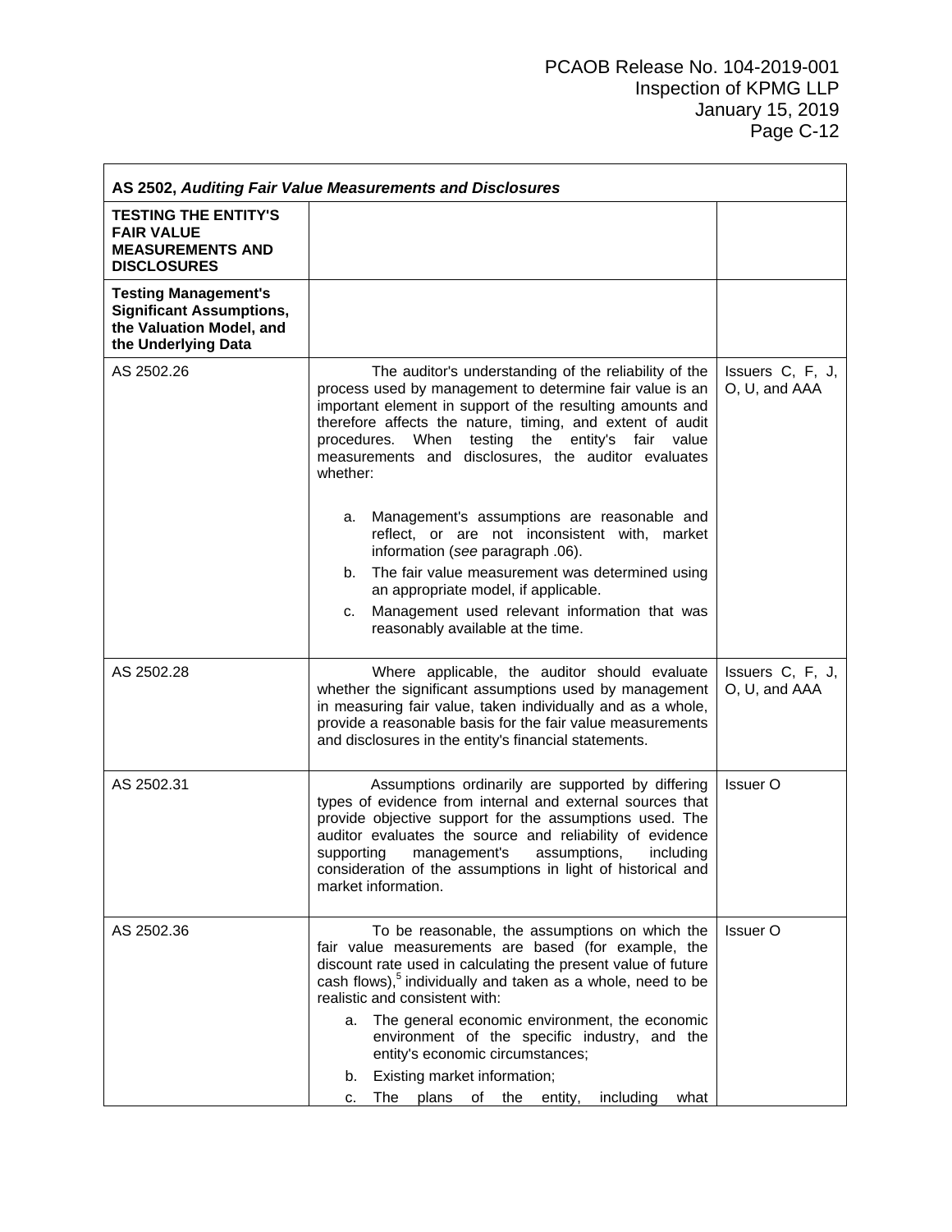| AS 2502, *Auditing Fair Value Measurements and Disclosures* | | |
|---|---|---|
| **TESTING THE ENTITY'S FAIR VALUE MEASUREMENTS AND DISCLOSURES** | | |
| **Testing Management's Significant Assumptions, the Valuation Model, and the Underlying Data** | | |
| AS 2502.26 | The auditor's understanding of the reliability of the process used by management to determine fair value is an important element in support of the resulting amounts and therefore affects the nature, timing, and extent of audit procedures. When testing the entity's fair value measurements and disclosures, the auditor evaluates whether:<br><br>a. Management's assumptions are reasonable and reflect, or are not inconsistent with, market information (*see* paragraph .06).<br>b. The fair value measurement was determined using an appropriate model, if applicable.<br>c. Management used relevant information that was reasonably available at the time. | Issuers C, F, J, O, U, and AAA |
| AS 2502.28 | Where applicable, the auditor should evaluate whether the significant assumptions used by management in measuring fair value, taken individually and as a whole, provide a reasonable basis for the fair value measurements and disclosures in the entity's financial statements. | Issuers C, F, J, O, U, and AAA |
| AS 2502.31 | Assumptions ordinarily are supported by differing types of evidence from internal and external sources that provide objective support for the assumptions used. The auditor evaluates the source and reliability of evidence supporting management's assumptions, including consideration of the assumptions in light of historical and market information. | Issuer O |
| AS 2502.36 | To be reasonable, the assumptions on which the fair value measurements are based (for example, the discount rate used in calculating the present value of future cash flows),[5] individually and taken as a whole, need to be realistic and consistent with:<br>a. The general economic environment, the economic environment of the specific industry, and the entity's economic circumstances;<br>b. Existing market information;<br>c. The plans of the entity, including what | Issuer O |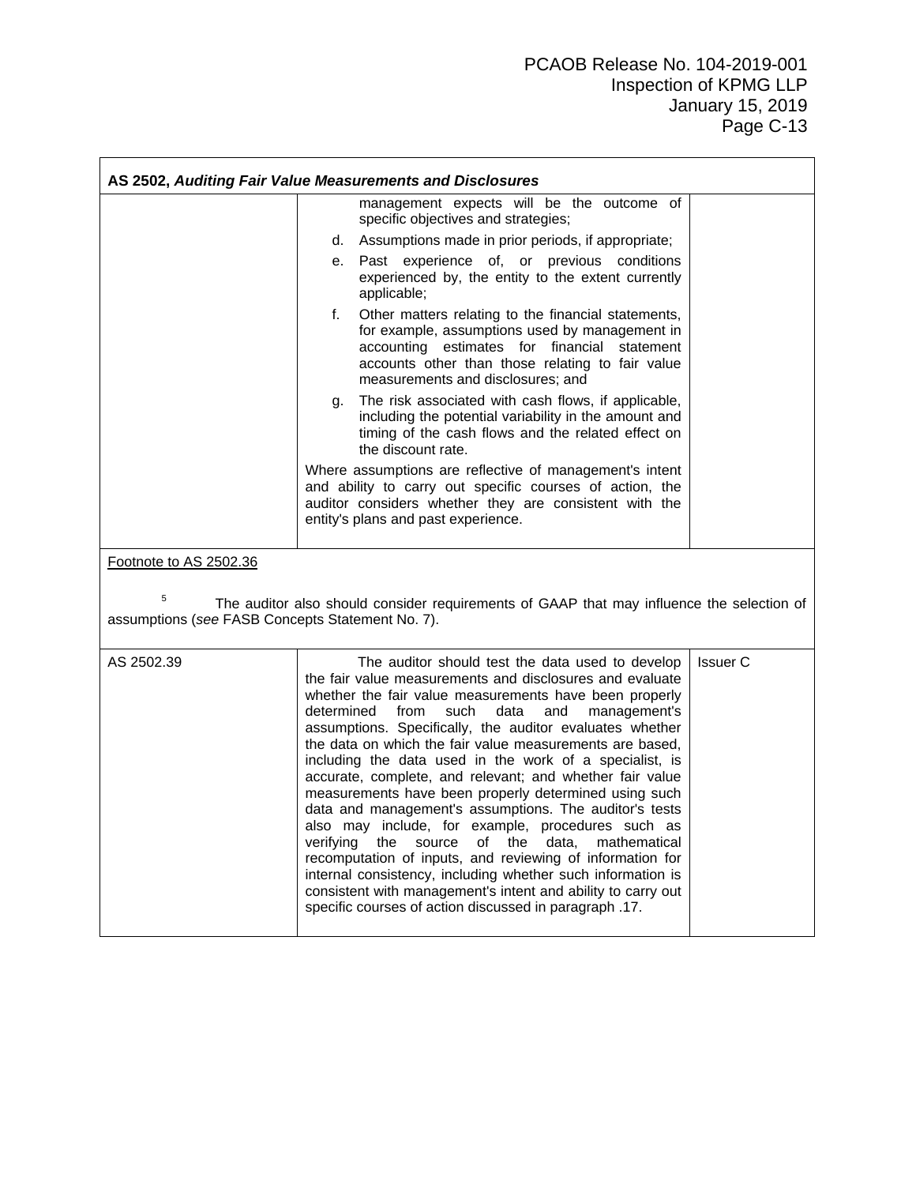| AS 2502, *Auditing Fair Value Measurements and Disclosures* | | |
|---|---|---|
| | management expects will be the outcome of specific objectives and strategies;<br>d. Assumptions made in prior periods, if appropriate;<br>e. Past experience of, or previous conditions experienced by, the entity to the extent currently applicable;<br>f. Other matters relating to the financial statements, for example, assumptions used by management in accounting estimates for financial statement accounts other than those relating to fair value measurements and disclosures; and<br>g. The risk associated with cash flows, if applicable, including the potential variability in the amount and timing of the cash flows and the related effect on the discount rate.<br>Where assumptions are reflective of management's intent and ability to carry out specific courses of action, the auditor considers whether they are consistent with the entity's plans and past experience. | |

Footnote to AS 2502.36

[5] The auditor also should consider requirements of GAAP that may influence the selection of assumptions (*see* FASB Concepts Statement No. 7).

| | | |
|---|---|---|
| AS 2502.39 | The auditor should test the data used to develop the fair value measurements and disclosures and evaluate whether the fair value measurements have been properly determined from such data and management's assumptions. Specifically, the auditor evaluates whether the data on which the fair value measurements are based, including the data used in the work of a specialist, is accurate, complete, and relevant; and whether fair value measurements have been properly determined using such data and management's assumptions. The auditor's tests also may include, for example, procedures such as verifying the source of the data, mathematical recomputation of inputs, and reviewing of information for internal consistency, including whether such information is consistent with management's intent and ability to carry out specific courses of action discussed in paragraph .17. | Issuer C |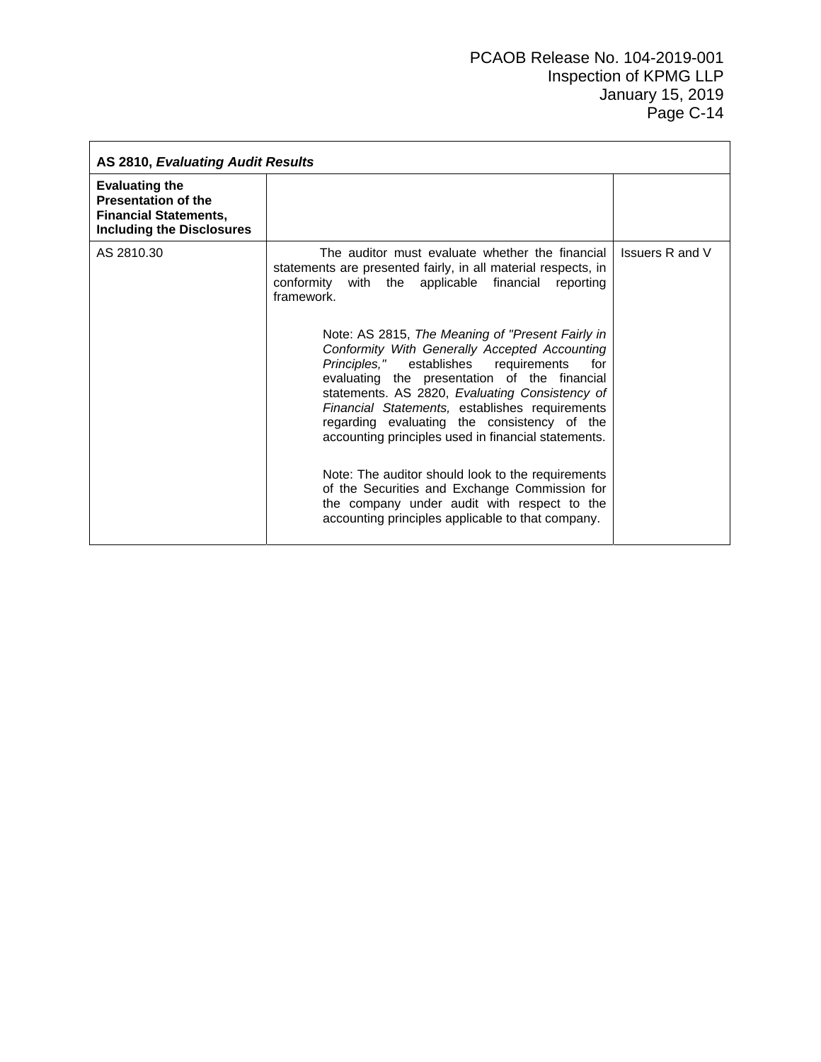| AS 2810, ***Evaluating Audit Results*** | | |
| --- | --- | --- |
| **Evaluating the Presentation of the Financial Statements, Including the Disclosures** | | |
| AS 2810.30 | The auditor must evaluate whether the financial statements are presented fairly, in all material respects, in conformity with the applicable financial reporting framework.<br><br>Note: AS 2815, *The Meaning of "Present Fairly in Conformity With Generally Accepted Accounting Principles,"* establishes requirements for evaluating the presentation of the financial statements. AS 2820, *Evaluating Consistency of Financial Statements,* establishes requirements regarding evaluating the consistency of the accounting principles used in financial statements.<br><br>Note: The auditor should look to the requirements of the Securities and Exchange Commission for the company under audit with respect to the accounting principles applicable to that company. | Issuers R and V |